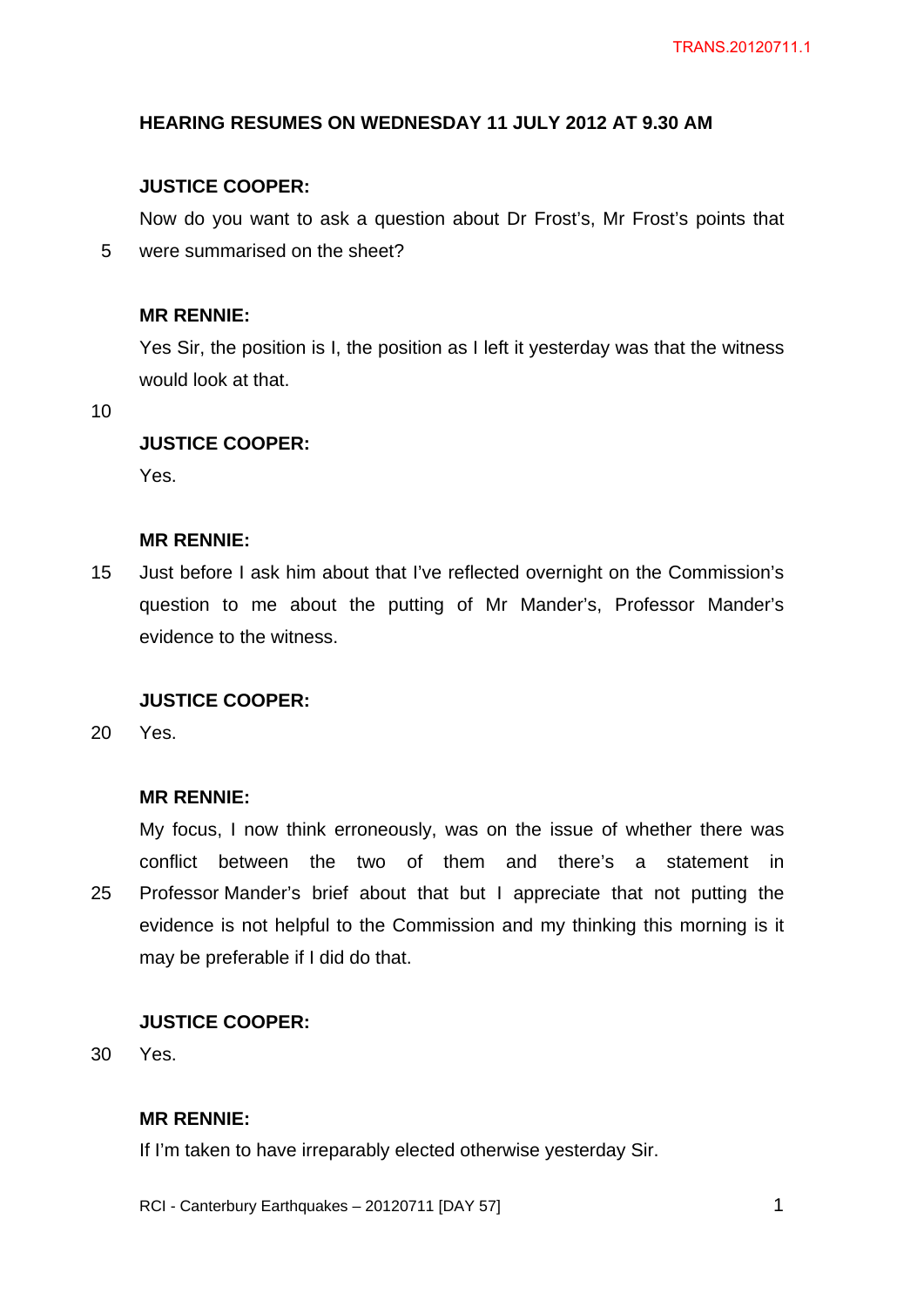**HEARING RESUMES ON WEDNESDAY 11 JULY 2012 AT 9.30 AM**

**JUSTICE COOPER:**

Now do you want to ask a question about Dr Frost's, Mr Frost's points that were summarised on the sheet?

**MR RENNIE:**

Yes Sir, the position is I, the position as I left it yesterday was that the witness would look at that.

**JUSTICE COOPER:**

Yes.

**MR RENNIE:**

Just before I ask him about that I've reflected overnight on the Commission's question to me about the putting of Mr Mander's, Professor Mander's evidence to the witness.

**JUSTICE COOPER:**

Yes.

**MR RENNIE:**

My focus, I now think erroneously, was on the issue of whether there was conflict between the two of them and there's a statement in Professor Mander's brief about that but I appreciate that not putting the evidence is not helpful to the Commission and my thinking this morning is it may be preferable if I did do that.

**JUSTICE COOPER:**

Yes.

**MR RENNIE:**

If I'm taken to have irreparably elected otherwise yesterday Sir.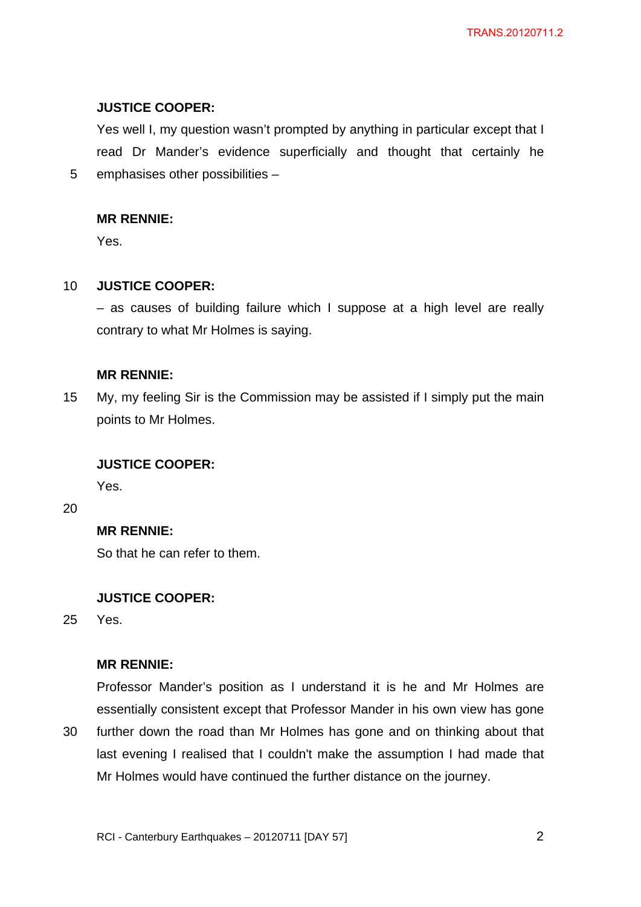**JUSTICE COOPER:**

Yes well I, my question wasn't prompted by anything in particular except that I read Dr Mander's evidence superficially and thought that certainly he emphasises other possibilities –

**MR RENNIE:**

Yes.

**JUSTICE COOPER:**

– as causes of building failure which I suppose at a high level are really contrary to what Mr Holmes is saying.

**MR RENNIE:**

My, my feeling Sir is the Commission may be assisted if I simply put the main points to Mr Holmes.

**JUSTICE COOPER:**

Yes.

**MR RENNIE:**

So that he can refer to them.

**JUSTICE COOPER:**

Yes.

**MR RENNIE:**

Professor Mander's position as I understand it is he and Mr Holmes are essentially consistent except that Professor Mander in his own view has gone further down the road than Mr Holmes has gone and on thinking about that last evening I realised that I couldn't make the assumption I had made that Mr Holmes would have continued the further distance on the journey.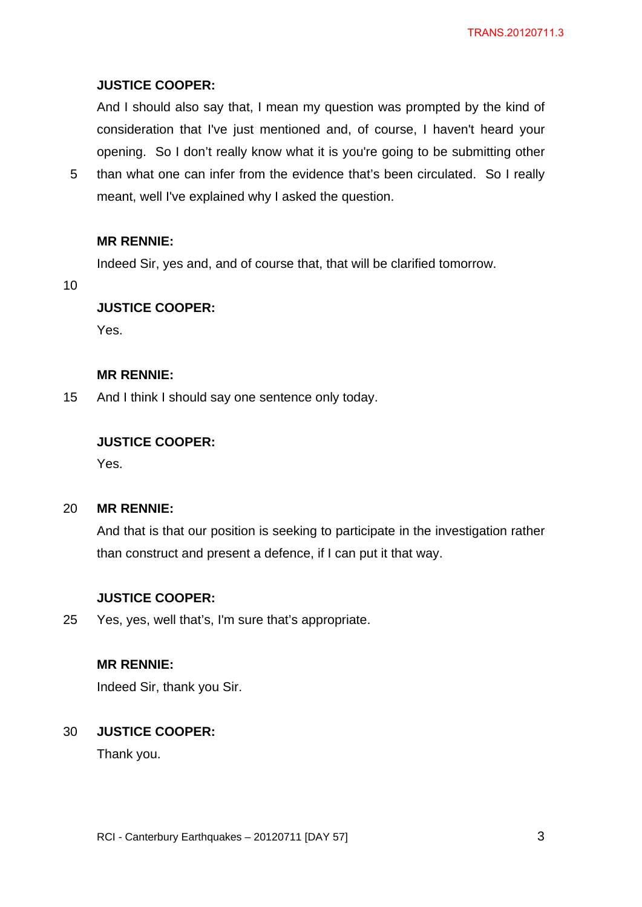**JUSTICE COOPER:**

And I should also say that, I mean my question was prompted by the kind of consideration that I've just mentioned and, of course, I haven't heard your opening. So I don't really know what it is you're going to be submitting other than what one can infer from the evidence that's been circulated. So I really meant, well I've explained why I asked the question.

**MR RENNIE:**

Indeed Sir, yes and, and of course that, that will be clarified tomorrow.

**JUSTICE COOPER:**

Yes.

**MR RENNIE:**

And I think I should say one sentence only today.

**JUSTICE COOPER:**

Yes.

**MR RENNIE:**

And that is that our position is seeking to participate in the investigation rather than construct and present a defence, if I can put it that way.

**JUSTICE COOPER:**

Yes, yes, well that's, I'm sure that's appropriate.

**MR RENNIE:**

Indeed Sir, thank you Sir.

**JUSTICE COOPER:**

Thank you.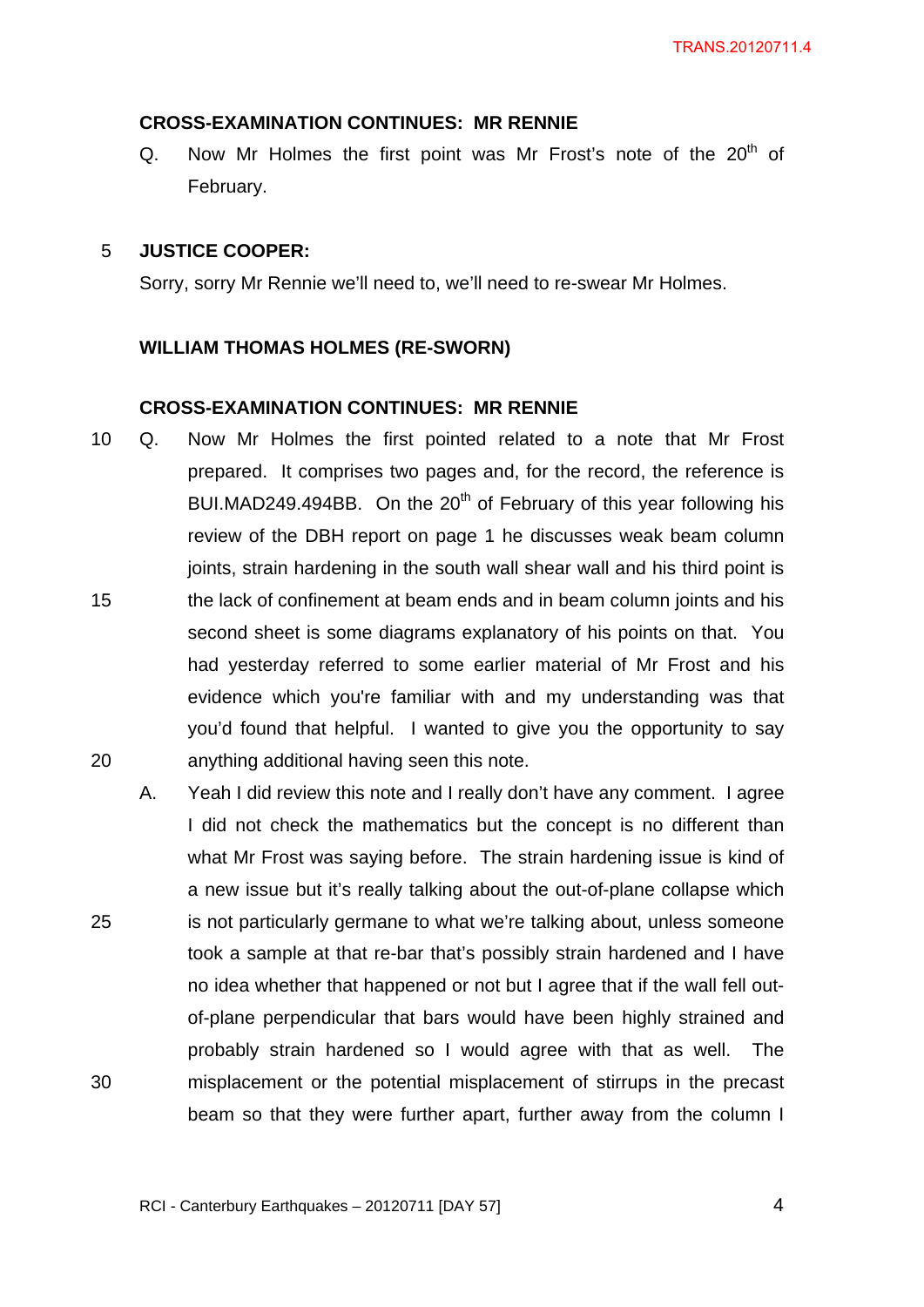**CROSS-EXAMINATION CONTINUES: MR RENNIE**

Q. Now Mr Holmes the first point was Mr Frost's note of the 20th of February.

**JUSTICE COOPER:**

Sorry, sorry Mr Rennie we'll need to, we'll need to re-swear Mr Holmes.

**WILLIAM THOMAS HOLMES (RE-SWORN)**

**CROSS-EXAMINATION CONTINUES: MR RENNIE**

Q. Now Mr Holmes the first pointed related to a note that Mr Frost prepared. It comprises two pages and, for the record, the reference is BUI.MAD249.494BB. On the 20th of February of this year following his review of the DBH report on page 1 he discusses weak beam column joints, strain hardening in the south wall shear wall and his third point is the lack of confinement at beam ends and in beam column joints and his second sheet is some diagrams explanatory of his points on that. You had yesterday referred to some earlier material of Mr Frost and his evidence which you're familiar with and my understanding was that you'd found that helpful. I wanted to give you the opportunity to say anything additional having seen this note.

A. Yeah I did review this note and I really don't have any comment. I agree I did not check the mathematics but the concept is no different than what Mr Frost was saying before. The strain hardening issue is kind of a new issue but it's really talking about the out-of-plane collapse which is not particularly germane to what we're talking about, unless someone took a sample at that re-bar that's possibly strain hardened and I have no idea whether that happened or not but I agree that if the wall fell out-of-plane perpendicular that bars would have been highly strained and probably strain hardened so I would agree with that as well. The misplacement or the potential misplacement of stirrups in the precast beam so that they were further apart, further away from the column I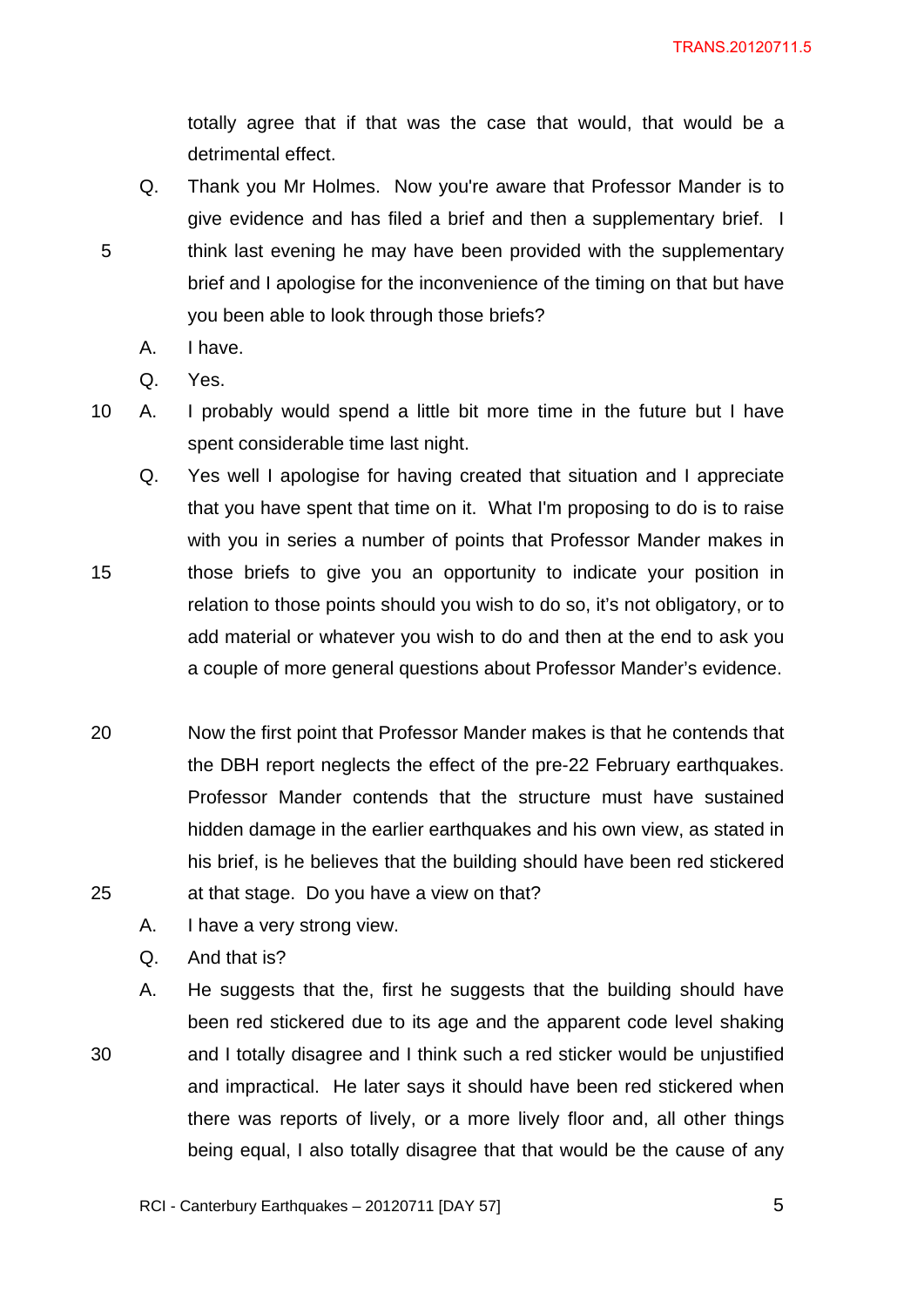totally agree that if that was the case that would, that would be a detrimental effect.

Q. Thank you Mr Holmes. Now you're aware that Professor Mander is to give evidence and has filed a brief and then a supplementary brief. I think last evening he may have been provided with the supplementary brief and I apologise for the inconvenience of the timing on that but have you been able to look through those briefs?

A. I have.

Q. Yes.

A. I probably would spend a little bit more time in the future but I have spent considerable time last night.

Q. Yes well I apologise for having created that situation and I appreciate that you have spent that time on it. What I'm proposing to do is to raise with you in series a number of points that Professor Mander makes in those briefs to give you an opportunity to indicate your position in relation to those points should you wish to do so, it's not obligatory, or to add material or whatever you wish to do and then at the end to ask you a couple of more general questions about Professor Mander's evidence.

Now the first point that Professor Mander makes is that he contends that the DBH report neglects the effect of the pre-22 February earthquakes. Professor Mander contends that the structure must have sustained hidden damage in the earlier earthquakes and his own view, as stated in his brief, is he believes that the building should have been red stickered at that stage. Do you have a view on that?

A. I have a very strong view.

Q. And that is?

A. He suggests that the, first he suggests that the building should have been red stickered due to its age and the apparent code level shaking and I totally disagree and I think such a red sticker would be unjustified and impractical. He later says it should have been red stickered when there was reports of lively, or a more lively floor and, all other things being equal, I also totally disagree that that would be the cause of any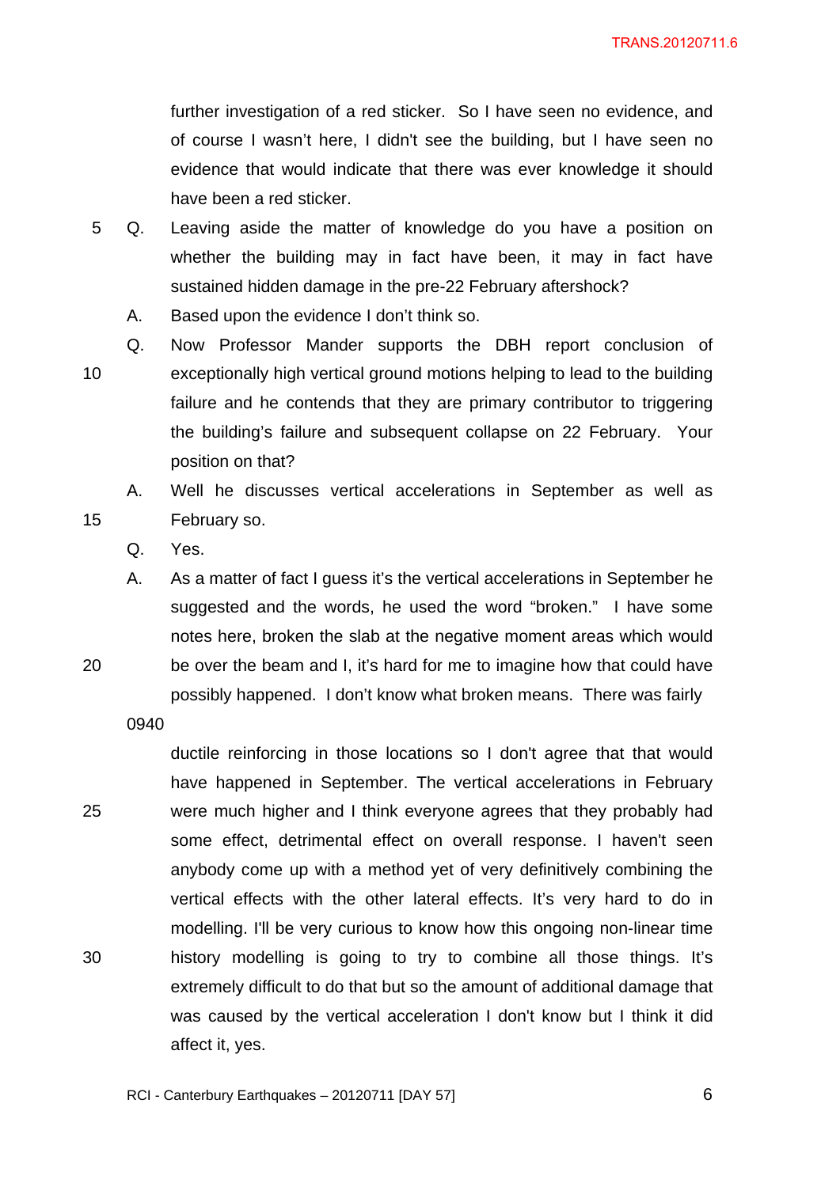further investigation of a red sticker. So I have seen no evidence, and of course I wasn't here, I didn't see the building, but I have seen no evidence that would indicate that there was ever knowledge it should have been a red sticker.

Q. Leaving aside the matter of knowledge do you have a position on whether the building may in fact have been, it may in fact have sustained hidden damage in the pre-22 February aftershock?

A. Based upon the evidence I don't think so.

Q. Now Professor Mander supports the DBH report conclusion of exceptionally high vertical ground motions helping to lead to the building failure and he contends that they are primary contributor to triggering the building's failure and subsequent collapse on 22 February. Your position on that?

A. Well he discusses vertical accelerations in September as well as February so.

Q. Yes.

A. As a matter of fact I guess it's the vertical accelerations in September he suggested and the words, he used the word "broken." I have some notes here, broken the slab at the negative moment areas which would be over the beam and I, it's hard for me to imagine how that could have possibly happened. I don't know what broken means. There was fairly

0940

ductile reinforcing in those locations so I don't agree that that would have happened in September. The vertical accelerations in February were much higher and I think everyone agrees that they probably had some effect, detrimental effect on overall response. I haven't seen anybody come up with a method yet of very definitively combining the vertical effects with the other lateral effects. It's very hard to do in modelling. I'll be very curious to know how this ongoing non-linear time history modelling is going to try to combine all those things. It's extremely difficult to do that but so the amount of additional damage that was caused by the vertical acceleration I don't know but I think it did affect it, yes.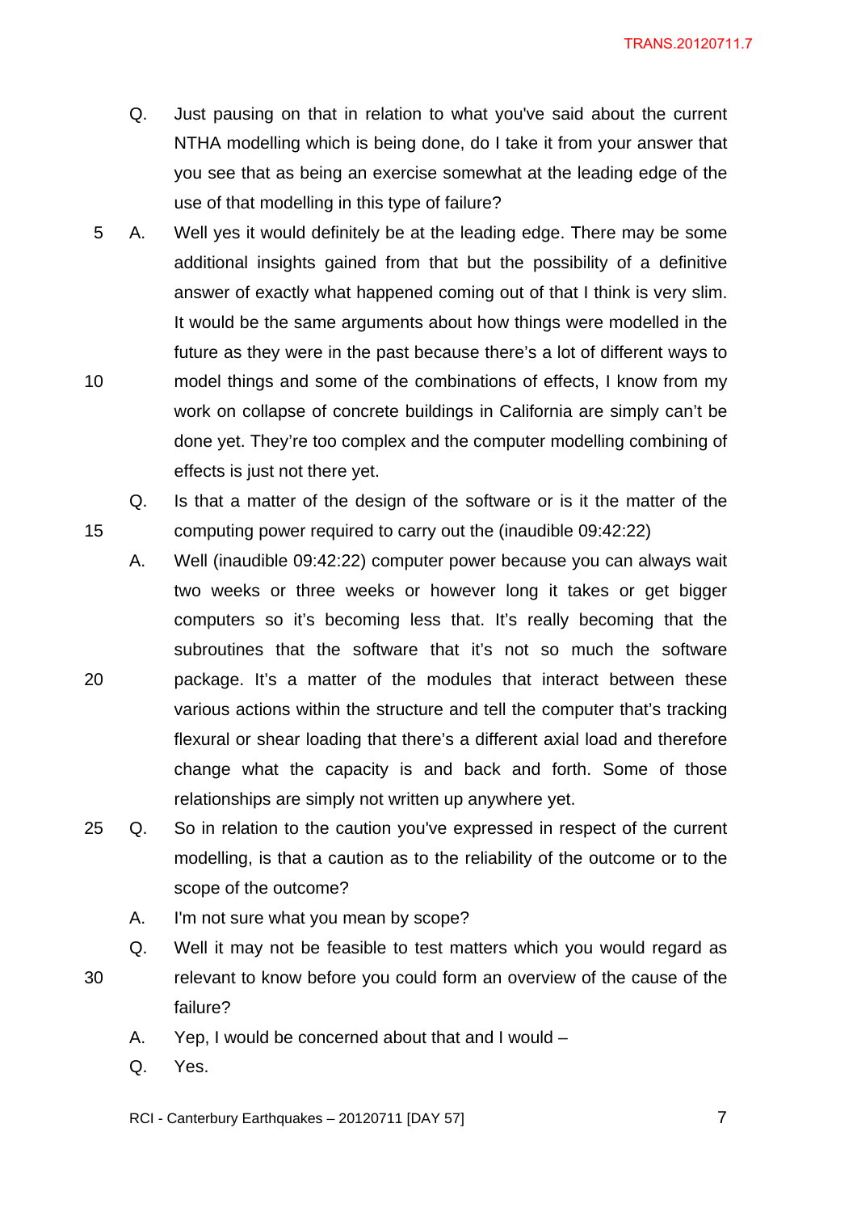Q. Just pausing on that in relation to what you've said about the current NTHA modelling which is being done, do I take it from your answer that you see that as being an exercise somewhat at the leading edge of the use of that modelling in this type of failure?

A. Well yes it would definitely be at the leading edge. There may be some additional insights gained from that but the possibility of a definitive answer of exactly what happened coming out of that I think is very slim. It would be the same arguments about how things were modelled in the future as they were in the past because there's a lot of different ways to model things and some of the combinations of effects, I know from my work on collapse of concrete buildings in California are simply can't be done yet. They're too complex and the computer modelling combining of effects is just not there yet.

Q. Is that a matter of the design of the software or is it the matter of the computing power required to carry out the (inaudible 09:42:22)

A. Well (inaudible 09:42:22) computer power because you can always wait two weeks or three weeks or however long it takes or get bigger computers so it's becoming less that. It's really becoming that the subroutines that the software that it's not so much the software package. It's a matter of the modules that interact between these various actions within the structure and tell the computer that's tracking flexural or shear loading that there's a different axial load and therefore change what the capacity is and back and forth. Some of those relationships are simply not written up anywhere yet.

Q. So in relation to the caution you've expressed in respect of the current modelling, is that a caution as to the reliability of the outcome or to the scope of the outcome?

A. I'm not sure what you mean by scope?

Q. Well it may not be feasible to test matters which you would regard as relevant to know before you could form an overview of the cause of the failure?

A. Yep, I would be concerned about that and I would –

Q. Yes.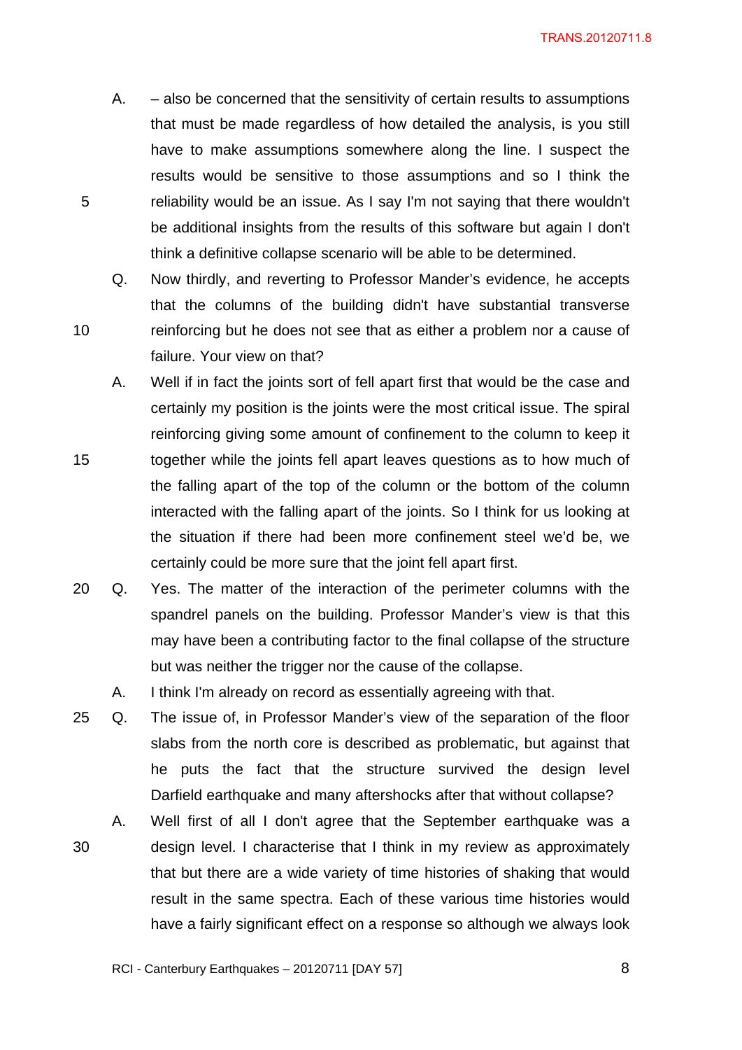A. – also be concerned that the sensitivity of certain results to assumptions that must be made regardless of how detailed the analysis, is you still have to make assumptions somewhere along the line. I suspect the results would be sensitive to those assumptions and so I think the reliability would be an issue. As I say I'm not saying that there wouldn't be additional insights from the results of this software but again I don't think a definitive collapse scenario will be able to be determined.

Q. Now thirdly, and reverting to Professor Mander's evidence, he accepts that the columns of the building didn't have substantial transverse reinforcing but he does not see that as either a problem nor a cause of failure. Your view on that?

A. Well if in fact the joints sort of fell apart first that would be the case and certainly my position is the joints were the most critical issue. The spiral reinforcing giving some amount of confinement to the column to keep it together while the joints fell apart leaves questions as to how much of the falling apart of the top of the column or the bottom of the column interacted with the falling apart of the joints. So I think for us looking at the situation if there had been more confinement steel we'd be, we certainly could be more sure that the joint fell apart first.

Q. Yes. The matter of the interaction of the perimeter columns with the spandrel panels on the building. Professor Mander's view is that this may have been a contributing factor to the final collapse of the structure but was neither the trigger nor the cause of the collapse.

A. I think I'm already on record as essentially agreeing with that.

Q. The issue of, in Professor Mander's view of the separation of the floor slabs from the north core is described as problematic, but against that he puts the fact that the structure survived the design level Darfield earthquake and many aftershocks after that without collapse?

A. Well first of all I don't agree that the September earthquake was a design level. I characterise that I think in my review as approximately that but there are a wide variety of time histories of shaking that would result in the same spectra. Each of these various time histories would have a fairly significant effect on a response so although we always look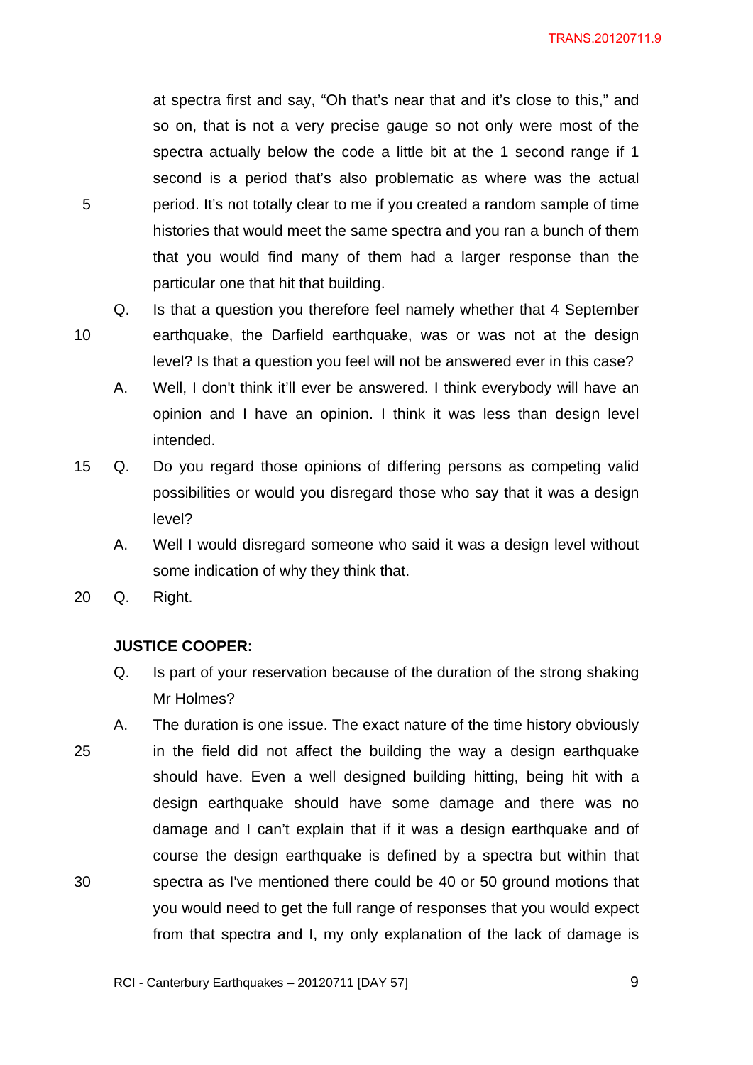at spectra first and say, "Oh that's near that and it's close to this," and so on, that is not a very precise gauge so not only were most of the spectra actually below the code a little bit at the 1 second range if 1 second is a period that's also problematic as where was the actual period. It's not totally clear to me if you created a random sample of time histories that would meet the same spectra and you ran a bunch of them that you would find many of them had a larger response than the particular one that hit that building.

Q. Is that a question you therefore feel namely whether that 4 September earthquake, the Darfield earthquake, was or was not at the design level? Is that a question you feel will not be answered ever in this case?

A. Well, I don't think it'll ever be answered. I think everybody will have an opinion and I have an opinion. I think it was less than design level intended.

Q. Do you regard those opinions of differing persons as competing valid possibilities or would you disregard those who say that it was a design level?

A. Well I would disregard someone who said it was a design level without some indication of why they think that.

Q. Right.

**JUSTICE COOPER:**

Q. Is part of your reservation because of the duration of the strong shaking Mr Holmes?

A. The duration is one issue. The exact nature of the time history obviously in the field did not affect the building the way a design earthquake should have. Even a well designed building hitting, being hit with a design earthquake should have some damage and there was no damage and I can't explain that if it was a design earthquake and of course the design earthquake is defined by a spectra but within that spectra as I've mentioned there could be 40 or 50 ground motions that you would need to get the full range of responses that you would expect from that spectra and I, my only explanation of the lack of damage is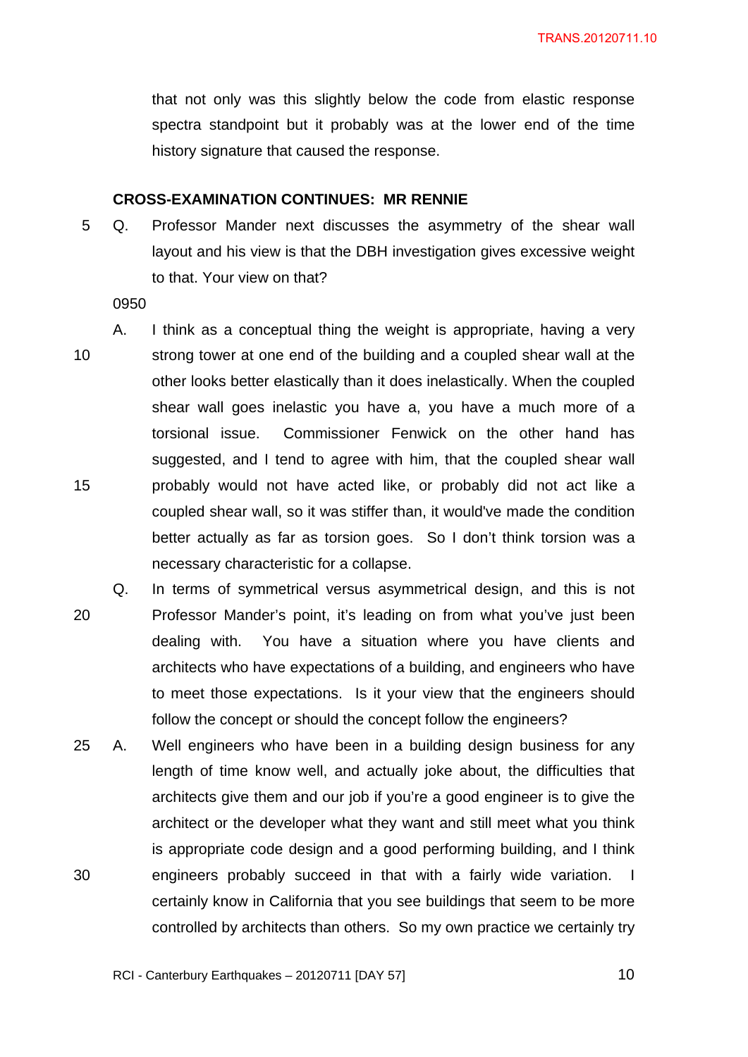that not only was this slightly below the code from elastic response spectra standpoint but it probably was at the lower end of the time history signature that caused the response.

**CROSS-EXAMINATION CONTINUES: MR RENNIE**

Q. Professor Mander next discusses the asymmetry of the shear wall layout and his view is that the DBH investigation gives excessive weight to that. Your view on that?

0950

A. I think as a conceptual thing the weight is appropriate, having a very strong tower at one end of the building and a coupled shear wall at the other looks better elastically than it does inelastically. When the coupled shear wall goes inelastic you have a, you have a much more of a torsional issue. Commissioner Fenwick on the other hand has suggested, and I tend to agree with him, that the coupled shear wall probably would not have acted like, or probably did not act like a coupled shear wall, so it was stiffer than, it would've made the condition better actually as far as torsion goes. So I don't think torsion was a necessary characteristic for a collapse.

Q. In terms of symmetrical versus asymmetrical design, and this is not Professor Mander's point, it's leading on from what you've just been dealing with. You have a situation where you have clients and architects who have expectations of a building, and engineers who have to meet those expectations. Is it your view that the engineers should follow the concept or should the concept follow the engineers?

A. Well engineers who have been in a building design business for any length of time know well, and actually joke about, the difficulties that architects give them and our job if you're a good engineer is to give the architect or the developer what they want and still meet what you think is appropriate code design and a good performing building, and I think engineers probably succeed in that with a fairly wide variation. I certainly know in California that you see buildings that seem to be more controlled by architects than others. So my own practice we certainly try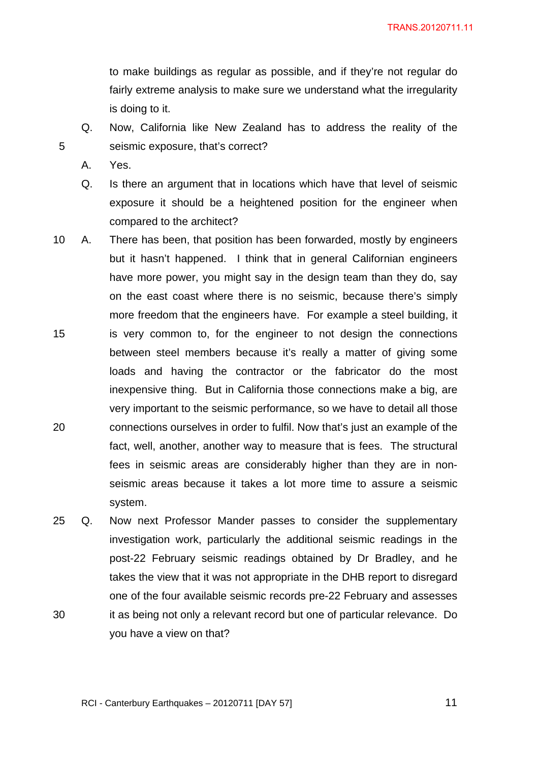to make buildings as regular as possible, and if they're not regular do fairly extreme analysis to make sure we understand what the irregularity is doing to it.

Q. Now, California like New Zealand has to address the reality of the seismic exposure, that's correct?

A. Yes.

Q. Is there an argument that in locations which have that level of seismic exposure it should be a heightened position for the engineer when compared to the architect?

A. There has been, that position has been forwarded, mostly by engineers but it hasn't happened. I think that in general Californian engineers have more power, you might say in the design team than they do, say on the east coast where there is no seismic, because there's simply more freedom that the engineers have. For example a steel building, it is very common to, for the engineer to not design the connections between steel members because it's really a matter of giving some loads and having the contractor or the fabricator do the most inexpensive thing. But in California those connections make a big, are very important to the seismic performance, so we have to detail all those connections ourselves in order to fulfil. Now that's just an example of the fact, well, another, another way to measure that is fees. The structural fees in seismic areas are considerably higher than they are in non-seismic areas because it takes a lot more time to assure a seismic system.

Q. Now next Professor Mander passes to consider the supplementary investigation work, particularly the additional seismic readings in the post-22 February seismic readings obtained by Dr Bradley, and he takes the view that it was not appropriate in the DHB report to disregard one of the four available seismic records pre-22 February and assesses it as being not only a relevant record but one of particular relevance. Do you have a view on that?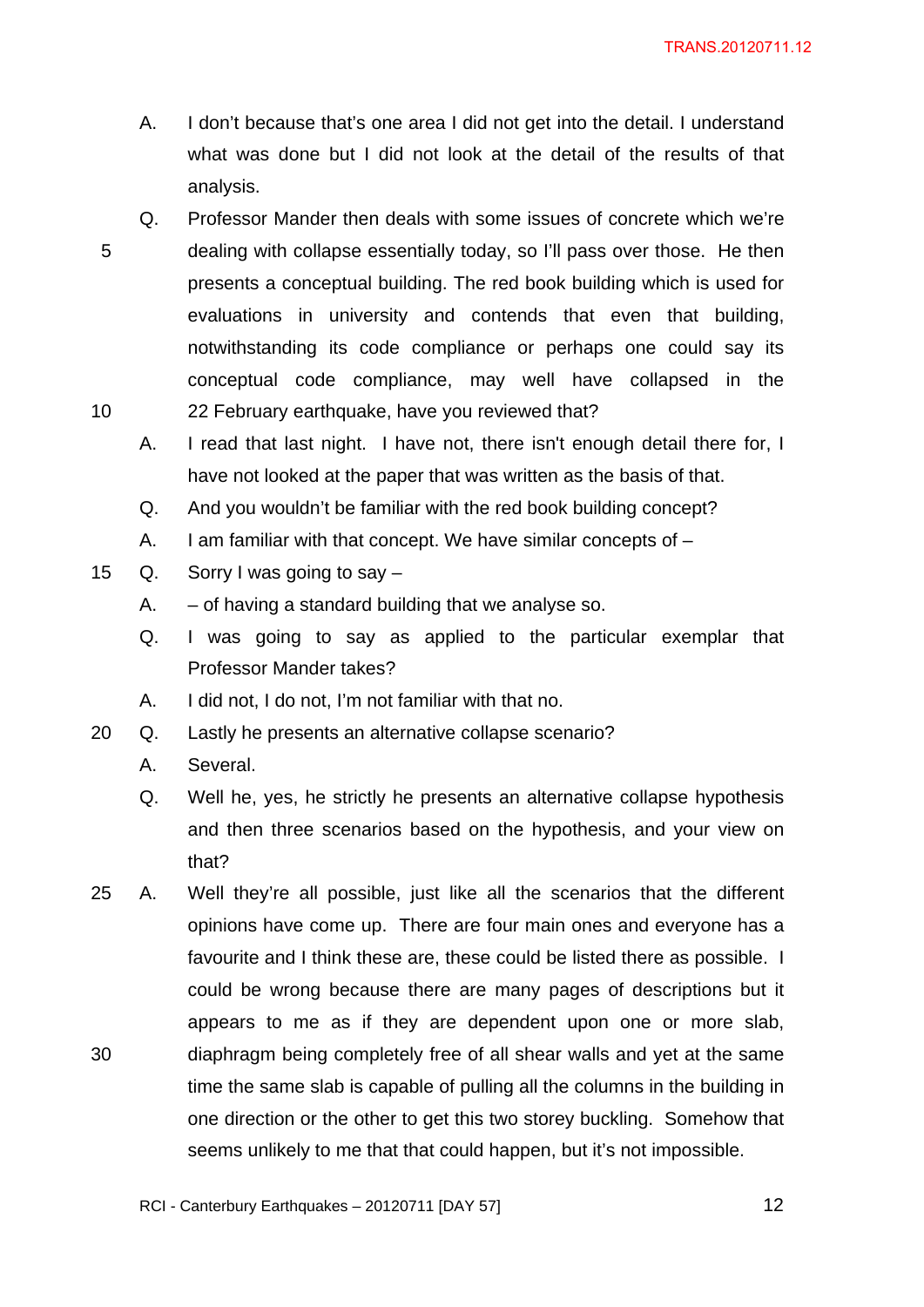A. I don't because that's one area I did not get into the detail. I understand what was done but I did not look at the detail of the results of that analysis.

Q. Professor Mander then deals with some issues of concrete which we're dealing with collapse essentially today, so I'll pass over those. He then presents a conceptual building. The red book building which is used for evaluations in university and contends that even that building, notwithstanding its code compliance or perhaps one could say its conceptual code compliance, may well have collapsed in the 22 February earthquake, have you reviewed that?

A. I read that last night. I have not, there isn't enough detail there for, I have not looked at the paper that was written as the basis of that.

Q. And you wouldn't be familiar with the red book building concept?

A. I am familiar with that concept. We have similar concepts of –

Q. Sorry I was going to say –

A. – of having a standard building that we analyse so.

Q. I was going to say as applied to the particular exemplar that Professor Mander takes?

A. I did not, I do not, I'm not familiar with that no.

Q. Lastly he presents an alternative collapse scenario?

A. Several.

Q. Well he, yes, he strictly he presents an alternative collapse hypothesis and then three scenarios based on the hypothesis, and your view on that?

A. Well they're all possible, just like all the scenarios that the different opinions have come up. There are four main ones and everyone has a favourite and I think these are, these could be listed there as possible. I could be wrong because there are many pages of descriptions but it appears to me as if they are dependent upon one or more slab, diaphragm being completely free of all shear walls and yet at the same time the same slab is capable of pulling all the columns in the building in one direction or the other to get this two storey buckling. Somehow that seems unlikely to me that that could happen, but it's not impossible.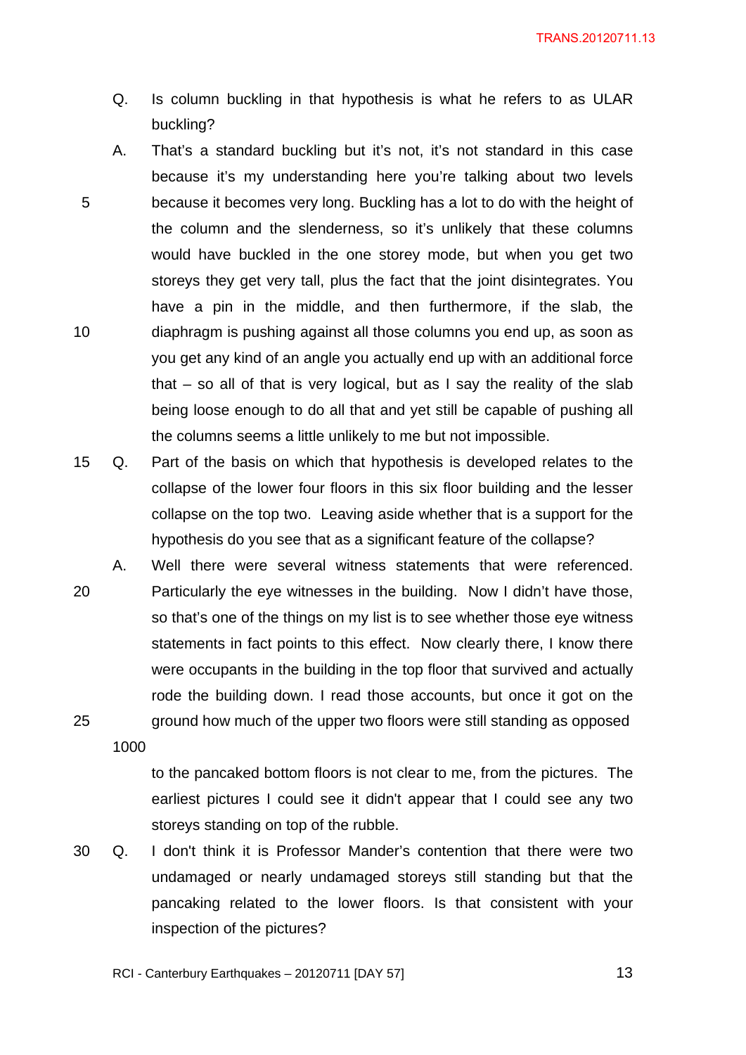Q. Is column buckling in that hypothesis is what he refers to as ULAR buckling?

A. That's a standard buckling but it's not, it's not standard in this case because it's my understanding here you're talking about two levels because it becomes very long. Buckling has a lot to do with the height of the column and the slenderness, so it's unlikely that these columns would have buckled in the one storey mode, but when you get two storeys they get very tall, plus the fact that the joint disintegrates. You have a pin in the middle, and then furthermore, if the slab, the diaphragm is pushing against all those columns you end up, as soon as you get any kind of an angle you actually end up with an additional force that – so all of that is very logical, but as I say the reality of the slab being loose enough to do all that and yet still be capable of pushing all the columns seems a little unlikely to me but not impossible.

Q. Part of the basis on which that hypothesis is developed relates to the collapse of the lower four floors in this six floor building and the lesser collapse on the top two. Leaving aside whether that is a support for the hypothesis do you see that as a significant feature of the collapse?

A. Well there were several witness statements that were referenced. Particularly the eye witnesses in the building. Now I didn't have those, so that's one of the things on my list is to see whether those eye witness statements in fact points to this effect. Now clearly there, I know there were occupants in the building in the top floor that survived and actually rode the building down. I read those accounts, but once it got on the ground how much of the upper two floors were still standing as opposed

1000

to the pancaked bottom floors is not clear to me, from the pictures. The earliest pictures I could see it didn't appear that I could see any two storeys standing on top of the rubble.

Q. I don't think it is Professor Mander's contention that there were two undamaged or nearly undamaged storeys still standing but that the pancaking related to the lower floors. Is that consistent with your inspection of the pictures?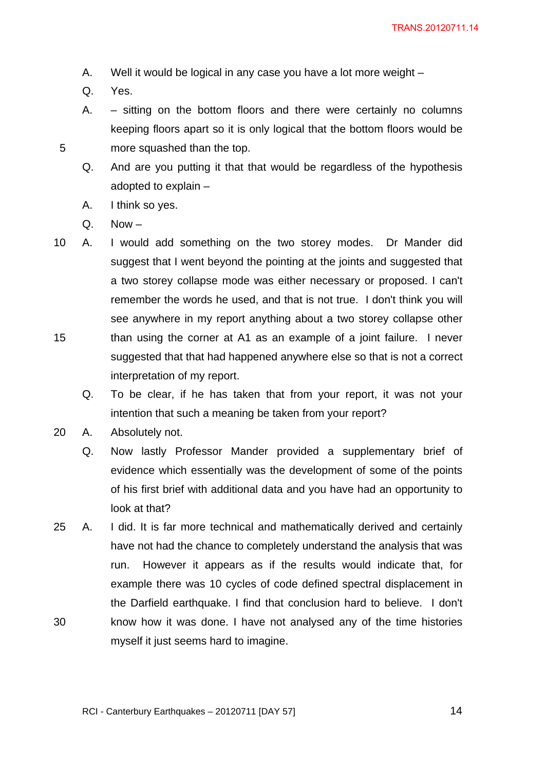A. Well it would be logical in any case you have a lot more weight –

Q. Yes.

A. – sitting on the bottom floors and there were certainly no columns keeping floors apart so it is only logical that the bottom floors would be more squashed than the top.

Q. And are you putting it that that would be regardless of the hypothesis adopted to explain –

A. I think so yes.

Q. Now –

A. I would add something on the two storey modes. Dr Mander did suggest that I went beyond the pointing at the joints and suggested that a two storey collapse mode was either necessary or proposed. I can't remember the words he used, and that is not true. I don't think you will see anywhere in my report anything about a two storey collapse other than using the corner at A1 as an example of a joint failure. I never suggested that that had happened anywhere else so that is not a correct interpretation of my report.

Q. To be clear, if he has taken that from your report, it was not your intention that such a meaning be taken from your report?

A. Absolutely not.

Q. Now lastly Professor Mander provided a supplementary brief of evidence which essentially was the development of some of the points of his first brief with additional data and you have had an opportunity to look at that?

A. I did. It is far more technical and mathematically derived and certainly have not had the chance to completely understand the analysis that was run. However it appears as if the results would indicate that, for example there was 10 cycles of code defined spectral displacement in the Darfield earthquake. I find that conclusion hard to believe. I don't know how it was done. I have not analysed any of the time histories myself it just seems hard to imagine.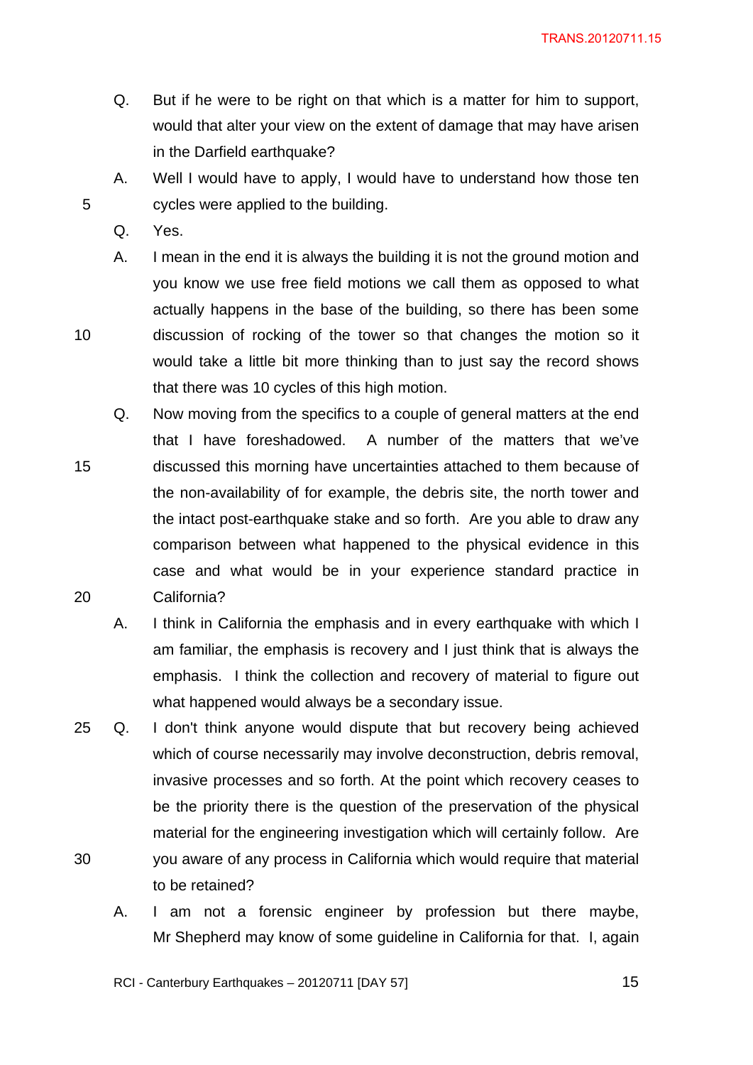Q. But if he were to be right on that which is a matter for him to support, would that alter your view on the extent of damage that may have arisen in the Darfield earthquake?

A. Well I would have to apply, I would have to understand how those ten cycles were applied to the building.

Q. Yes.

A. I mean in the end it is always the building it is not the ground motion and you know we use free field motions we call them as opposed to what actually happens in the base of the building, so there has been some discussion of rocking of the tower so that changes the motion so it would take a little bit more thinking than to just say the record shows that there was 10 cycles of this high motion.

Q. Now moving from the specifics to a couple of general matters at the end that I have foreshadowed. A number of the matters that we've discussed this morning have uncertainties attached to them because of the non-availability of for example, the debris site, the north tower and the intact post-earthquake stake and so forth. Are you able to draw any comparison between what happened to the physical evidence in this case and what would be in your experience standard practice in California?

A. I think in California the emphasis and in every earthquake with which I am familiar, the emphasis is recovery and I just think that is always the emphasis. I think the collection and recovery of material to figure out what happened would always be a secondary issue.

Q. I don't think anyone would dispute that but recovery being achieved which of course necessarily may involve deconstruction, debris removal, invasive processes and so forth. At the point which recovery ceases to be the priority there is the question of the preservation of the physical material for the engineering investigation which will certainly follow. Are you aware of any process in California which would require that material to be retained?

A. I am not a forensic engineer by profession but there maybe, Mr Shepherd may know of some guideline in California for that. I, again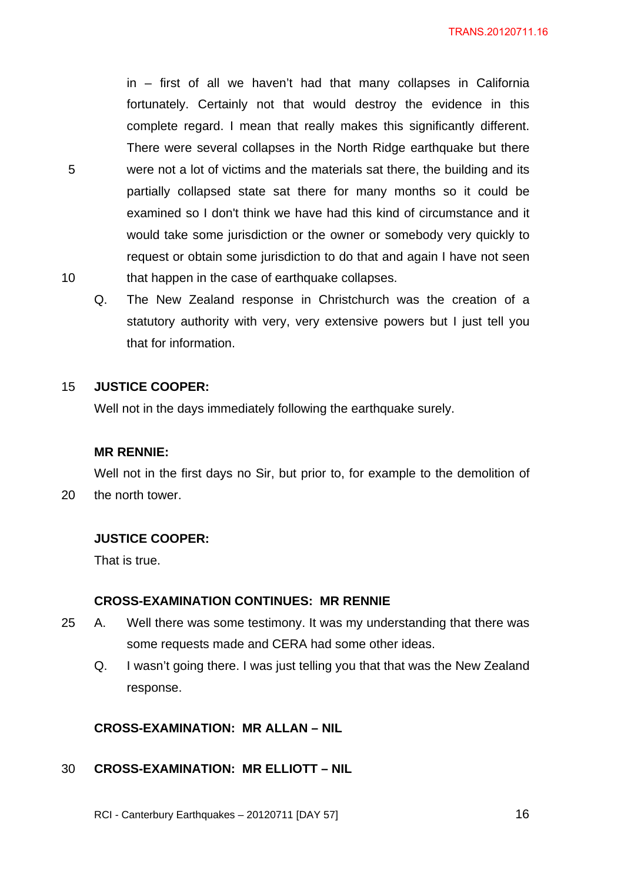in – first of all we haven't had that many collapses in California fortunately. Certainly not that would destroy the evidence in this complete regard. I mean that really makes this significantly different. There were several collapses in the North Ridge earthquake but there were not a lot of victims and the materials sat there, the building and its partially collapsed state sat there for many months so it could be examined so I don't think we have had this kind of circumstance and it would take some jurisdiction or the owner or somebody very quickly to request or obtain some jurisdiction to do that and again I have not seen that happen in the case of earthquake collapses.

Q. The New Zealand response in Christchurch was the creation of a statutory authority with very, very extensive powers but I just tell you that for information.

**JUSTICE COOPER:**

Well not in the days immediately following the earthquake surely.

**MR RENNIE:**

Well not in the first days no Sir, but prior to, for example to the demolition of the north tower.

**JUSTICE COOPER:**

That is true.

**CROSS-EXAMINATION CONTINUES: MR RENNIE**

A. Well there was some testimony. It was my understanding that there was some requests made and CERA had some other ideas.

Q. I wasn't going there. I was just telling you that that was the New Zealand response.

**CROSS-EXAMINATION: MR ALLAN – NIL**

**CROSS-EXAMINATION: MR ELLIOTT – NIL**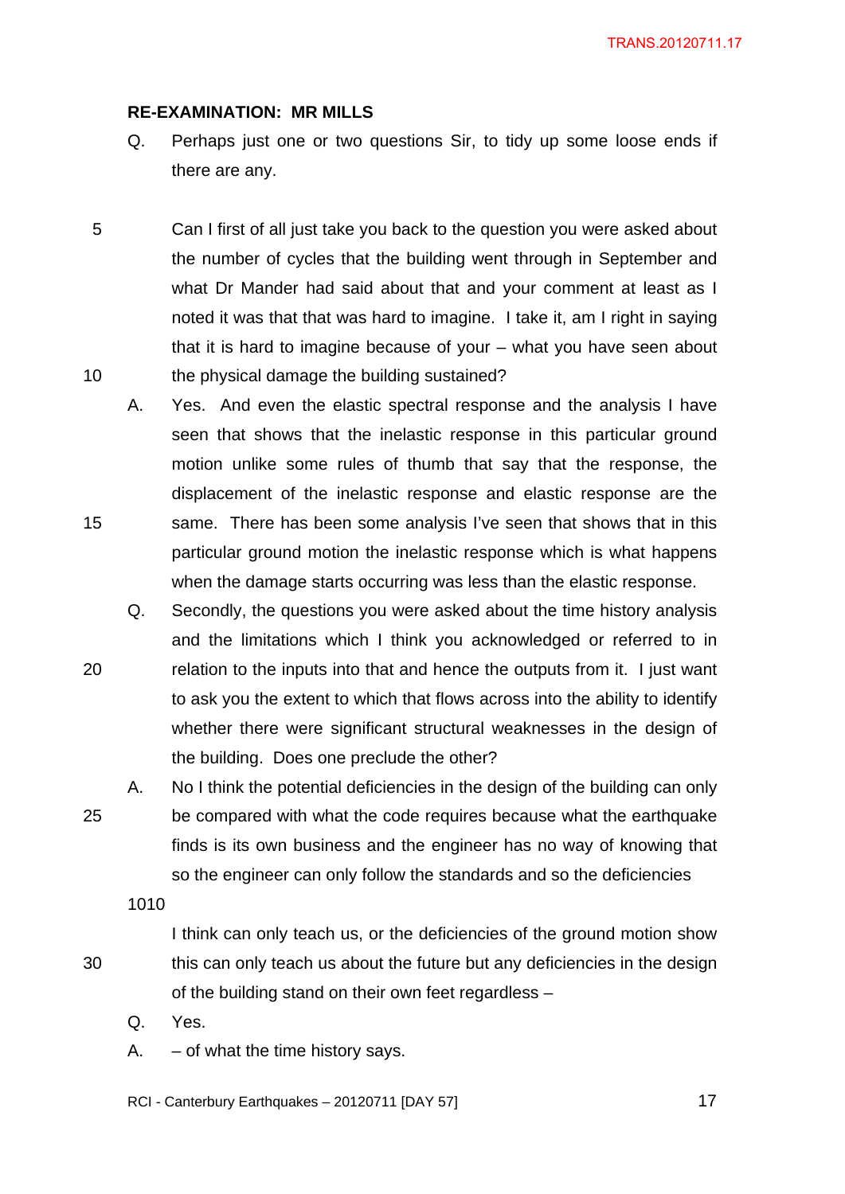**RE-EXAMINATION: MR MILLS**

Q. Perhaps just one or two questions Sir, to tidy up some loose ends if there are any.

Can I first of all just take you back to the question you were asked about the number of cycles that the building went through in September and what Dr Mander had said about that and your comment at least as I noted it was that that was hard to imagine. I take it, am I right in saying that it is hard to imagine because of your – what you have seen about the physical damage the building sustained?

A. Yes. And even the elastic spectral response and the analysis I have seen that shows that the inelastic response in this particular ground motion unlike some rules of thumb that say that the response, the displacement of the inelastic response and elastic response are the same. There has been some analysis I've seen that shows that in this particular ground motion the inelastic response which is what happens when the damage starts occurring was less than the elastic response.

Q. Secondly, the questions you were asked about the time history analysis and the limitations which I think you acknowledged or referred to in relation to the inputs into that and hence the outputs from it. I just want to ask you the extent to which that flows across into the ability to identify whether there were significant structural weaknesses in the design of the building. Does one preclude the other?

A. No I think the potential deficiencies in the design of the building can only be compared with what the code requires because what the earthquake finds is its own business and the engineer has no way of knowing that so the engineer can only follow the standards and so the deficiencies

1010

I think can only teach us, or the deficiencies of the ground motion show this can only teach us about the future but any deficiencies in the design of the building stand on their own feet regardless –

Q. Yes.

A. – of what the time history says.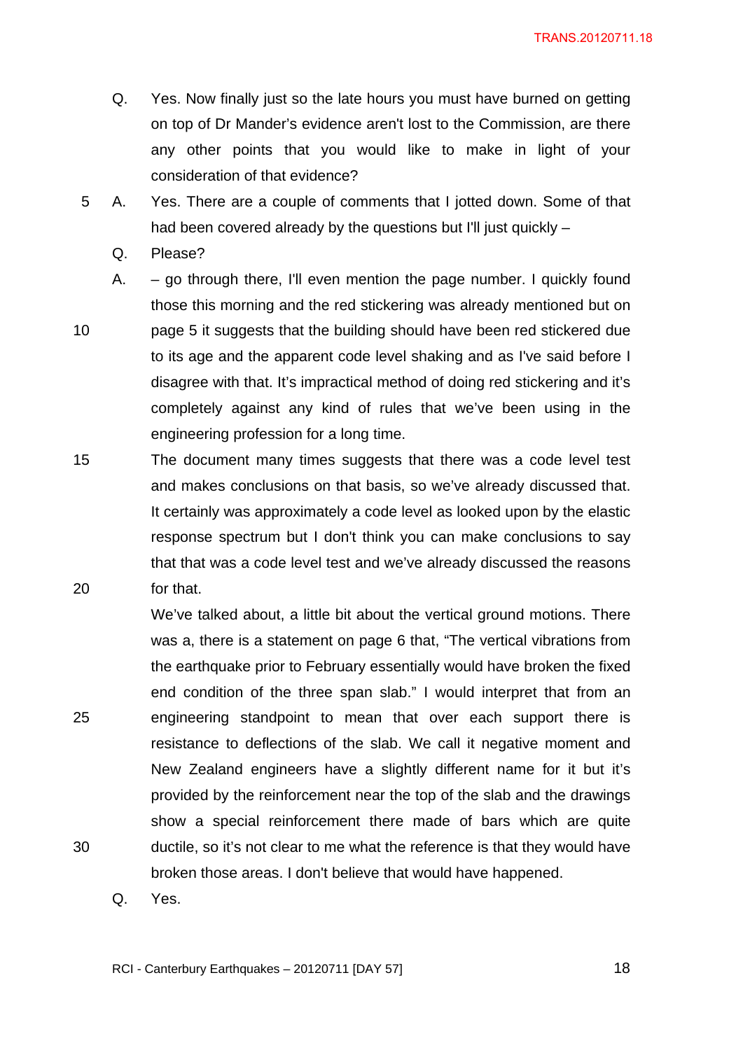Q. Yes. Now finally just so the late hours you must have burned on getting on top of Dr Mander's evidence aren't lost to the Commission, are there any other points that you would like to make in light of your consideration of that evidence?

A. Yes. There are a couple of comments that I jotted down. Some of that had been covered already by the questions but I'll just quickly –

Q. Please?

A. – go through there, I'll even mention the page number. I quickly found those this morning and the red stickering was already mentioned but on page 5 it suggests that the building should have been red stickered due to its age and the apparent code level shaking and as I've said before I disagree with that. It's impractical method of doing red stickering and it's completely against any kind of rules that we've been using in the engineering profession for a long time.

The document many times suggests that there was a code level test and makes conclusions on that basis, so we've already discussed that. It certainly was approximately a code level as looked upon by the elastic response spectrum but I don't think you can make conclusions to say that that was a code level test and we've already discussed the reasons for that.

We've talked about, a little bit about the vertical ground motions. There was a, there is a statement on page 6 that, "The vertical vibrations from the earthquake prior to February essentially would have broken the fixed end condition of the three span slab." I would interpret that from an engineering standpoint to mean that over each support there is resistance to deflections of the slab. We call it negative moment and New Zealand engineers have a slightly different name for it but it's provided by the reinforcement near the top of the slab and the drawings show a special reinforcement there made of bars which are quite ductile, so it's not clear to me what the reference is that they would have broken those areas. I don't believe that would have happened.

Q. Yes.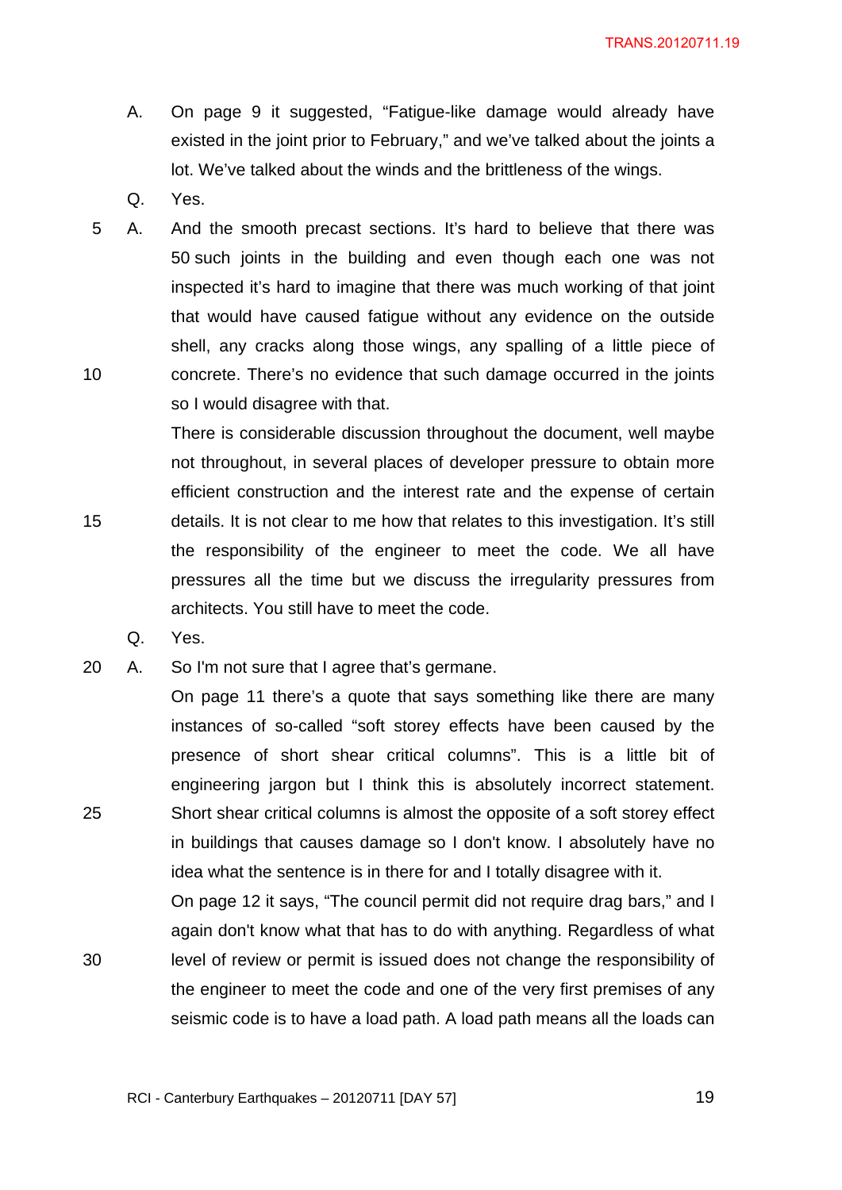A. On page 9 it suggested, "Fatigue-like damage would already have existed in the joint prior to February," and we've talked about the joints a lot. We've talked about the winds and the brittleness of the wings.

Q. Yes.

A. And the smooth precast sections. It's hard to believe that there was 50 such joints in the building and even though each one was not inspected it's hard to imagine that there was much working of that joint that would have caused fatigue without any evidence on the outside shell, any cracks along those wings, any spalling of a little piece of concrete. There's no evidence that such damage occurred in the joints so I would disagree with that.

There is considerable discussion throughout the document, well maybe not throughout, in several places of developer pressure to obtain more efficient construction and the interest rate and the expense of certain details. It is not clear to me how that relates to this investigation. It's still the responsibility of the engineer to meet the code. We all have pressures all the time but we discuss the irregularity pressures from architects. You still have to meet the code.

Q. Yes.

A. So I'm not sure that I agree that's germane.

On page 11 there's a quote that says something like there are many instances of so-called "soft storey effects have been caused by the presence of short shear critical columns". This is a little bit of engineering jargon but I think this is absolutely incorrect statement. Short shear critical columns is almost the opposite of a soft storey effect in buildings that causes damage so I don't know. I absolutely have no idea what the sentence is in there for and I totally disagree with it.

On page 12 it says, "The council permit did not require drag bars," and I again don't know what that has to do with anything. Regardless of what level of review or permit is issued does not change the responsibility of the engineer to meet the code and one of the very first premises of any seismic code is to have a load path. A load path means all the loads can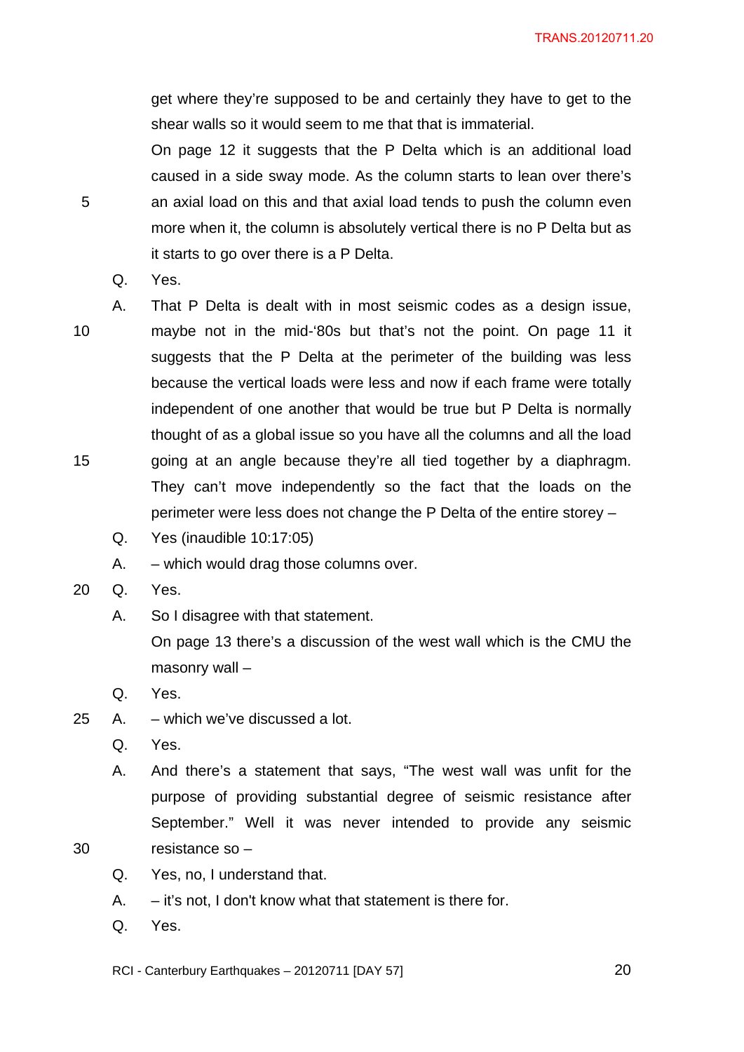get where they're supposed to be and certainly they have to get to the shear walls so it would seem to me that that is immaterial.

On page 12 it suggests that the P Delta which is an additional load caused in a side sway mode. As the column starts to lean over there's an axial load on this and that axial load tends to push the column even more when it, the column is absolutely vertical there is no P Delta but as it starts to go over there is a P Delta.

Q. Yes.

A. That P Delta is dealt with in most seismic codes as a design issue, maybe not in the mid-'80s but that's not the point. On page 11 it suggests that the P Delta at the perimeter of the building was less because the vertical loads were less and now if each frame were totally independent of one another that would be true but P Delta is normally thought of as a global issue so you have all the columns and all the load going at an angle because they're all tied together by a diaphragm. They can't move independently so the fact that the loads on the perimeter were less does not change the P Delta of the entire storey –

Q. Yes (inaudible 10:17:05)

A. – which would drag those columns over.

Q. Yes.

A. So I disagree with that statement.

On page 13 there's a discussion of the west wall which is the CMU the masonry wall –

Q. Yes.

A. – which we've discussed a lot.

Q. Yes.

A. And there's a statement that says, "The west wall was unfit for the purpose of providing substantial degree of seismic resistance after September." Well it was never intended to provide any seismic resistance so –

Q. Yes, no, I understand that.

A. – it's not, I don't know what that statement is there for.

Q. Yes.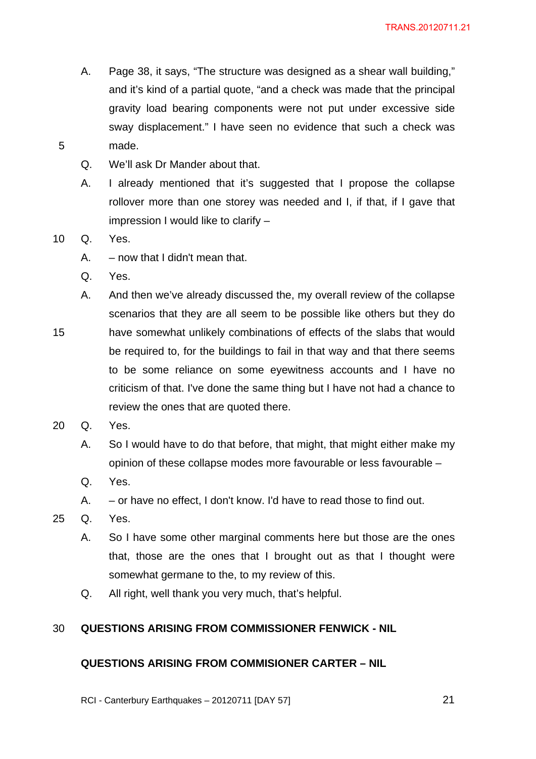A. Page 38, it says, "The structure was designed as a shear wall building," and it's kind of a partial quote, "and a check was made that the principal gravity load bearing components were not put under excessive side sway displacement." I have seen no evidence that such a check was made.

Q. We'll ask Dr Mander about that.

A. I already mentioned that it's suggested that I propose the collapse rollover more than one storey was needed and I, if that, if I gave that impression I would like to clarify –

Q. Yes.

A. – now that I didn't mean that.

Q. Yes.

A. And then we've already discussed the, my overall review of the collapse scenarios that they are all seem to be possible like others but they do have somewhat unlikely combinations of effects of the slabs that would be required to, for the buildings to fail in that way and that there seems to be some reliance on some eyewitness accounts and I have no criticism of that. I've done the same thing but I have not had a chance to review the ones that are quoted there.

Q. Yes.

A. So I would have to do that before, that might, that might either make my opinion of these collapse modes more favourable or less favourable –

Q. Yes.

A. – or have no effect, I don't know. I'd have to read those to find out.

Q. Yes.

A. So I have some other marginal comments here but those are the ones that, those are the ones that I brought out as that I thought were somewhat germane to the, to my review of this.

Q. All right, well thank you very much, that's helpful.

**QUESTIONS ARISING FROM COMMISSIONER FENWICK - NIL**

**QUESTIONS ARISING FROM COMMISIONER CARTER – NIL**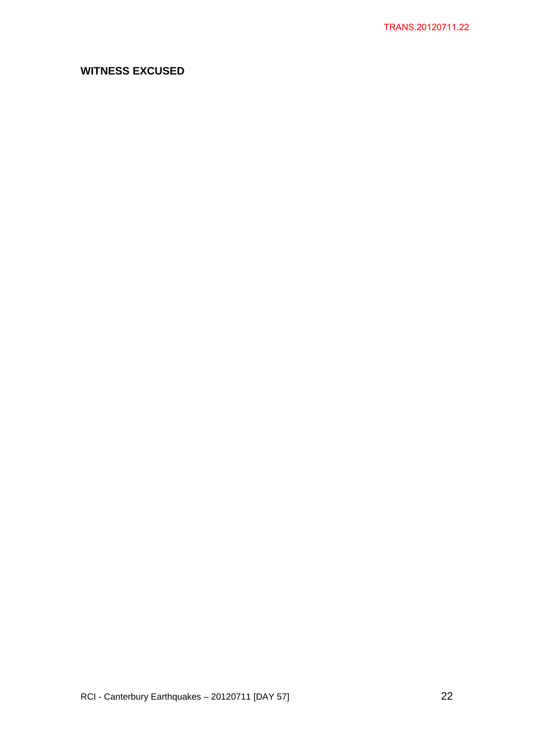**WITNESS EXCUSED**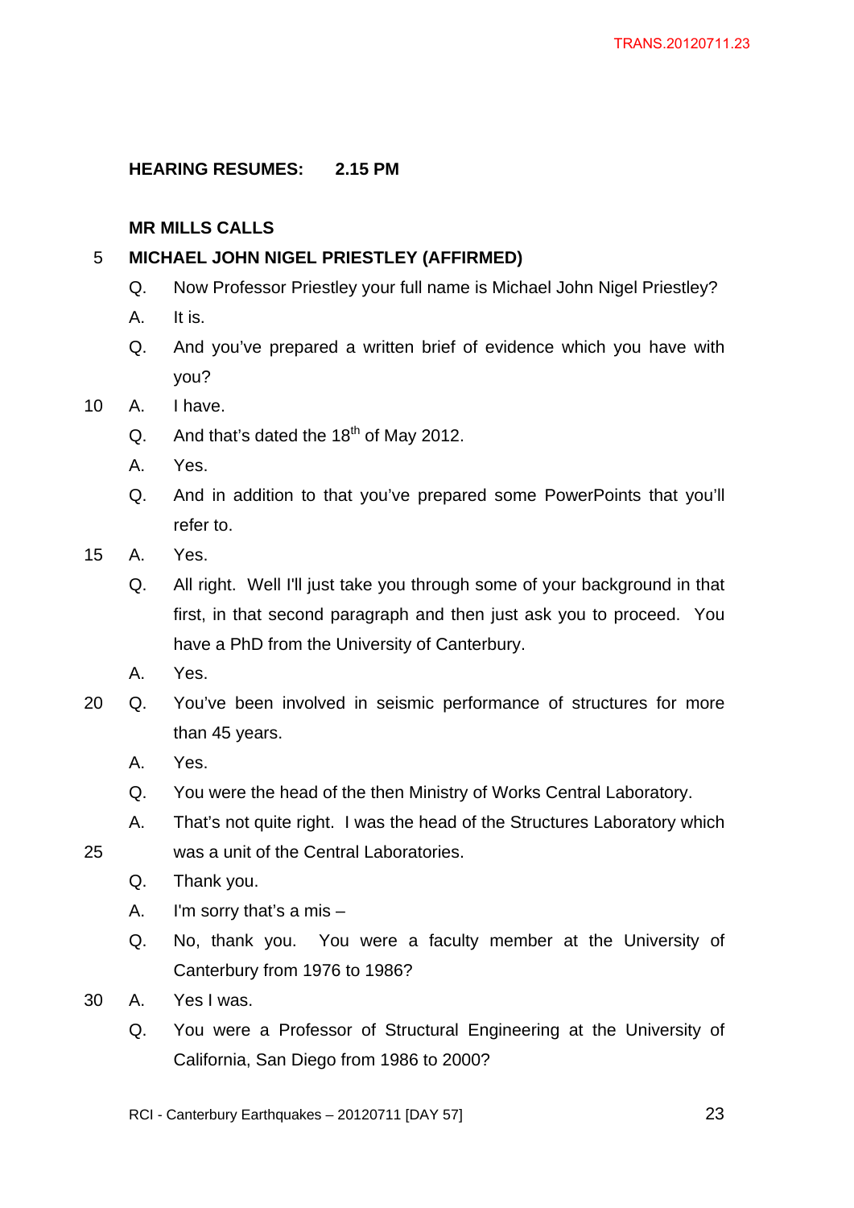**HEARING RESUMES: 2.15 PM**

**MR MILLS CALLS**

**MICHAEL JOHN NIGEL PRIESTLEY (AFFIRMED)**

Q. Now Professor Priestley your full name is Michael John Nigel Priestley?

A. It is.

Q. And you've prepared a written brief of evidence which you have with you?

A. I have.

Q. And that's dated the 18th of May 2012.

A. Yes.

Q. And in addition to that you've prepared some PowerPoints that you'll refer to.

A. Yes.

Q. All right. Well I'll just take you through some of your background in that first, in that second paragraph and then just ask you to proceed. You have a PhD from the University of Canterbury.

A. Yes.

Q. You've been involved in seismic performance of structures for more than 45 years.

A. Yes.

Q. You were the head of the then Ministry of Works Central Laboratory.

A. That's not quite right. I was the head of the Structures Laboratory which was a unit of the Central Laboratories.

Q. Thank you.

A. I'm sorry that's a mis –

Q. No, thank you. You were a faculty member at the University of Canterbury from 1976 to 1986?

A. Yes I was.

Q. You were a Professor of Structural Engineering at the University of California, San Diego from 1986 to 2000?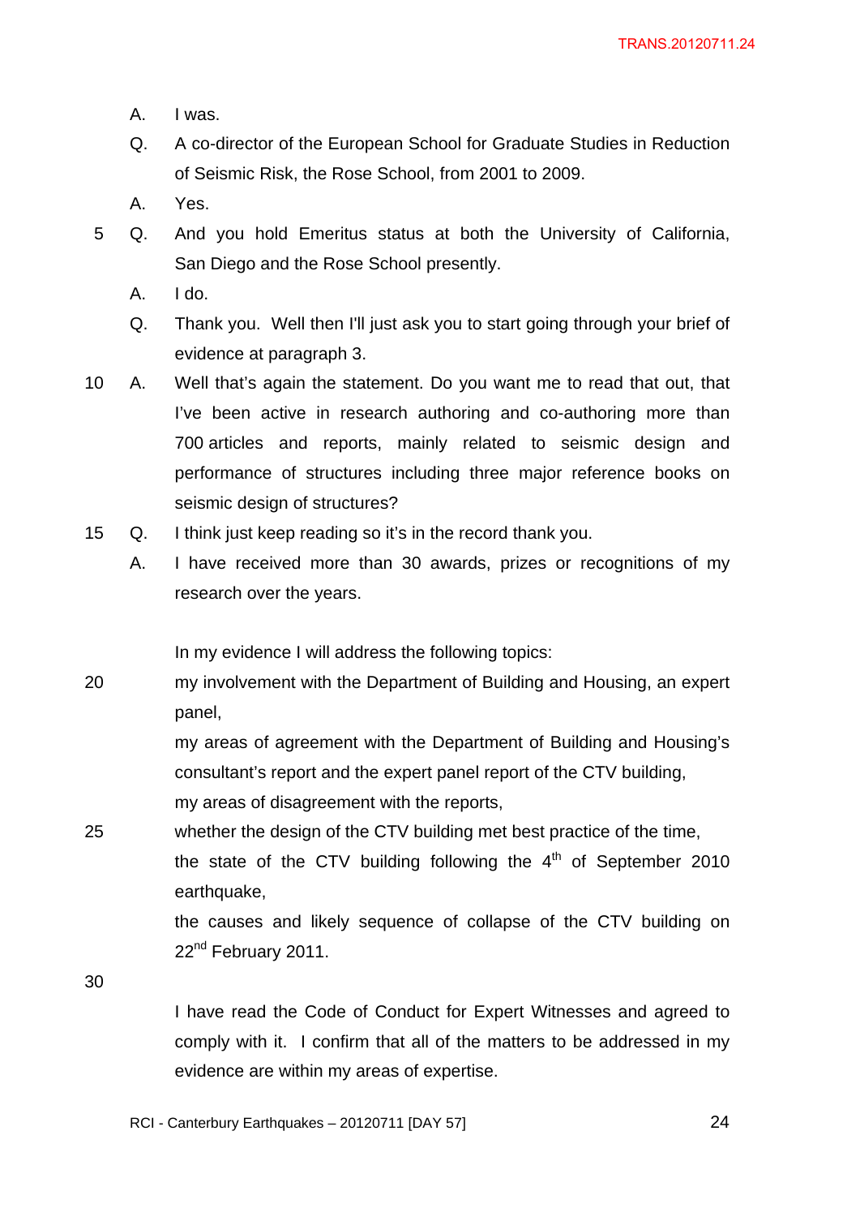A. I was.

Q. A co-director of the European School for Graduate Studies in Reduction of Seismic Risk, the Rose School, from 2001 to 2009.

A. Yes.

Q. And you hold Emeritus status at both the University of California, San Diego and the Rose School presently.

A. I do.

Q. Thank you. Well then I'll just ask you to start going through your brief of evidence at paragraph 3.

A. Well that's again the statement. Do you want me to read that out, that I've been active in research authoring and co-authoring more than 700 articles and reports, mainly related to seismic design and performance of structures including three major reference books on seismic design of structures?

Q. I think just keep reading so it's in the record thank you.

A. I have received more than 30 awards, prizes or recognitions of my research over the years.

In my evidence I will address the following topics:

my involvement with the Department of Building and Housing, an expert panel,

my areas of agreement with the Department of Building and Housing's consultant's report and the expert panel report of the CTV building,

my areas of disagreement with the reports,

whether the design of the CTV building met best practice of the time,

the state of the CTV building following the 4th of September 2010 earthquake,

the causes and likely sequence of collapse of the CTV building on 22nd February 2011.

I have read the Code of Conduct for Expert Witnesses and agreed to comply with it. I confirm that all of the matters to be addressed in my evidence are within my areas of expertise.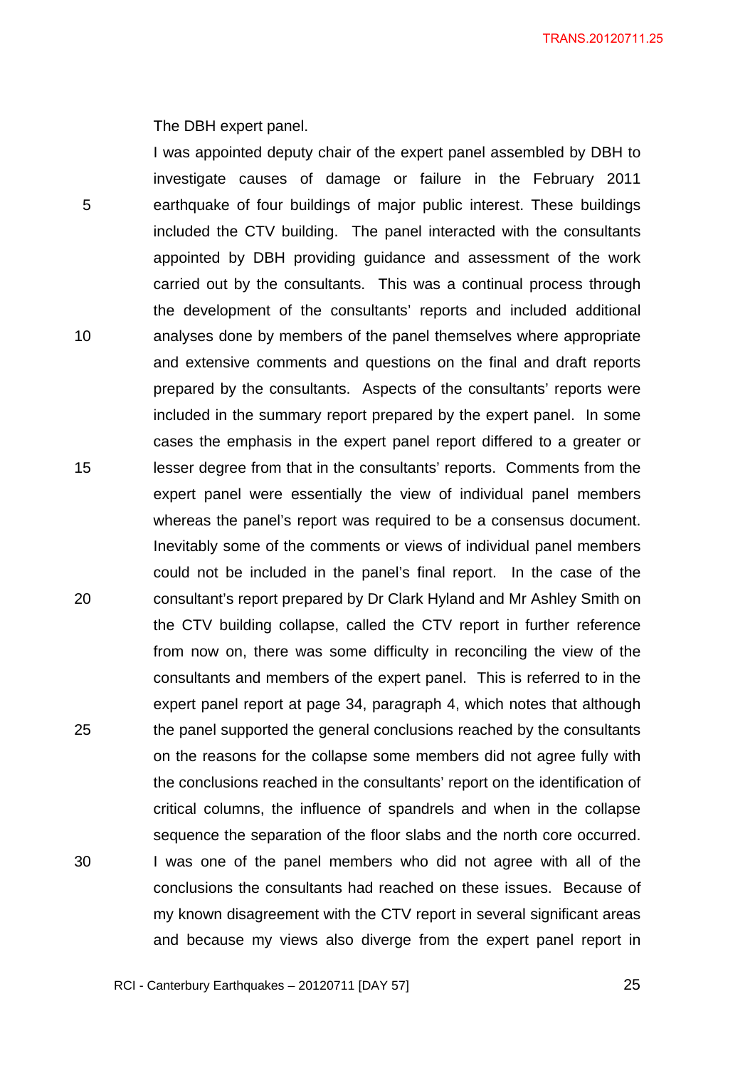The DBH expert panel.

I was appointed deputy chair of the expert panel assembled by DBH to investigate causes of damage or failure in the February 2011 earthquake of four buildings of major public interest. These buildings included the CTV building. The panel interacted with the consultants appointed by DBH providing guidance and assessment of the work carried out by the consultants. This was a continual process through the development of the consultants' reports and included additional analyses done by members of the panel themselves where appropriate and extensive comments and questions on the final and draft reports prepared by the consultants. Aspects of the consultants' reports were included in the summary report prepared by the expert panel. In some cases the emphasis in the expert panel report differed to a greater or lesser degree from that in the consultants' reports. Comments from the expert panel were essentially the view of individual panel members whereas the panel's report was required to be a consensus document. Inevitably some of the comments or views of individual panel members could not be included in the panel's final report. In the case of the consultant's report prepared by Dr Clark Hyland and Mr Ashley Smith on the CTV building collapse, called the CTV report in further reference from now on, there was some difficulty in reconciling the view of the consultants and members of the expert panel. This is referred to in the expert panel report at page 34, paragraph 4, which notes that although the panel supported the general conclusions reached by the consultants on the reasons for the collapse some members did not agree fully with the conclusions reached in the consultants' report on the identification of critical columns, the influence of spandrels and when in the collapse sequence the separation of the floor slabs and the north core occurred. I was one of the panel members who did not agree with all of the conclusions the consultants had reached on these issues. Because of my known disagreement with the CTV report in several significant areas and because my views also diverge from the expert panel report in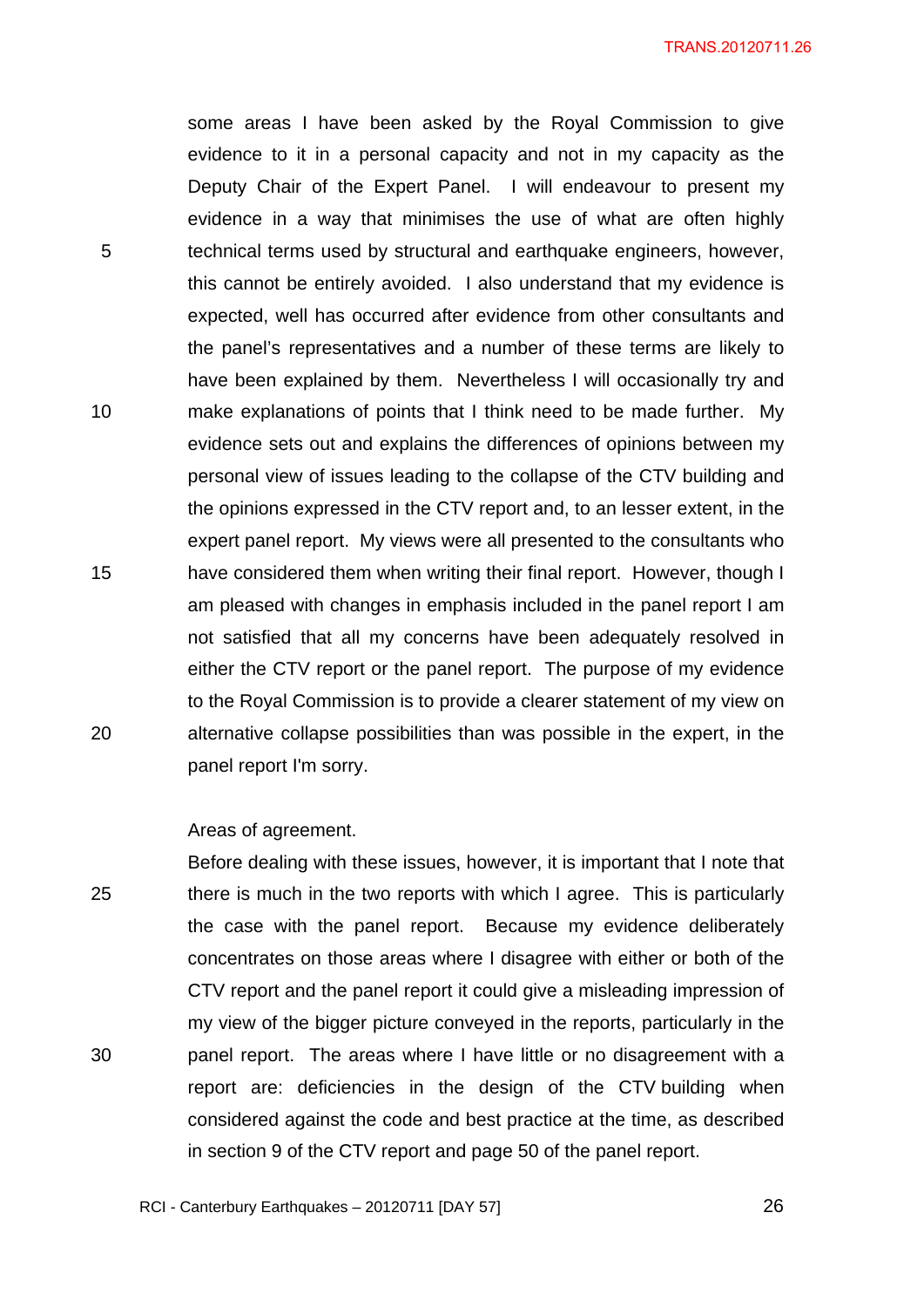some areas I have been asked by the Royal Commission to give evidence to it in a personal capacity and not in my capacity as the Deputy Chair of the Expert Panel. I will endeavour to present my evidence in a way that minimises the use of what are often highly technical terms used by structural and earthquake engineers, however, this cannot be entirely avoided. I also understand that my evidence is expected, well has occurred after evidence from other consultants and the panel's representatives and a number of these terms are likely to have been explained by them. Nevertheless I will occasionally try and make explanations of points that I think need to be made further. My evidence sets out and explains the differences of opinions between my personal view of issues leading to the collapse of the CTV building and the opinions expressed in the CTV report and, to an lesser extent, in the expert panel report. My views were all presented to the consultants who have considered them when writing their final report. However, though I am pleased with changes in emphasis included in the panel report I am not satisfied that all my concerns have been adequately resolved in either the CTV report or the panel report. The purpose of my evidence to the Royal Commission is to provide a clearer statement of my view on alternative collapse possibilities than was possible in the expert, in the panel report I'm sorry.

Areas of agreement.

Before dealing with these issues, however, it is important that I note that there is much in the two reports with which I agree. This is particularly the case with the panel report. Because my evidence deliberately concentrates on those areas where I disagree with either or both of the CTV report and the panel report it could give a misleading impression of my view of the bigger picture conveyed in the reports, particularly in the panel report. The areas where I have little or no disagreement with a report are: deficiencies in the design of the CTV building when considered against the code and best practice at the time, as described in section 9 of the CTV report and page 50 of the panel report.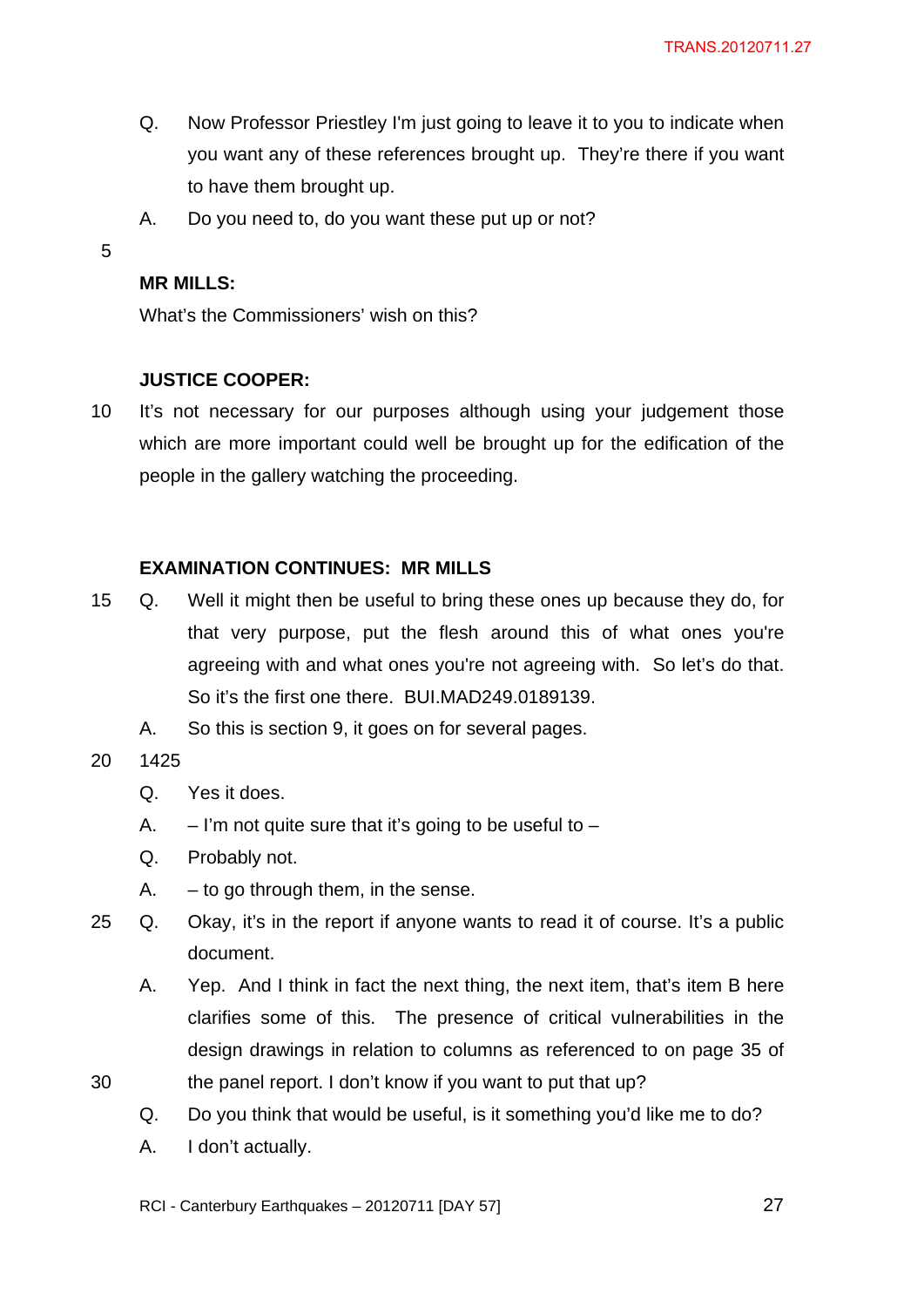Q. Now Professor Priestley I'm just going to leave it to you to indicate when you want any of these references brought up. They're there if you want to have them brought up.

A. Do you need to, do you want these put up or not?

**MR MILLS:**

What's the Commissioners' wish on this?

**JUSTICE COOPER:**

It's not necessary for our purposes although using your judgement those which are more important could well be brought up for the edification of the people in the gallery watching the proceeding.

**EXAMINATION CONTINUES: MR MILLS**

Q. Well it might then be useful to bring these ones up because they do, for that very purpose, put the flesh around this of what ones you're agreeing with and what ones you're not agreeing with. So let's do that. So it's the first one there. BUI.MAD249.0189139.

A. So this is section 9, it goes on for several pages.

1425

Q. Yes it does.

A. – I'm not quite sure that it's going to be useful to –

Q. Probably not.

A. – to go through them, in the sense.

Q. Okay, it's in the report if anyone wants to read it of course. It's a public document.

A. Yep. And I think in fact the next thing, the next item, that's item B here clarifies some of this. The presence of critical vulnerabilities in the design drawings in relation to columns as referenced to on page 35 of the panel report. I don't know if you want to put that up?

Q. Do you think that would be useful, is it something you'd like me to do?

A. I don't actually.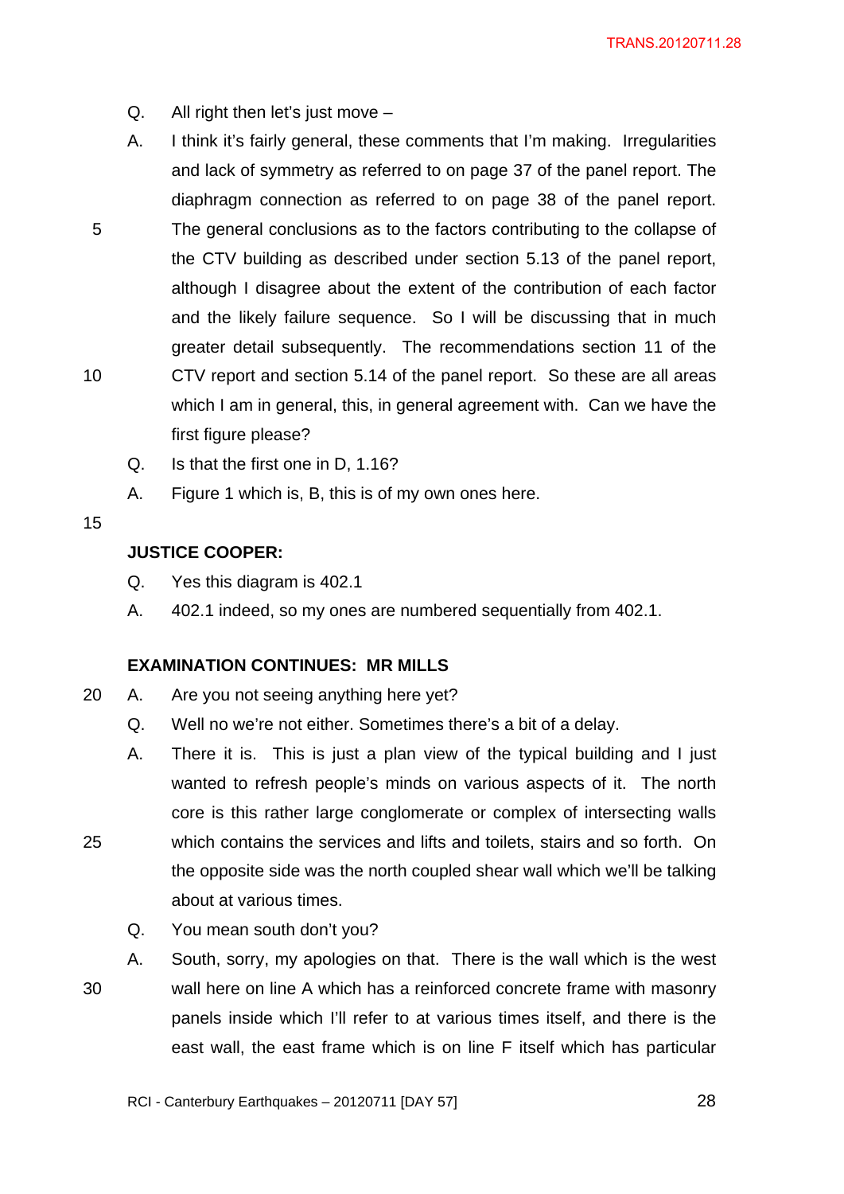Q. All right then let's just move –

A. I think it's fairly general, these comments that I'm making. Irregularities and lack of symmetry as referred to on page 37 of the panel report. The diaphragm connection as referred to on page 38 of the panel report. The general conclusions as to the factors contributing to the collapse of the CTV building as described under section 5.13 of the panel report, although I disagree about the extent of the contribution of each factor and the likely failure sequence. So I will be discussing that in much greater detail subsequently. The recommendations section 11 of the CTV report and section 5.14 of the panel report. So these are all areas which I am in general, this, in general agreement with. Can we have the first figure please?

Q. Is that the first one in D, 1.16?

A. Figure 1 which is, B, this is of my own ones here.

**JUSTICE COOPER:**

Q. Yes this diagram is 402.1

A. 402.1 indeed, so my ones are numbered sequentially from 402.1.

**EXAMINATION CONTINUES: MR MILLS**

A. Are you not seeing anything here yet?

Q. Well no we're not either. Sometimes there's a bit of a delay.

A. There it is. This is just a plan view of the typical building and I just wanted to refresh people's minds on various aspects of it. The north core is this rather large conglomerate or complex of intersecting walls which contains the services and lifts and toilets, stairs and so forth. On the opposite side was the north coupled shear wall which we'll be talking about at various times.

Q. You mean south don't you?

A. South, sorry, my apologies on that. There is the wall which is the west wall here on line A which has a reinforced concrete frame with masonry panels inside which I'll refer to at various times itself, and there is the east wall, the east frame which is on line F itself which has particular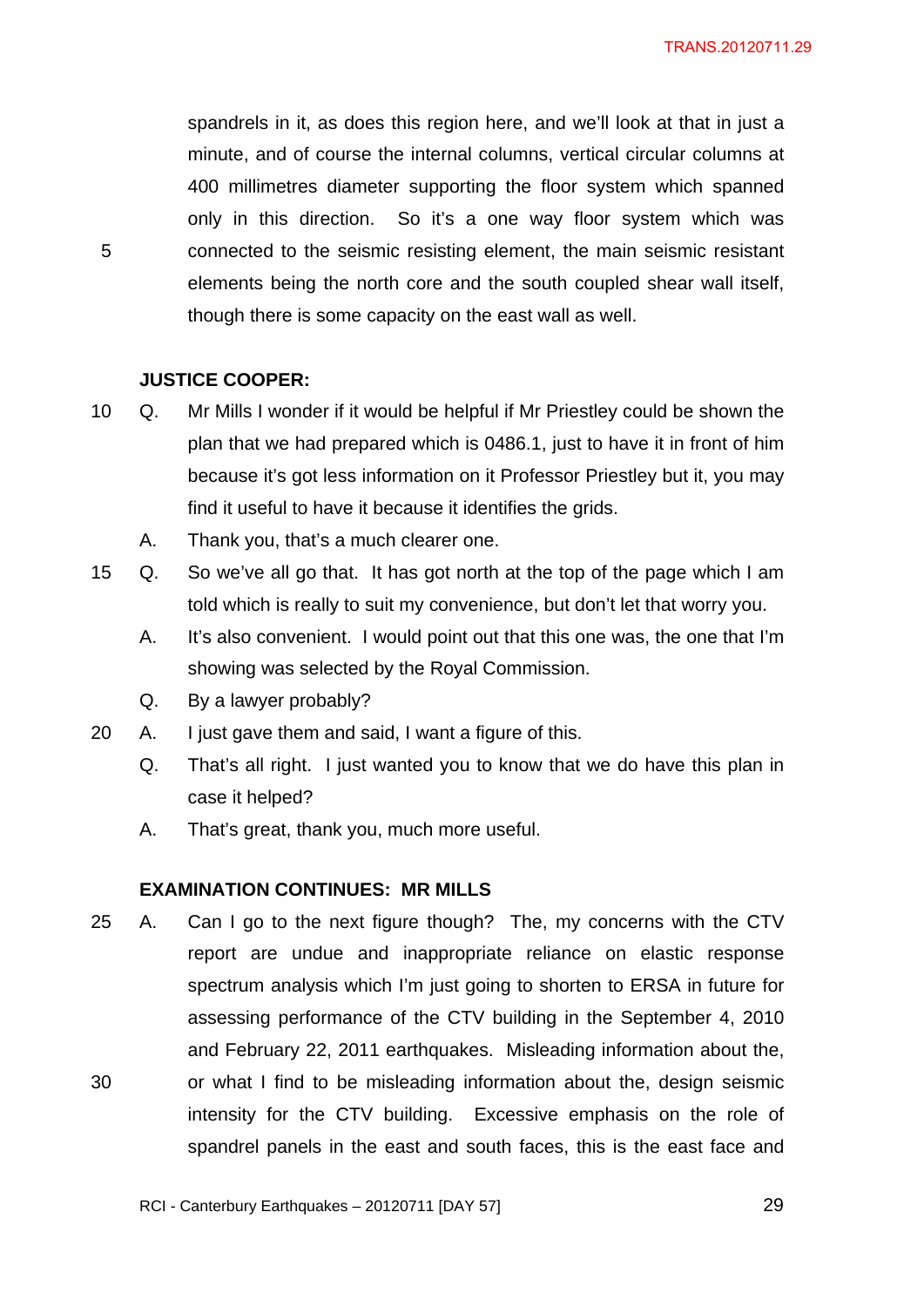spandrels in it, as does this region here, and we'll look at that in just a minute, and of course the internal columns, vertical circular columns at 400 millimetres diameter supporting the floor system which spanned only in this direction. So it's a one way floor system which was connected to the seismic resisting element, the main seismic resistant elements being the north core and the south coupled shear wall itself, though there is some capacity on the east wall as well.

**JUSTICE COOPER:**

Q. Mr Mills I wonder if it would be helpful if Mr Priestley could be shown the plan that we had prepared which is 0486.1, just to have it in front of him because it's got less information on it Professor Priestley but it, you may find it useful to have it because it identifies the grids.

A. Thank you, that's a much clearer one.

Q. So we've all go that. It has got north at the top of the page which I am told which is really to suit my convenience, but don't let that worry you.

A. It's also convenient. I would point out that this one was, the one that I'm showing was selected by the Royal Commission.

Q. By a lawyer probably?

A. I just gave them and said, I want a figure of this.

Q. That's all right. I just wanted you to know that we do have this plan in case it helped?

A. That's great, thank you, much more useful.

**EXAMINATION CONTINUES: MR MILLS**

A. Can I go to the next figure though? The, my concerns with the CTV report are undue and inappropriate reliance on elastic response spectrum analysis which I'm just going to shorten to ERSA in future for assessing performance of the CTV building in the September 4, 2010 and February 22, 2011 earthquakes. Misleading information about the, or what I find to be misleading information about the, design seismic intensity for the CTV building. Excessive emphasis on the role of spandrel panels in the east and south faces, this is the east face and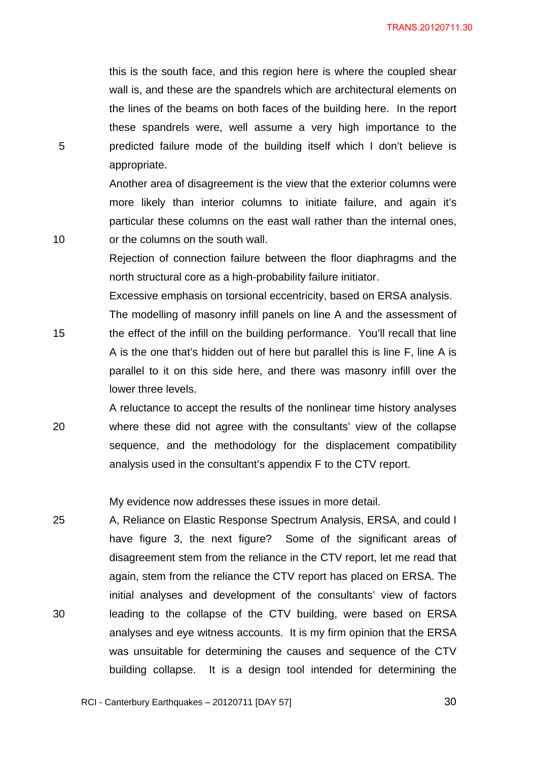this is the south face, and this region here is where the coupled shear wall is, and these are the spandrels which are architectural elements on the lines of the beams on both faces of the building here. In the report these spandrels were, well assume a very high importance to the predicted failure mode of the building itself which I don't believe is appropriate.

Another area of disagreement is the view that the exterior columns were more likely than interior columns to initiate failure, and again it's particular these columns on the east wall rather than the internal ones, or the columns on the south wall.

Rejection of connection failure between the floor diaphragms and the north structural core as a high-probability failure initiator.

Excessive emphasis on torsional eccentricity, based on ERSA analysis.

The modelling of masonry infill panels on line A and the assessment of the effect of the infill on the building performance. You'll recall that line A is the one that's hidden out of here but parallel this is line F, line A is parallel to it on this side here, and there was masonry infill over the lower three levels.

A reluctance to accept the results of the nonlinear time history analyses where these did not agree with the consultants' view of the collapse sequence, and the methodology for the displacement compatibility analysis used in the consultant's appendix F to the CTV report.

My evidence now addresses these issues in more detail.

A, Reliance on Elastic Response Spectrum Analysis, ERSA, and could I have figure 3, the next figure? Some of the significant areas of disagreement stem from the reliance in the CTV report, let me read that again, stem from the reliance the CTV report has placed on ERSA. The initial analyses and development of the consultants' view of factors leading to the collapse of the CTV building, were based on ERSA analyses and eye witness accounts. It is my firm opinion that the ERSA was unsuitable for determining the causes and sequence of the CTV building collapse. It is a design tool intended for determining the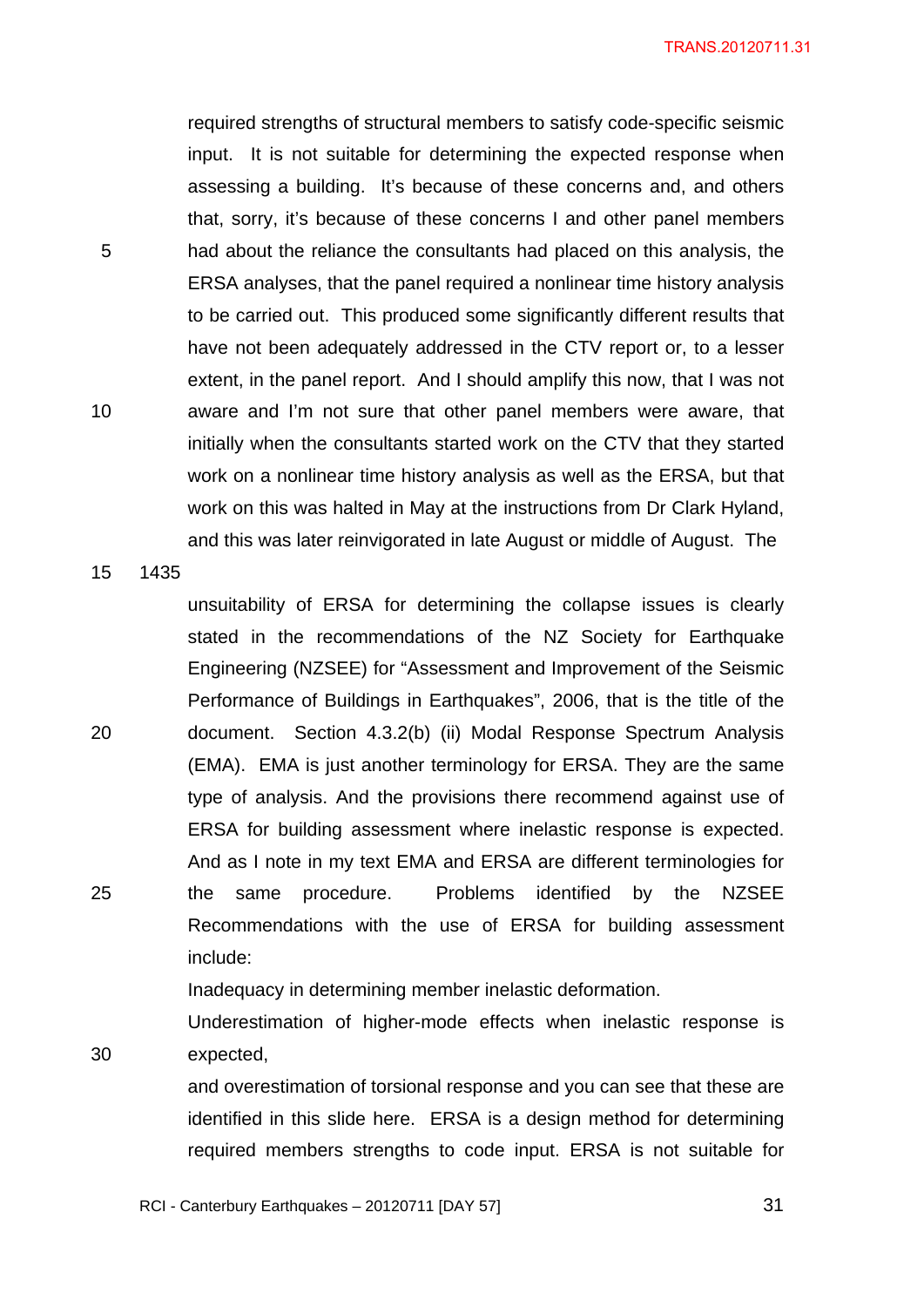required strengths of structural members to satisfy code-specific seismic input. It is not suitable for determining the expected response when assessing a building. It's because of these concerns and, and others that, sorry, it's because of these concerns I and other panel members had about the reliance the consultants had placed on this analysis, the ERSA analyses, that the panel required a nonlinear time history analysis to be carried out. This produced some significantly different results that have not been adequately addressed in the CTV report or, to a lesser extent, in the panel report. And I should amplify this now, that I was not aware and I'm not sure that other panel members were aware, that initially when the consultants started work on the CTV that they started work on a nonlinear time history analysis as well as the ERSA, but that work on this was halted in May at the instructions from Dr Clark Hyland, and this was later reinvigorated in late August or middle of August. The

1435

unsuitability of ERSA for determining the collapse issues is clearly stated in the recommendations of the NZ Society for Earthquake Engineering (NZSEE) for "Assessment and Improvement of the Seismic Performance of Buildings in Earthquakes", 2006, that is the title of the document. Section 4.3.2(b) (ii) Modal Response Spectrum Analysis (EMA). EMA is just another terminology for ERSA. They are the same type of analysis. And the provisions there recommend against use of ERSA for building assessment where inelastic response is expected. And as I note in my text EMA and ERSA are different terminologies for the same procedure. Problems identified by the NZSEE Recommendations with the use of ERSA for building assessment include:

Inadequacy in determining member inelastic deformation.

Underestimation of higher-mode effects when inelastic response is expected,

and overestimation of torsional response and you can see that these are identified in this slide here. ERSA is a design method for determining required members strengths to code input. ERSA is not suitable for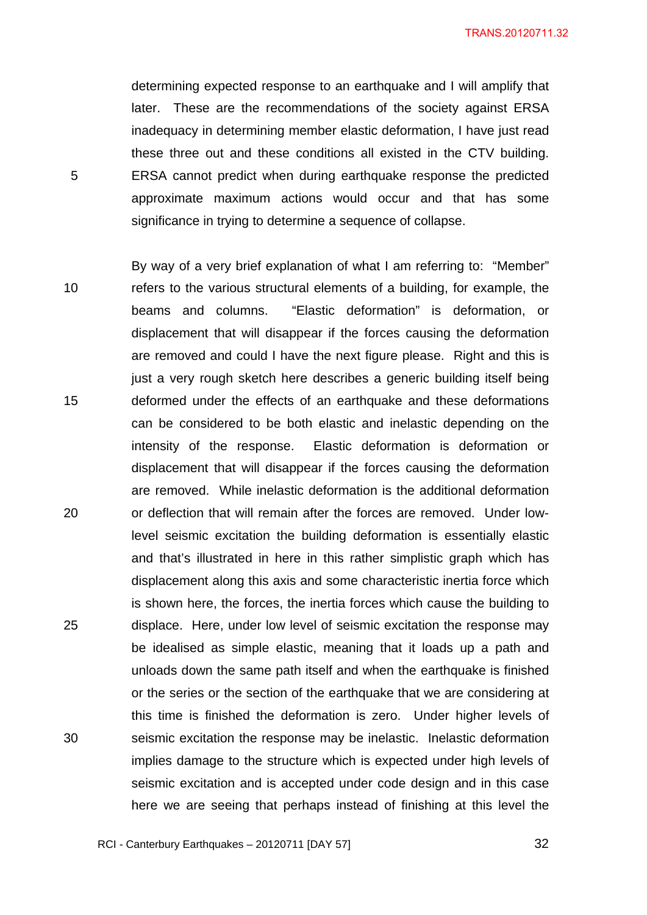determining expected response to an earthquake and I will amplify that later. These are the recommendations of the society against ERSA inadequacy in determining member elastic deformation, I have just read these three out and these conditions all existed in the CTV building. ERSA cannot predict when during earthquake response the predicted approximate maximum actions would occur and that has some significance in trying to determine a sequence of collapse.

By way of a very brief explanation of what I am referring to: "Member" refers to the various structural elements of a building, for example, the beams and columns. "Elastic deformation" is deformation, or displacement that will disappear if the forces causing the deformation are removed and could I have the next figure please. Right and this is just a very rough sketch here describes a generic building itself being deformed under the effects of an earthquake and these deformations can be considered to be both elastic and inelastic depending on the intensity of the response. Elastic deformation is deformation or displacement that will disappear if the forces causing the deformation are removed. While inelastic deformation is the additional deformation or deflection that will remain after the forces are removed. Under low-level seismic excitation the building deformation is essentially elastic and that's illustrated in here in this rather simplistic graph which has displacement along this axis and some characteristic inertia force which is shown here, the forces, the inertia forces which cause the building to displace. Here, under low level of seismic excitation the response may be idealised as simple elastic, meaning that it loads up a path and unloads down the same path itself and when the earthquake is finished or the series or the section of the earthquake that we are considering at this time is finished the deformation is zero. Under higher levels of seismic excitation the response may be inelastic. Inelastic deformation implies damage to the structure which is expected under high levels of seismic excitation and is accepted under code design and in this case here we are seeing that perhaps instead of finishing at this level the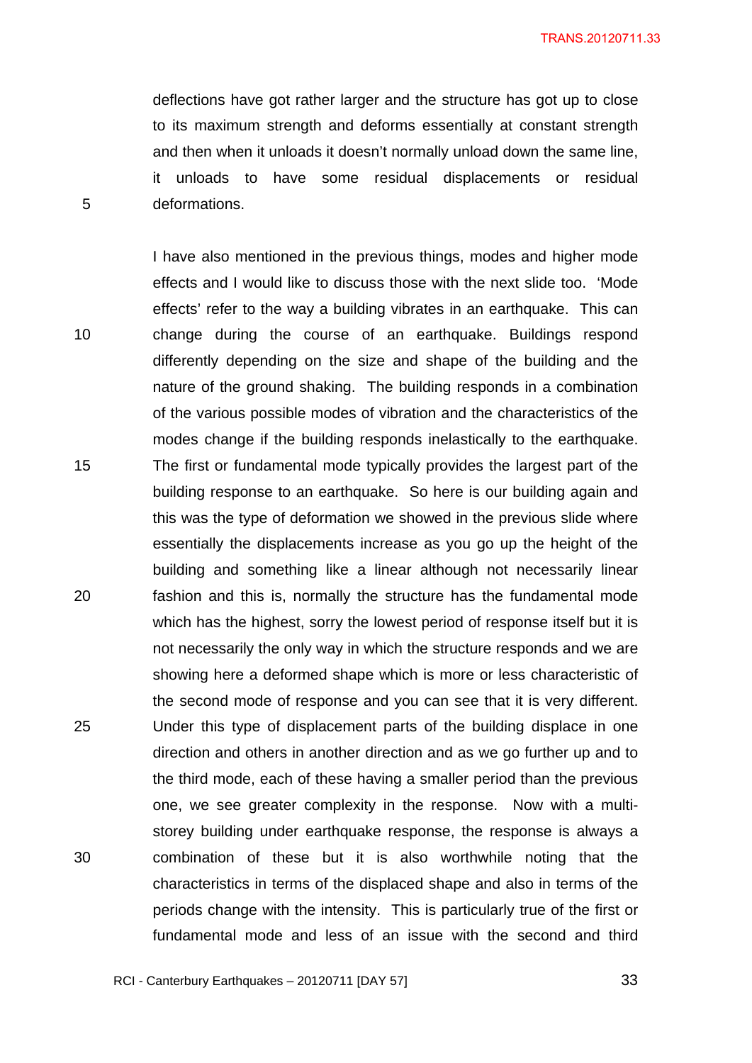deflections have got rather larger and the structure has got up to close to its maximum strength and deforms essentially at constant strength and then when it unloads it doesn't normally unload down the same line, it unloads to have some residual displacements or residual deformations.

I have also mentioned in the previous things, modes and higher mode effects and I would like to discuss those with the next slide too. 'Mode effects' refer to the way a building vibrates in an earthquake. This can change during the course of an earthquake. Buildings respond differently depending on the size and shape of the building and the nature of the ground shaking. The building responds in a combination of the various possible modes of vibration and the characteristics of the modes change if the building responds inelastically to the earthquake. The first or fundamental mode typically provides the largest part of the building response to an earthquake. So here is our building again and this was the type of deformation we showed in the previous slide where essentially the displacements increase as you go up the height of the building and something like a linear although not necessarily linear fashion and this is, normally the structure has the fundamental mode which has the highest, sorry the lowest period of response itself but it is not necessarily the only way in which the structure responds and we are showing here a deformed shape which is more or less characteristic of the second mode of response and you can see that it is very different. Under this type of displacement parts of the building displace in one direction and others in another direction and as we go further up and to the third mode, each of these having a smaller period than the previous one, we see greater complexity in the response. Now with a multi-storey building under earthquake response, the response is always a combination of these but it is also worthwhile noting that the characteristics in terms of the displaced shape and also in terms of the periods change with the intensity. This is particularly true of the first or fundamental mode and less of an issue with the second and third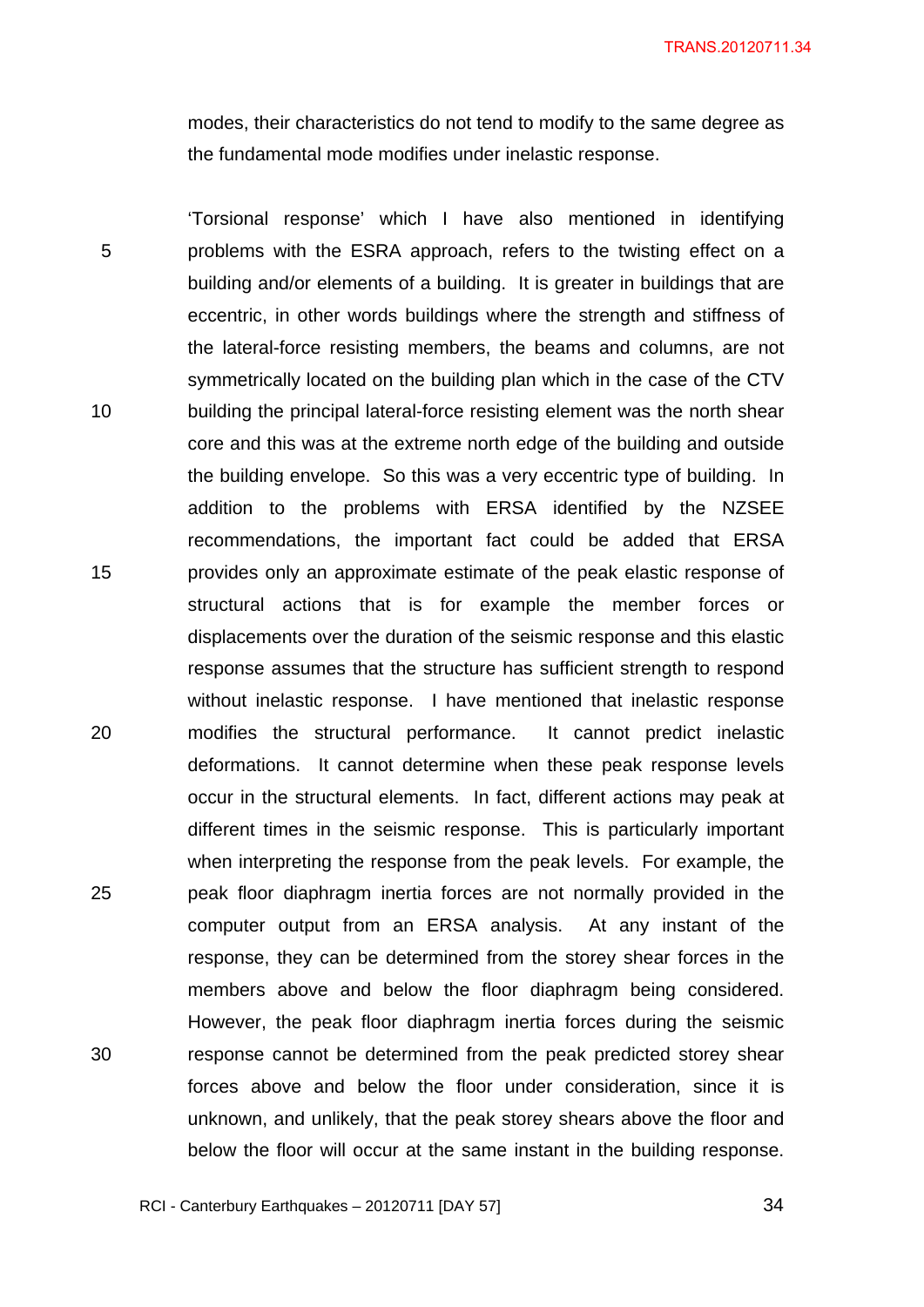modes, their characteristics do not tend to modify to the same degree as the fundamental mode modifies under inelastic response.

'Torsional response' which I have also mentioned in identifying problems with the ESRA approach, refers to the twisting effect on a building and/or elements of a building. It is greater in buildings that are eccentric, in other words buildings where the strength and stiffness of the lateral-force resisting members, the beams and columns, are not symmetrically located on the building plan which in the case of the CTV building the principal lateral-force resisting element was the north shear core and this was at the extreme north edge of the building and outside the building envelope. So this was a very eccentric type of building. In addition to the problems with ERSA identified by the NZSEE recommendations, the important fact could be added that ERSA provides only an approximate estimate of the peak elastic response of structural actions that is for example the member forces or displacements over the duration of the seismic response and this elastic response assumes that the structure has sufficient strength to respond without inelastic response. I have mentioned that inelastic response modifies the structural performance. It cannot predict inelastic deformations. It cannot determine when these peak response levels occur in the structural elements. In fact, different actions may peak at different times in the seismic response. This is particularly important when interpreting the response from the peak levels. For example, the peak floor diaphragm inertia forces are not normally provided in the computer output from an ERSA analysis. At any instant of the response, they can be determined from the storey shear forces in the members above and below the floor diaphragm being considered. However, the peak floor diaphragm inertia forces during the seismic response cannot be determined from the peak predicted storey shear forces above and below the floor under consideration, since it is unknown, and unlikely, that the peak storey shears above the floor and below the floor will occur at the same instant in the building response.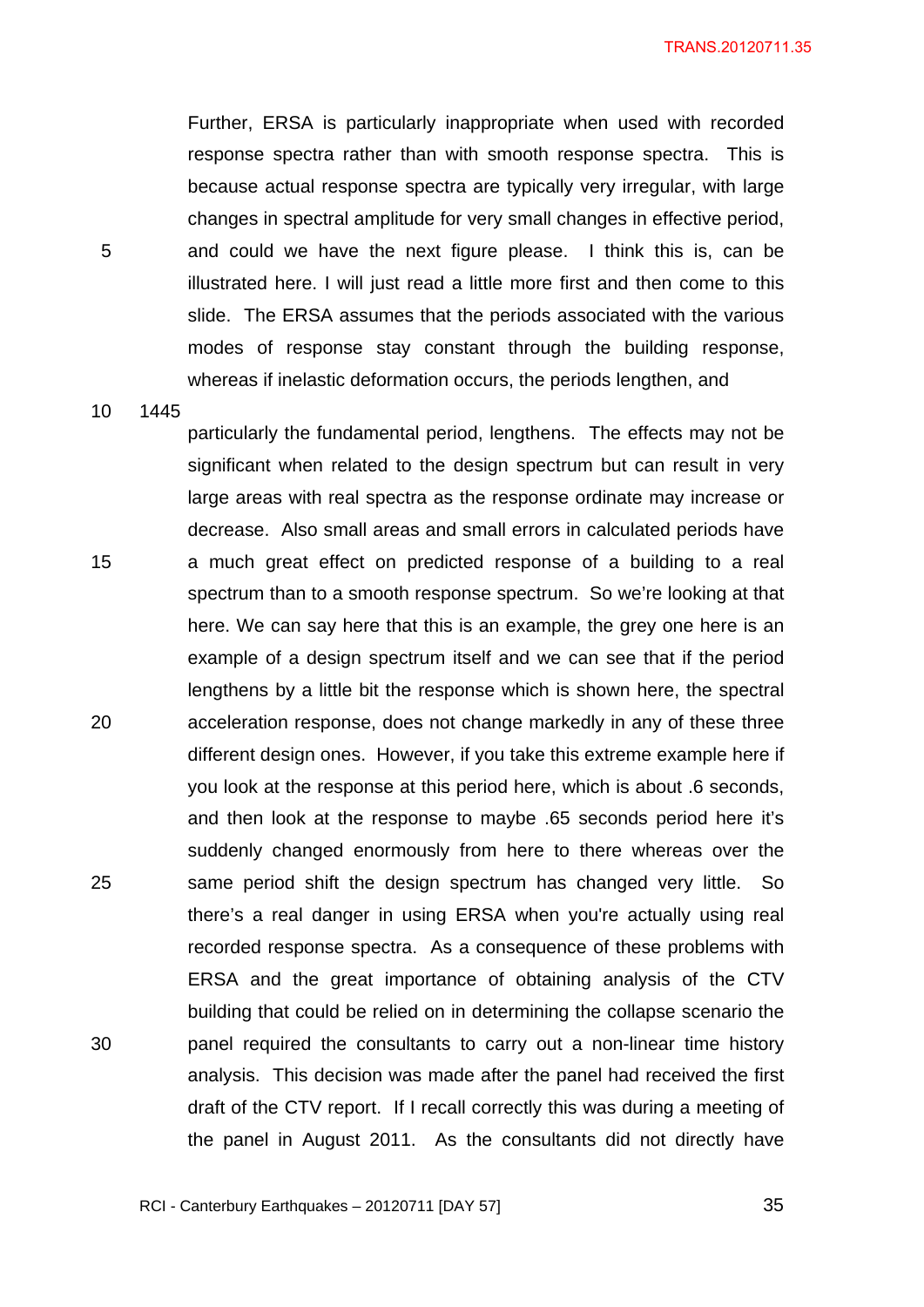Further, ERSA is particularly inappropriate when used with recorded response spectra rather than with smooth response spectra. This is because actual response spectra are typically very irregular, with large changes in spectral amplitude for very small changes in effective period, and could we have the next figure please. I think this is, can be illustrated here. I will just read a little more first and then come to this slide. The ERSA assumes that the periods associated with the various modes of response stay constant through the building response, whereas if inelastic deformation occurs, the periods lengthen, and

1445

particularly the fundamental period, lengthens. The effects may not be significant when related to the design spectrum but can result in very large areas with real spectra as the response ordinate may increase or decrease. Also small areas and small errors in calculated periods have a much great effect on predicted response of a building to a real spectrum than to a smooth response spectrum. So we're looking at that here. We can say here that this is an example, the grey one here is an example of a design spectrum itself and we can see that if the period lengthens by a little bit the response which is shown here, the spectral acceleration response, does not change markedly in any of these three different design ones. However, if you take this extreme example here if you look at the response at this period here, which is about .6 seconds, and then look at the response to maybe .65 seconds period here it's suddenly changed enormously from here to there whereas over the same period shift the design spectrum has changed very little. So there's a real danger in using ERSA when you're actually using real recorded response spectra. As a consequence of these problems with ERSA and the great importance of obtaining analysis of the CTV building that could be relied on in determining the collapse scenario the panel required the consultants to carry out a non-linear time history analysis. This decision was made after the panel had received the first draft of the CTV report. If I recall correctly this was during a meeting of the panel in August 2011. As the consultants did not directly have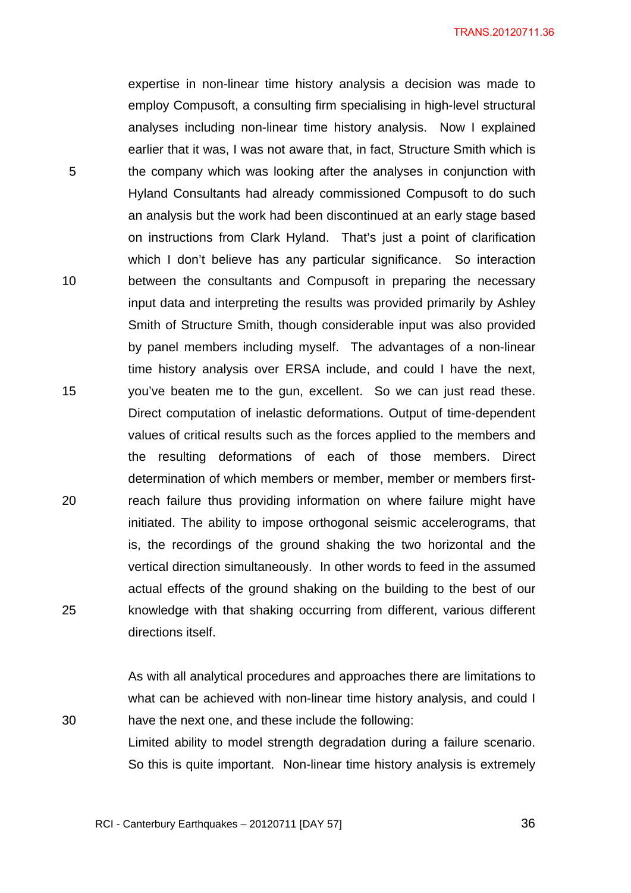expertise in non-linear time history analysis a decision was made to employ Compusoft, a consulting firm specialising in high-level structural analyses including non-linear time history analysis. Now I explained earlier that it was, I was not aware that, in fact, Structure Smith which is the company which was looking after the analyses in conjunction with Hyland Consultants had already commissioned Compusoft to do such an analysis but the work had been discontinued at an early stage based on instructions from Clark Hyland. That's just a point of clarification which I don't believe has any particular significance. So interaction between the consultants and Compusoft in preparing the necessary input data and interpreting the results was provided primarily by Ashley Smith of Structure Smith, though considerable input was also provided by panel members including myself. The advantages of a non-linear time history analysis over ERSA include, and could I have the next, you've beaten me to the gun, excellent. So we can just read these. Direct computation of inelastic deformations. Output of time-dependent values of critical results such as the forces applied to the members and the resulting deformations of each of those members. Direct determination of which members or member, member or members first-reach failure thus providing information on where failure might have initiated. The ability to impose orthogonal seismic accelerograms, that is, the recordings of the ground shaking the two horizontal and the vertical direction simultaneously. In other words to feed in the assumed actual effects of the ground shaking on the building to the best of our knowledge with that shaking occurring from different, various different directions itself.

As with all analytical procedures and approaches there are limitations to what can be achieved with non-linear time history analysis, and could I have the next one, and these include the following:
Limited ability to model strength degradation during a failure scenario. So this is quite important. Non-linear time history analysis is extremely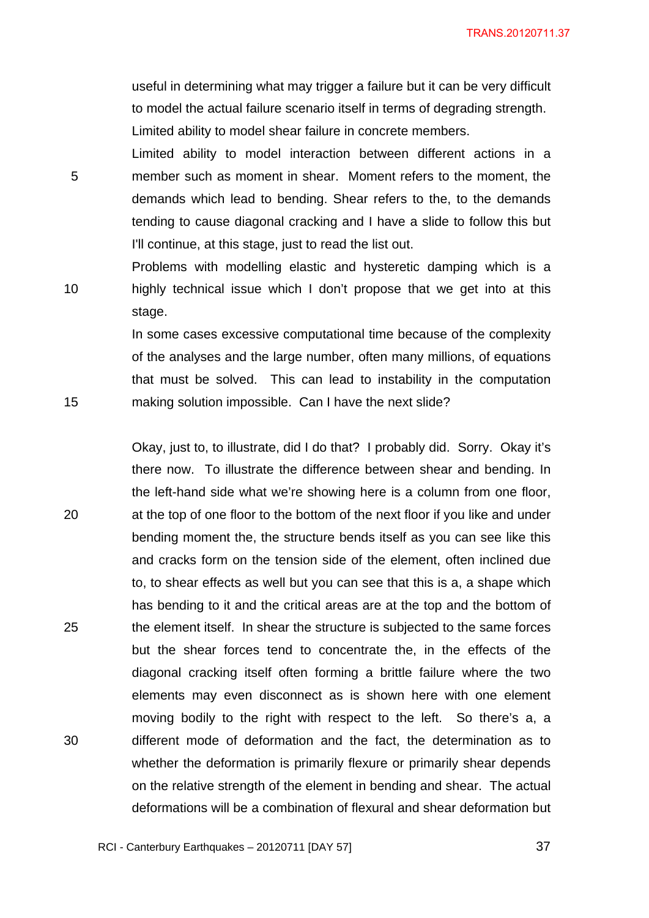useful in determining what may trigger a failure but it can be very difficult to model the actual failure scenario itself in terms of degrading strength. Limited ability to model shear failure in concrete members.

Limited ability to model interaction between different actions in a member such as moment in shear. Moment refers to the moment, the demands which lead to bending. Shear refers to the, to the demands tending to cause diagonal cracking and I have a slide to follow this but I'll continue, at this stage, just to read the list out.

Problems with modelling elastic and hysteretic damping which is a highly technical issue which I don't propose that we get into at this stage.

In some cases excessive computational time because of the complexity of the analyses and the large number, often many millions, of equations that must be solved. This can lead to instability in the computation making solution impossible. Can I have the next slide?

Okay, just to, to illustrate, did I do that? I probably did. Sorry. Okay it's there now. To illustrate the difference between shear and bending. In the left-hand side what we're showing here is a column from one floor, at the top of one floor to the bottom of the next floor if you like and under bending moment the, the structure bends itself as you can see like this and cracks form on the tension side of the element, often inclined due to, to shear effects as well but you can see that this is a, a shape which has bending to it and the critical areas are at the top and the bottom of the element itself. In shear the structure is subjected to the same forces but the shear forces tend to concentrate the, in the effects of the diagonal cracking itself often forming a brittle failure where the two elements may even disconnect as is shown here with one element moving bodily to the right with respect to the left. So there's a, a different mode of deformation and the fact, the determination as to whether the deformation is primarily flexure or primarily shear depends on the relative strength of the element in bending and shear. The actual deformations will be a combination of flexural and shear deformation but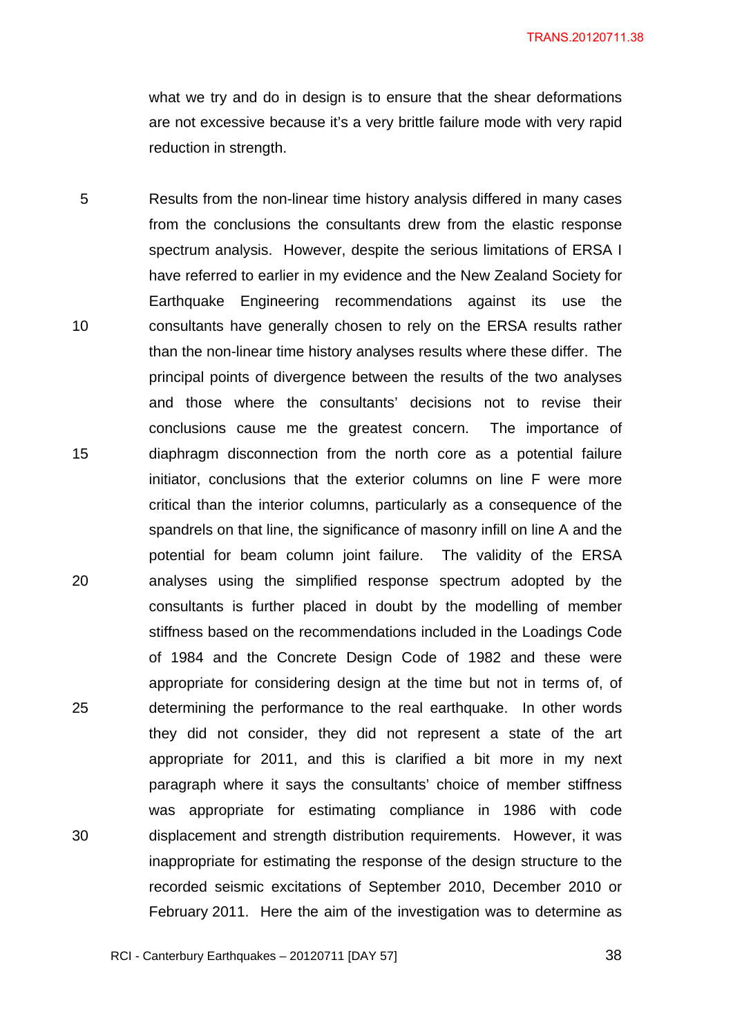what we try and do in design is to ensure that the shear deformations are not excessive because it's a very brittle failure mode with very rapid reduction in strength.

Results from the non-linear time history analysis differed in many cases from the conclusions the consultants drew from the elastic response spectrum analysis. However, despite the serious limitations of ERSA I have referred to earlier in my evidence and the New Zealand Society for Earthquake Engineering recommendations against its use the consultants have generally chosen to rely on the ERSA results rather than the non-linear time history analyses results where these differ. The principal points of divergence between the results of the two analyses and those where the consultants' decisions not to revise their conclusions cause me the greatest concern. The importance of diaphragm disconnection from the north core as a potential failure initiator, conclusions that the exterior columns on line F were more critical than the interior columns, particularly as a consequence of the spandrels on that line, the significance of masonry infill on line A and the potential for beam column joint failure. The validity of the ERSA analyses using the simplified response spectrum adopted by the consultants is further placed in doubt by the modelling of member stiffness based on the recommendations included in the Loadings Code of 1984 and the Concrete Design Code of 1982 and these were appropriate for considering design at the time but not in terms of, of determining the performance to the real earthquake. In other words they did not consider, they did not represent a state of the art appropriate for 2011, and this is clarified a bit more in my next paragraph where it says the consultants' choice of member stiffness was appropriate for estimating compliance in 1986 with code displacement and strength distribution requirements. However, it was inappropriate for estimating the response of the design structure to the recorded seismic excitations of September 2010, December 2010 or February 2011. Here the aim of the investigation was to determine as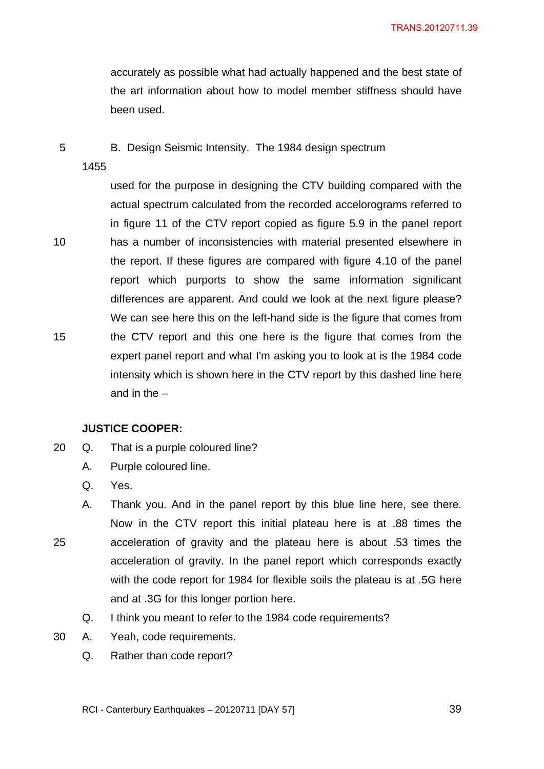accurately as possible what had actually happened and the best state of the art information about how to model member stiffness should have been used.

B. Design Seismic Intensity. The 1984 design spectrum

1455

used for the purpose in designing the CTV building compared with the actual spectrum calculated from the recorded accelorograms referred to in figure 11 of the CTV report copied as figure 5.9 in the panel report has a number of inconsistencies with material presented elsewhere in the report. If these figures are compared with figure 4.10 of the panel report which purports to show the same information significant differences are apparent. And could we look at the next figure please? We can see here this on the left-hand side is the figure that comes from the CTV report and this one here is the figure that comes from the expert panel report and what I'm asking you to look at is the 1984 code intensity which is shown here in the CTV report by this dashed line here and in the –

**JUSTICE COOPER:**

Q. That is a purple coloured line?

A. Purple coloured line.

Q. Yes.

A. Thank you. And in the panel report by this blue line here, see there. Now in the CTV report this initial plateau here is at .88 times the acceleration of gravity and the plateau here is about .53 times the acceleration of gravity. In the panel report which corresponds exactly with the code report for 1984 for flexible soils the plateau is at .5G here and at .3G for this longer portion here.

Q. I think you meant to refer to the 1984 code requirements?

A. Yeah, code requirements.

Q. Rather than code report?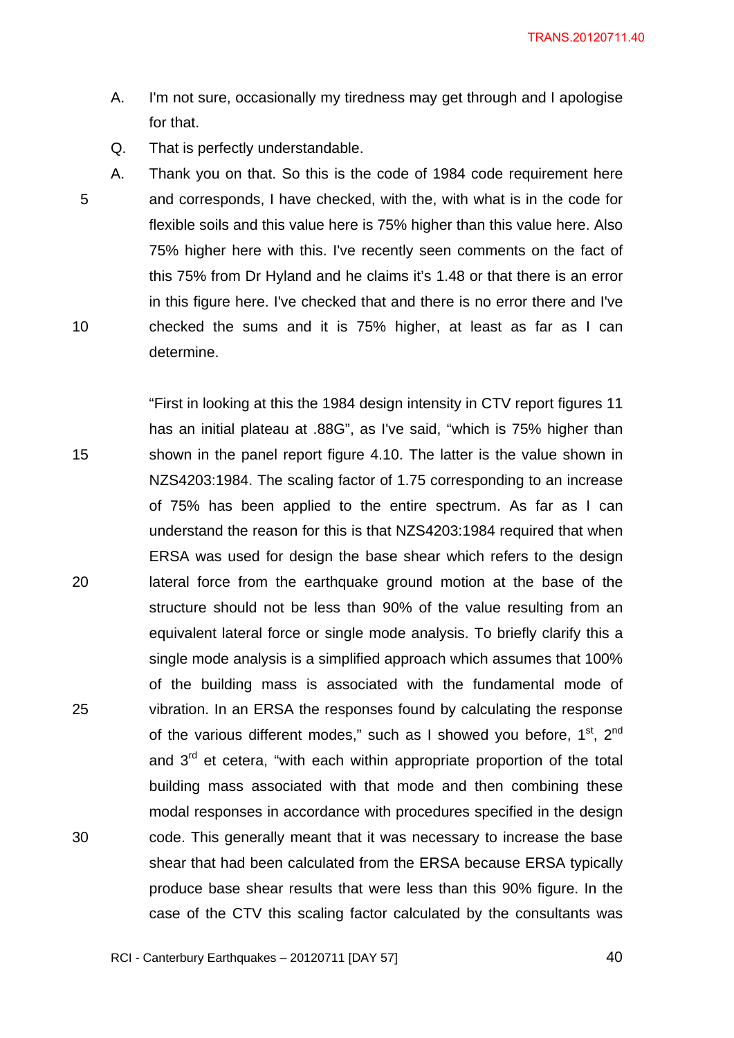A. I'm not sure, occasionally my tiredness may get through and I apologise for that.

Q. That is perfectly understandable.

A. Thank you on that. So this is the code of 1984 code requirement here and corresponds, I have checked, with the, with what is in the code for flexible soils and this value here is 75% higher than this value here. Also 75% higher here with this. I've recently seen comments on the fact of this 75% from Dr Hyland and he claims it's 1.48 or that there is an error in this figure here. I've checked that and there is no error there and I've checked the sums and it is 75% higher, at least as far as I can determine.

"First in looking at this the 1984 design intensity in CTV report figures 11 has an initial plateau at .88G", as I've said, "which is 75% higher than shown in the panel report figure 4.10. The latter is the value shown in NZS4203:1984. The scaling factor of 1.75 corresponding to an increase of 75% has been applied to the entire spectrum. As far as I can understand the reason for this is that NZS4203:1984 required that when ERSA was used for design the base shear which refers to the design lateral force from the earthquake ground motion at the base of the structure should not be less than 90% of the value resulting from an equivalent lateral force or single mode analysis. To briefly clarify this a single mode analysis is a simplified approach which assumes that 100% of the building mass is associated with the fundamental mode of vibration. In an ERSA the responses found by calculating the response of the various different modes," such as I showed you before, 1st, 2nd and 3rd et cetera, "with each within appropriate proportion of the total building mass associated with that mode and then combining these modal responses in accordance with procedures specified in the design code. This generally meant that it was necessary to increase the base shear that had been calculated from the ERSA because ERSA typically produce base shear results that were less than this 90% figure. In the case of the CTV this scaling factor calculated by the consultants was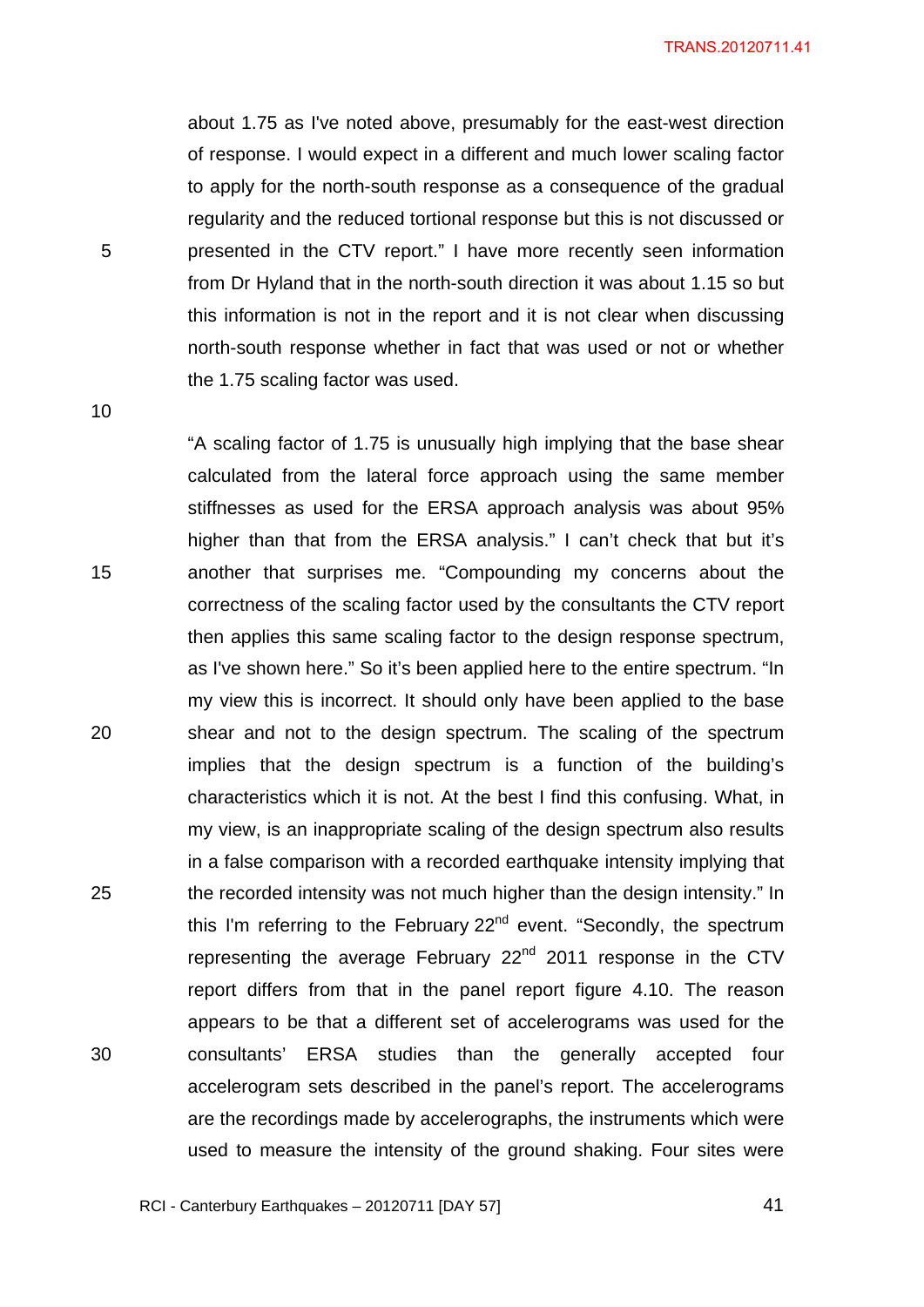about 1.75 as I've noted above, presumably for the east-west direction of response. I would expect in a different and much lower scaling factor to apply for the north-south response as a consequence of the gradual regularity and the reduced tortional response but this is not discussed or presented in the CTV report." I have more recently seen information from Dr Hyland that in the north-south direction it was about 1.15 so but this information is not in the report and it is not clear when discussing north-south response whether in fact that was used or not or whether the 1.75 scaling factor was used.

"A scaling factor of 1.75 is unusually high implying that the base shear calculated from the lateral force approach using the same member stiffnesses as used for the ERSA approach analysis was about 95% higher than that from the ERSA analysis." I can't check that but it's another that surprises me. "Compounding my concerns about the correctness of the scaling factor used by the consultants the CTV report then applies this same scaling factor to the design response spectrum, as I've shown here." So it's been applied here to the entire spectrum. "In my view this is incorrect. It should only have been applied to the base shear and not to the design spectrum. The scaling of the spectrum implies that the design spectrum is a function of the building's characteristics which it is not. At the best I find this confusing. What, in my view, is an inappropriate scaling of the design spectrum also results in a false comparison with a recorded earthquake intensity implying that the recorded intensity was not much higher than the design intensity." In this I'm referring to the February 22nd event. "Secondly, the spectrum representing the average February 22nd 2011 response in the CTV report differs from that in the panel report figure 4.10. The reason appears to be that a different set of accelerograms was used for the consultants' ERSA studies than the generally accepted four accelerogram sets described in the panel's report. The accelerograms are the recordings made by accelerographs, the instruments which were used to measure the intensity of the ground shaking. Four sites were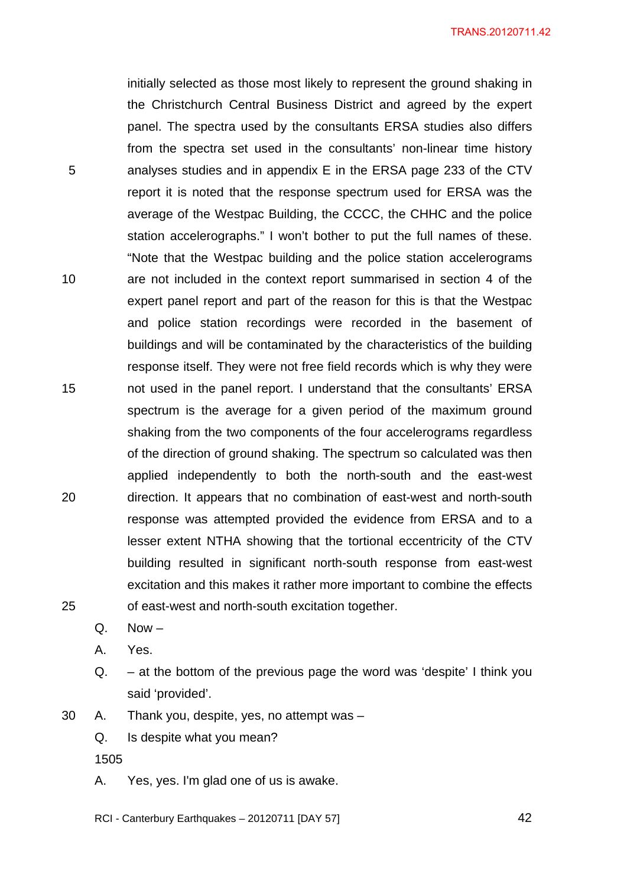initially selected as those most likely to represent the ground shaking in the Christchurch Central Business District and agreed by the expert panel. The spectra used by the consultants ERSA studies also differs from the spectra set used in the consultants' non-linear time history analyses studies and in appendix E in the ERSA page 233 of the CTV report it is noted that the response spectrum used for ERSA was the average of the Westpac Building, the CCCC, the CHHC and the police station accelerographs." I won't bother to put the full names of these. "Note that the Westpac building and the police station accelerograms are not included in the context report summarised in section 4 of the expert panel report and part of the reason for this is that the Westpac and police station recordings were recorded in the basement of buildings and will be contaminated by the characteristics of the building response itself. They were not free field records which is why they were not used in the panel report. I understand that the consultants' ERSA spectrum is the average for a given period of the maximum ground shaking from the two components of the four accelerograms regardless of the direction of ground shaking. The spectrum so calculated was then applied independently to both the north-south and the east-west direction. It appears that no combination of east-west and north-south response was attempted provided the evidence from ERSA and to a lesser extent NTHA showing that the tortional eccentricity of the CTV building resulted in significant north-south response from east-west excitation and this makes it rather more important to combine the effects of east-west and north-south excitation together.

Q. Now –

A. Yes.

Q. – at the bottom of the previous page the word was 'despite' I think you said 'provided'.

A. Thank you, despite, yes, no attempt was –

Q. Is despite what you mean?

1505

A. Yes, yes. I'm glad one of us is awake.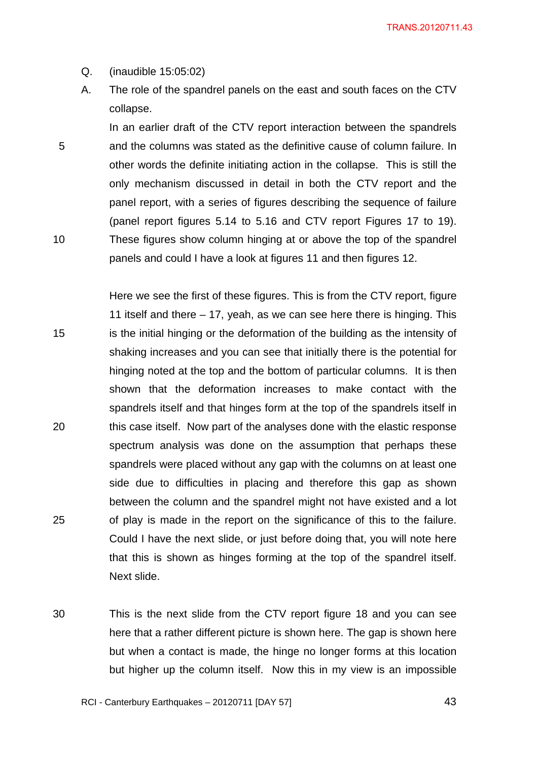Q. (inaudible 15:05:02)

A. The role of the spandrel panels on the east and south faces on the CTV collapse.

In an earlier draft of the CTV report interaction between the spandrels and the columns was stated as the definitive cause of column failure. In other words the definite initiating action in the collapse. This is still the only mechanism discussed in detail in both the CTV report and the panel report, with a series of figures describing the sequence of failure (panel report figures 5.14 to 5.16 and CTV report Figures 17 to 19). These figures show column hinging at or above the top of the spandrel panels and could I have a look at figures 11 and then figures 12.

Here we see the first of these figures. This is from the CTV report, figure 11 itself and there – 17, yeah, as we can see here there is hinging. This is the initial hinging or the deformation of the building as the intensity of shaking increases and you can see that initially there is the potential for hinging noted at the top and the bottom of particular columns. It is then shown that the deformation increases to make contact with the spandrels itself and that hinges form at the top of the spandrels itself in this case itself. Now part of the analyses done with the elastic response spectrum analysis was done on the assumption that perhaps these spandrels were placed without any gap with the columns on at least one side due to difficulties in placing and therefore this gap as shown between the column and the spandrel might not have existed and a lot of play is made in the report on the significance of this to the failure. Could I have the next slide, or just before doing that, you will note here that this is shown as hinges forming at the top of the spandrel itself. Next slide.

This is the next slide from the CTV report figure 18 and you can see here that a rather different picture is shown here. The gap is shown here but when a contact is made, the hinge no longer forms at this location but higher up the column itself. Now this in my view is an impossible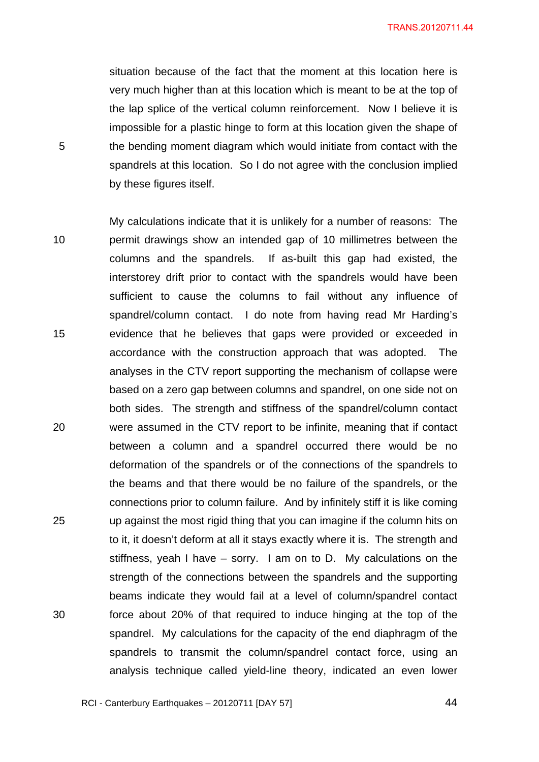situation because of the fact that the moment at this location here is very much higher than at this location which is meant to be at the top of the lap splice of the vertical column reinforcement. Now I believe it is impossible for a plastic hinge to form at this location given the shape of the bending moment diagram which would initiate from contact with the spandrels at this location. So I do not agree with the conclusion implied by these figures itself.

My calculations indicate that it is unlikely for a number of reasons: The permit drawings show an intended gap of 10 millimetres between the columns and the spandrels. If as-built this gap had existed, the interstorey drift prior to contact with the spandrels would have been sufficient to cause the columns to fail without any influence of spandrel/column contact. I do note from having read Mr Harding's evidence that he believes that gaps were provided or exceeded in accordance with the construction approach that was adopted. The analyses in the CTV report supporting the mechanism of collapse were based on a zero gap between columns and spandrel, on one side not on both sides. The strength and stiffness of the spandrel/column contact were assumed in the CTV report to be infinite, meaning that if contact between a column and a spandrel occurred there would be no deformation of the spandrels or of the connections of the spandrels to the beams and that there would be no failure of the spandrels, or the connections prior to column failure. And by infinitely stiff it is like coming up against the most rigid thing that you can imagine if the column hits on to it, it doesn't deform at all it stays exactly where it is. The strength and stiffness, yeah I have – sorry. I am on to D. My calculations on the strength of the connections between the spandrels and the supporting beams indicate they would fail at a level of column/spandrel contact force about 20% of that required to induce hinging at the top of the spandrel. My calculations for the capacity of the end diaphragm of the spandrels to transmit the column/spandrel contact force, using an analysis technique called yield-line theory, indicated an even lower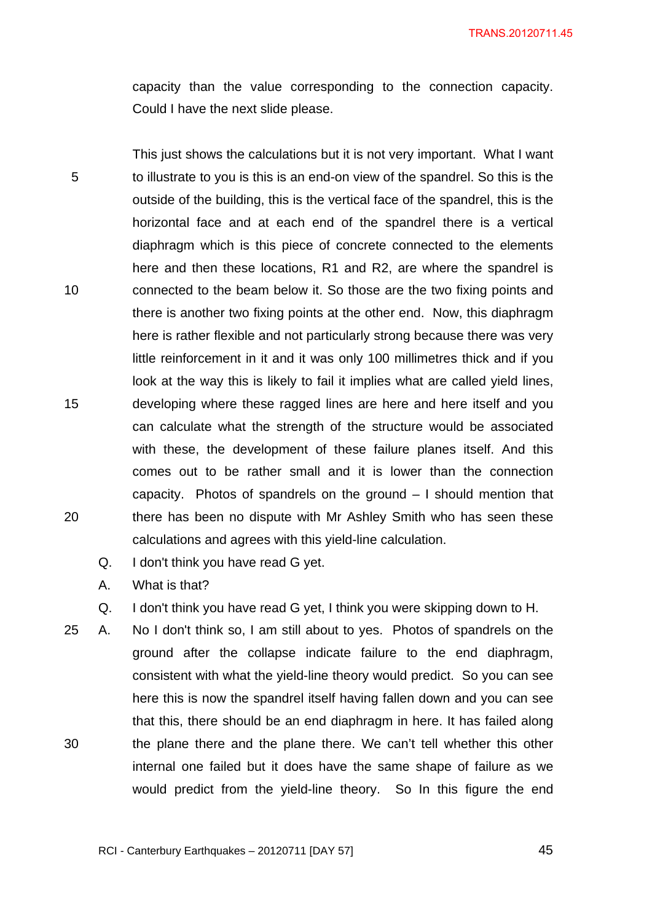capacity than the value corresponding to the connection capacity. Could I have the next slide please.

This just shows the calculations but it is not very important. What I want to illustrate to you is this is an end-on view of the spandrel. So this is the outside of the building, this is the vertical face of the spandrel, this is the horizontal face and at each end of the spandrel there is a vertical diaphragm which is this piece of concrete connected to the elements here and then these locations, R1 and R2, are where the spandrel is connected to the beam below it. So those are the two fixing points and there is another two fixing points at the other end. Now, this diaphragm here is rather flexible and not particularly strong because there was very little reinforcement in it and it was only 100 millimetres thick and if you look at the way this is likely to fail it implies what are called yield lines, developing where these ragged lines are here and here itself and you can calculate what the strength of the structure would be associated with these, the development of these failure planes itself. And this comes out to be rather small and it is lower than the connection capacity. Photos of spandrels on the ground – I should mention that there has been no dispute with Mr Ashley Smith who has seen these calculations and agrees with this yield-line calculation.

Q. I don't think you have read G yet.

A. What is that?

Q. I don't think you have read G yet, I think you were skipping down to H.

A. No I don't think so, I am still about to yes. Photos of spandrels on the ground after the collapse indicate failure to the end diaphragm, consistent with what the yield-line theory would predict. So you can see here this is now the spandrel itself having fallen down and you can see that this, there should be an end diaphragm in here. It has failed along the plane there and the plane there. We can't tell whether this other internal one failed but it does have the same shape of failure as we would predict from the yield-line theory. So In this figure the end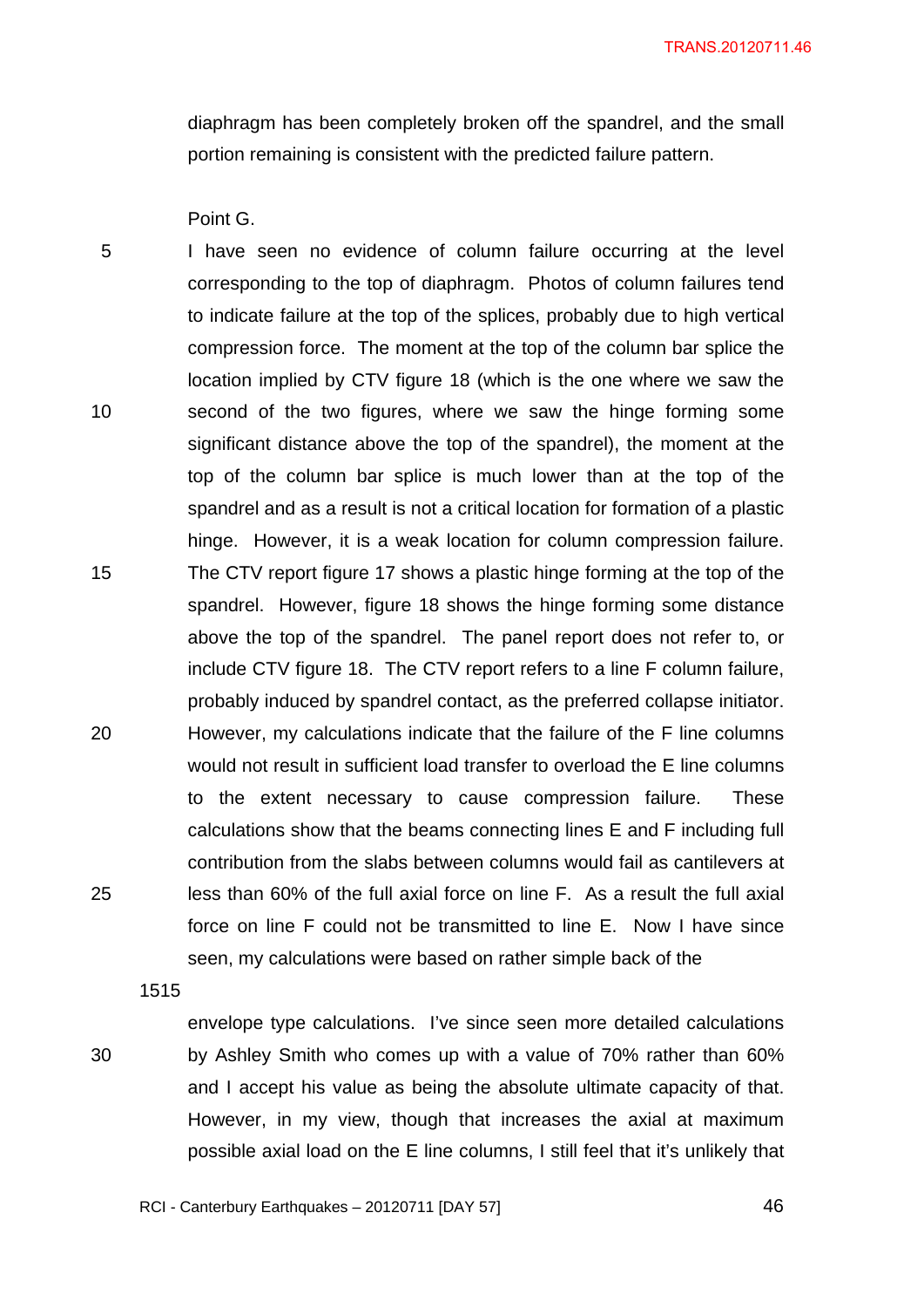diaphragm has been completely broken off the spandrel, and the small portion remaining is consistent with the predicted failure pattern.

Point G.

I have seen no evidence of column failure occurring at the level corresponding to the top of diaphragm. Photos of column failures tend to indicate failure at the top of the splices, probably due to high vertical compression force. The moment at the top of the column bar splice the location implied by CTV figure 18 (which is the one where we saw the second of the two figures, where we saw the hinge forming some significant distance above the top of the spandrel), the moment at the top of the column bar splice is much lower than at the top of the spandrel and as a result is not a critical location for formation of a plastic hinge. However, it is a weak location for column compression failure. The CTV report figure 17 shows a plastic hinge forming at the top of the spandrel. However, figure 18 shows the hinge forming some distance above the top of the spandrel. The panel report does not refer to, or include CTV figure 18. The CTV report refers to a line F column failure, probably induced by spandrel contact, as the preferred collapse initiator. However, my calculations indicate that the failure of the F line columns would not result in sufficient load transfer to overload the E line columns to the extent necessary to cause compression failure. These calculations show that the beams connecting lines E and F including full contribution from the slabs between columns would fail as cantilevers at less than 60% of the full axial force on line F. As a result the full axial force on line F could not be transmitted to line E. Now I have since seen, my calculations were based on rather simple back of the

1515

envelope type calculations. I've since seen more detailed calculations by Ashley Smith who comes up with a value of 70% rather than 60% and I accept his value as being the absolute ultimate capacity of that. However, in my view, though that increases the axial at maximum possible axial load on the E line columns, I still feel that it's unlikely that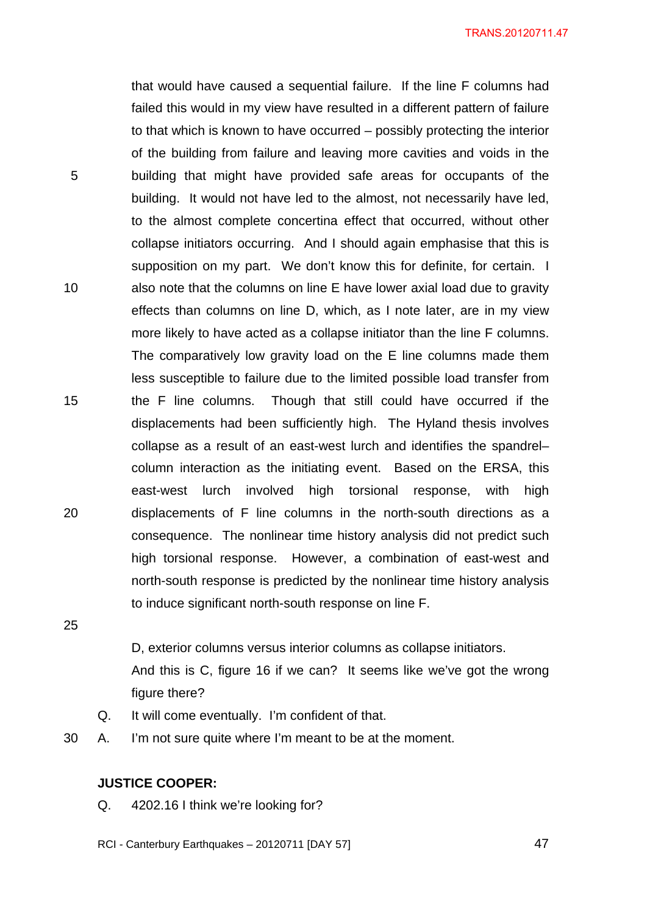that would have caused a sequential failure. If the line F columns had failed this would in my view have resulted in a different pattern of failure to that which is known to have occurred – possibly protecting the interior of the building from failure and leaving more cavities and voids in the building that might have provided safe areas for occupants of the building. It would not have led to the almost, not necessarily have led, to the almost complete concertina effect that occurred, without other collapse initiators occurring. And I should again emphasise that this is supposition on my part. We don't know this for definite, for certain. I also note that the columns on line E have lower axial load due to gravity effects than columns on line D, which, as I note later, are in my view more likely to have acted as a collapse initiator than the line F columns. The comparatively low gravity load on the E line columns made them less susceptible to failure due to the limited possible load transfer from the F line columns. Though that still could have occurred if the displacements had been sufficiently high. The Hyland thesis involves collapse as a result of an east-west lurch and identifies the spandrel–column interaction as the initiating event. Based on the ERSA, this east-west lurch involved high torsional response, with high displacements of F line columns in the north-south directions as a consequence. The nonlinear time history analysis did not predict such high torsional response. However, a combination of east-west and north-south response is predicted by the nonlinear time history analysis to induce significant north-south response on line F.

D, exterior columns versus interior columns as collapse initiators. And this is C, figure 16 if we can? It seems like we've got the wrong figure there?

Q. It will come eventually. I'm confident of that.

A. I'm not sure quite where I'm meant to be at the moment.

**JUSTICE COOPER:**

Q. 4202.16 I think we're looking for?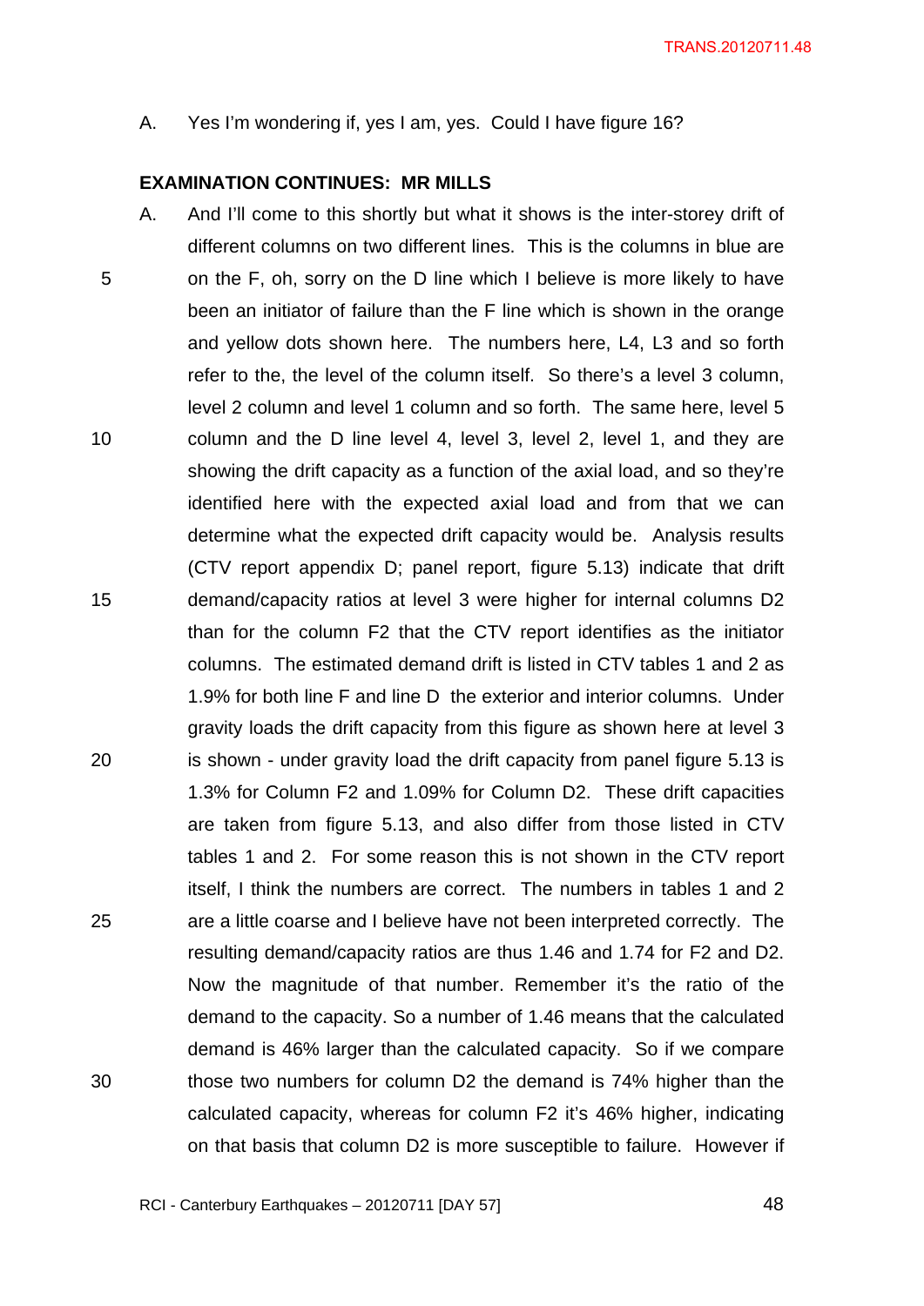A. Yes I'm wondering if, yes I am, yes. Could I have figure 16?

**EXAMINATION CONTINUES: MR MILLS**

A. And I'll come to this shortly but what it shows is the inter-storey drift of different columns on two different lines. This is the columns in blue are on the F, oh, sorry on the D line which I believe is more likely to have been an initiator of failure than the F line which is shown in the orange and yellow dots shown here. The numbers here, L4, L3 and so forth refer to the, the level of the column itself. So there's a level 3 column, level 2 column and level 1 column and so forth. The same here, level 5 column and the D line level 4, level 3, level 2, level 1, and they are showing the drift capacity as a function of the axial load, and so they're identified here with the expected axial load and from that we can determine what the expected drift capacity would be. Analysis results (CTV report appendix D; panel report, figure 5.13) indicate that drift demand/capacity ratios at level 3 were higher for internal columns D2 than for the column F2 that the CTV report identifies as the initiator columns. The estimated demand drift is listed in CTV tables 1 and 2 as 1.9% for both line F and line D the exterior and interior columns. Under gravity loads the drift capacity from this figure as shown here at level 3 is shown - under gravity load the drift capacity from panel figure 5.13 is 1.3% for Column F2 and 1.09% for Column D2. These drift capacities are taken from figure 5.13, and also differ from those listed in CTV tables 1 and 2. For some reason this is not shown in the CTV report itself, I think the numbers are correct. The numbers in tables 1 and 2 are a little coarse and I believe have not been interpreted correctly. The resulting demand/capacity ratios are thus 1.46 and 1.74 for F2 and D2. Now the magnitude of that number. Remember it's the ratio of the demand to the capacity. So a number of 1.46 means that the calculated demand is 46% larger than the calculated capacity. So if we compare those two numbers for column D2 the demand is 74% higher than the calculated capacity, whereas for column F2 it's 46% higher, indicating on that basis that column D2 is more susceptible to failure. However if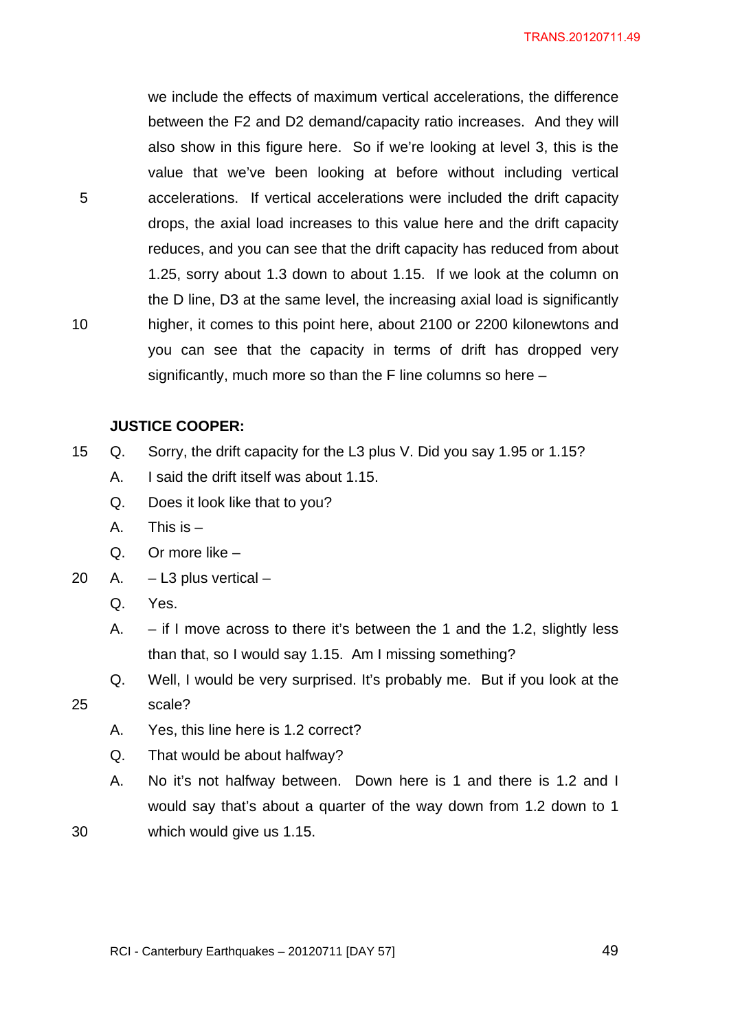we include the effects of maximum vertical accelerations, the difference between the F2 and D2 demand/capacity ratio increases. And they will also show in this figure here. So if we're looking at level 3, this is the value that we've been looking at before without including vertical accelerations. If vertical accelerations were included the drift capacity drops, the axial load increases to this value here and the drift capacity reduces, and you can see that the drift capacity has reduced from about 1.25, sorry about 1.3 down to about 1.15. If we look at the column on the D line, D3 at the same level, the increasing axial load is significantly higher, it comes to this point here, about 2100 or 2200 kilonewtons and you can see that the capacity in terms of drift has dropped very significantly, much more so than the F line columns so here –

**JUSTICE COOPER:**

Q. Sorry, the drift capacity for the L3 plus V. Did you say 1.95 or 1.15?

A. I said the drift itself was about 1.15.

Q. Does it look like that to you?

A. This is –

Q. Or more like –

A. – L3 plus vertical –

Q. Yes.

A. – if I move across to there it's between the 1 and the 1.2, slightly less than that, so I would say 1.15. Am I missing something?

Q. Well, I would be very surprised. It's probably me. But if you look at the scale?

A. Yes, this line here is 1.2 correct?

Q. That would be about halfway?

A. No it's not halfway between. Down here is 1 and there is 1.2 and I would say that's about a quarter of the way down from 1.2 down to 1 which would give us 1.15.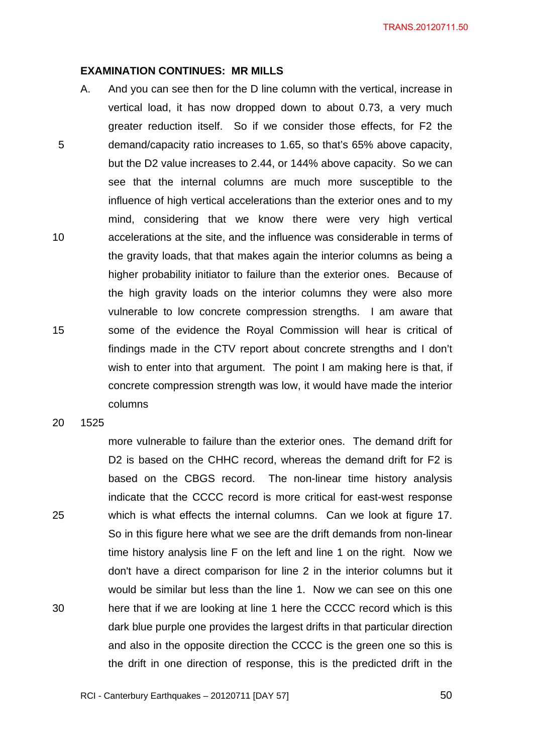**EXAMINATION CONTINUES: MR MILLS**

A. And you can see then for the D line column with the vertical, increase in vertical load, it has now dropped down to about 0.73, a very much greater reduction itself. So if we consider those effects, for F2 the demand/capacity ratio increases to 1.65, so that's 65% above capacity, but the D2 value increases to 2.44, or 144% above capacity. So we can see that the internal columns are much more susceptible to the influence of high vertical accelerations than the exterior ones and to my mind, considering that we know there were very high vertical accelerations at the site, and the influence was considerable in terms of the gravity loads, that that makes again the interior columns as being a higher probability initiator to failure than the exterior ones. Because of the high gravity loads on the interior columns they were also more vulnerable to low concrete compression strengths. I am aware that some of the evidence the Royal Commission will hear is critical of findings made in the CTV report about concrete strengths and I don't wish to enter into that argument. The point I am making here is that, if concrete compression strength was low, it would have made the interior columns

1525

more vulnerable to failure than the exterior ones. The demand drift for D2 is based on the CHHC record, whereas the demand drift for F2 is based on the CBGS record. The non-linear time history analysis indicate that the CCCC record is more critical for east-west response which is what effects the internal columns. Can we look at figure 17. So in this figure here what we see are the drift demands from non-linear time history analysis line F on the left and line 1 on the right. Now we don't have a direct comparison for line 2 in the interior columns but it would be similar but less than the line 1. Now we can see on this one here that if we are looking at line 1 here the CCCC record which is this dark blue purple one provides the largest drifts in that particular direction and also in the opposite direction the CCCC is the green one so this is the drift in one direction of response, this is the predicted drift in the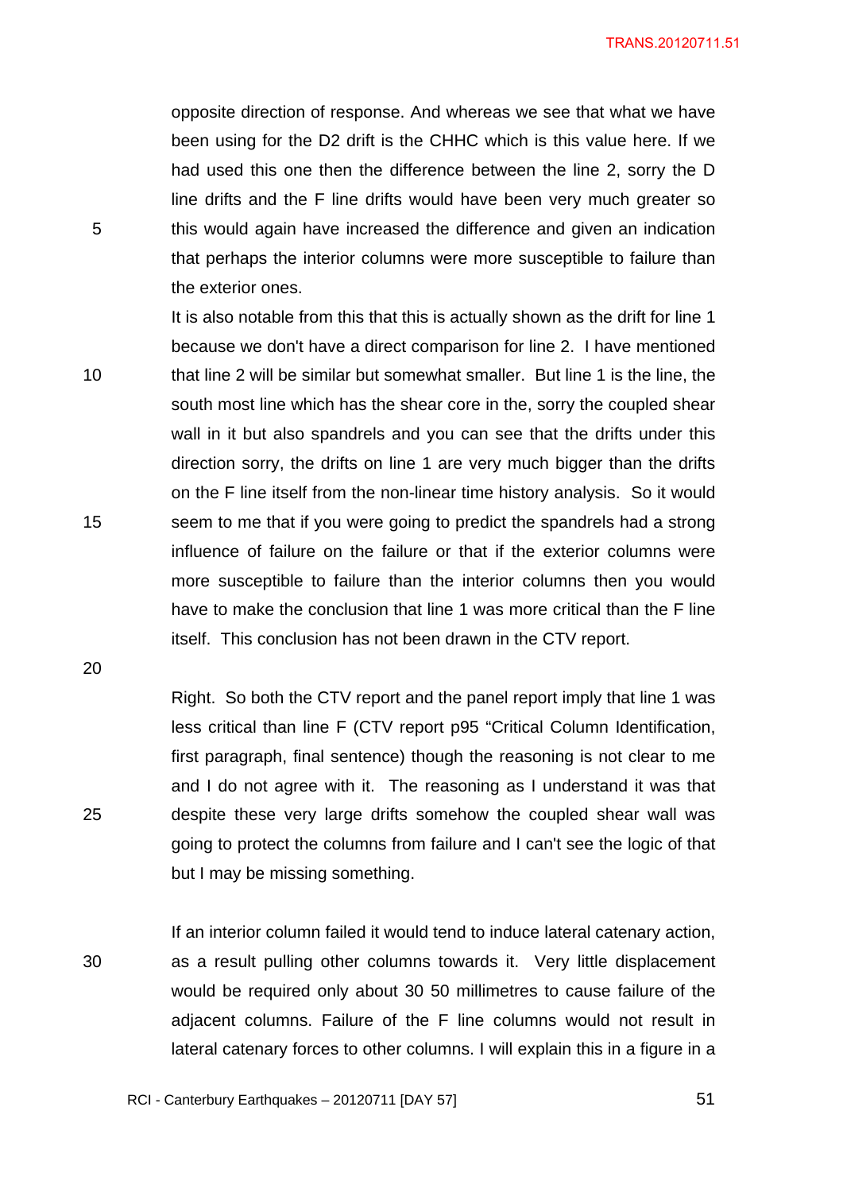opposite direction of response. And whereas we see that what we have been using for the D2 drift is the CHHC which is this value here. If we had used this one then the difference between the line 2, sorry the D line drifts and the F line drifts would have been very much greater so this would again have increased the difference and given an indication that perhaps the interior columns were more susceptible to failure than the exterior ones.

It is also notable from this that this is actually shown as the drift for line 1 because we don't have a direct comparison for line 2. I have mentioned that line 2 will be similar but somewhat smaller. But line 1 is the line, the south most line which has the shear core in the, sorry the coupled shear wall in it but also spandrels and you can see that the drifts under this direction sorry, the drifts on line 1 are very much bigger than the drifts on the F line itself from the non-linear time history analysis. So it would seem to me that if you were going to predict the spandrels had a strong influence of failure on the failure or that if the exterior columns were more susceptible to failure than the interior columns then you would have to make the conclusion that line 1 was more critical than the F line itself. This conclusion has not been drawn in the CTV report.

Right. So both the CTV report and the panel report imply that line 1 was less critical than line F (CTV report p95 "Critical Column Identification, first paragraph, final sentence) though the reasoning is not clear to me and I do not agree with it. The reasoning as I understand it was that despite these very large drifts somehow the coupled shear wall was going to protect the columns from failure and I can't see the logic of that but I may be missing something.

If an interior column failed it would tend to induce lateral catenary action, as a result pulling other columns towards it. Very little displacement would be required only about 30 50 millimetres to cause failure of the adjacent columns. Failure of the F line columns would not result in lateral catenary forces to other columns. I will explain this in a figure in a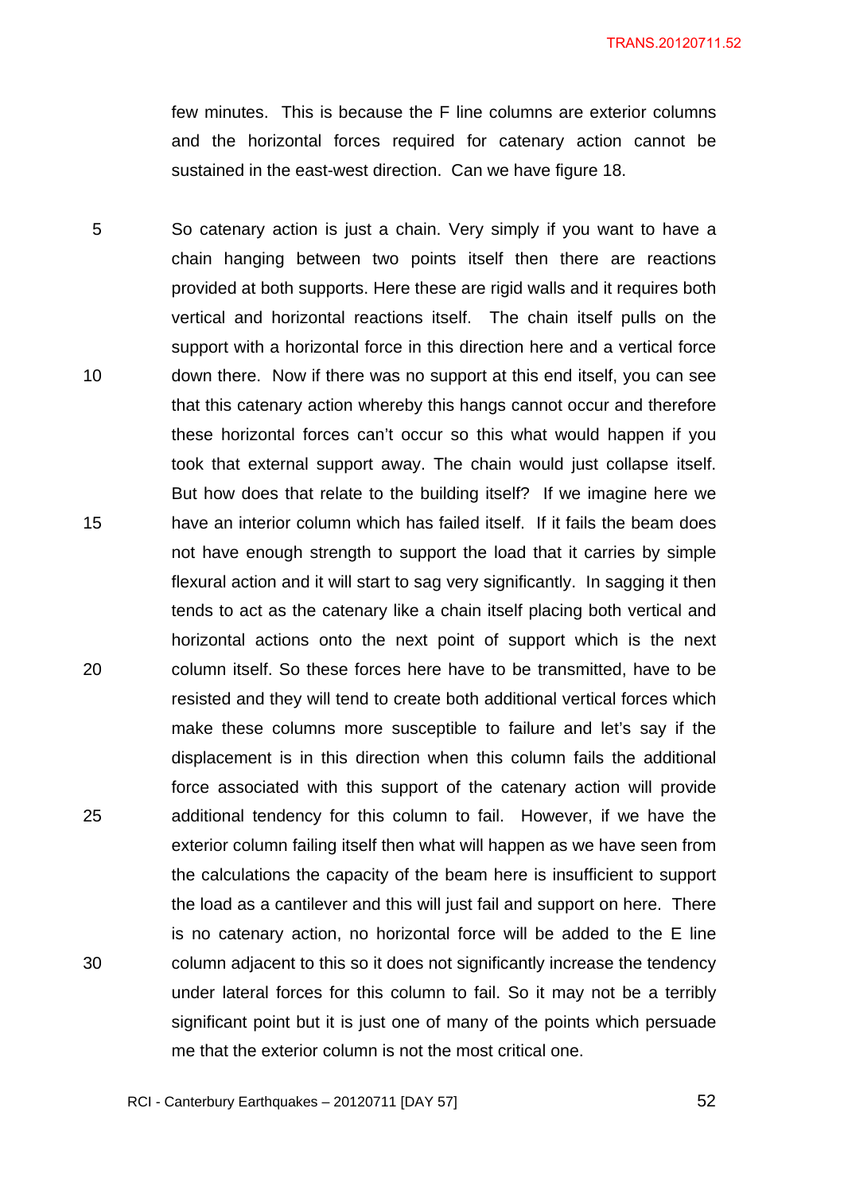few minutes. This is because the F line columns are exterior columns and the horizontal forces required for catenary action cannot be sustained in the east-west direction. Can we have figure 18.

So catenary action is just a chain. Very simply if you want to have a chain hanging between two points itself then there are reactions provided at both supports. Here these are rigid walls and it requires both vertical and horizontal reactions itself. The chain itself pulls on the support with a horizontal force in this direction here and a vertical force down there. Now if there was no support at this end itself, you can see that this catenary action whereby this hangs cannot occur and therefore these horizontal forces can't occur so this what would happen if you took that external support away. The chain would just collapse itself. But how does that relate to the building itself? If we imagine here we have an interior column which has failed itself. If it fails the beam does not have enough strength to support the load that it carries by simple flexural action and it will start to sag very significantly. In sagging it then tends to act as the catenary like a chain itself placing both vertical and horizontal actions onto the next point of support which is the next column itself. So these forces here have to be transmitted, have to be resisted and they will tend to create both additional vertical forces which make these columns more susceptible to failure and let's say if the displacement is in this direction when this column fails the additional force associated with this support of the catenary action will provide additional tendency for this column to fail. However, if we have the exterior column failing itself then what will happen as we have seen from the calculations the capacity of the beam here is insufficient to support the load as a cantilever and this will just fail and support on here. There is no catenary action, no horizontal force will be added to the E line column adjacent to this so it does not significantly increase the tendency under lateral forces for this column to fail. So it may not be a terribly significant point but it is just one of many of the points which persuade me that the exterior column is not the most critical one.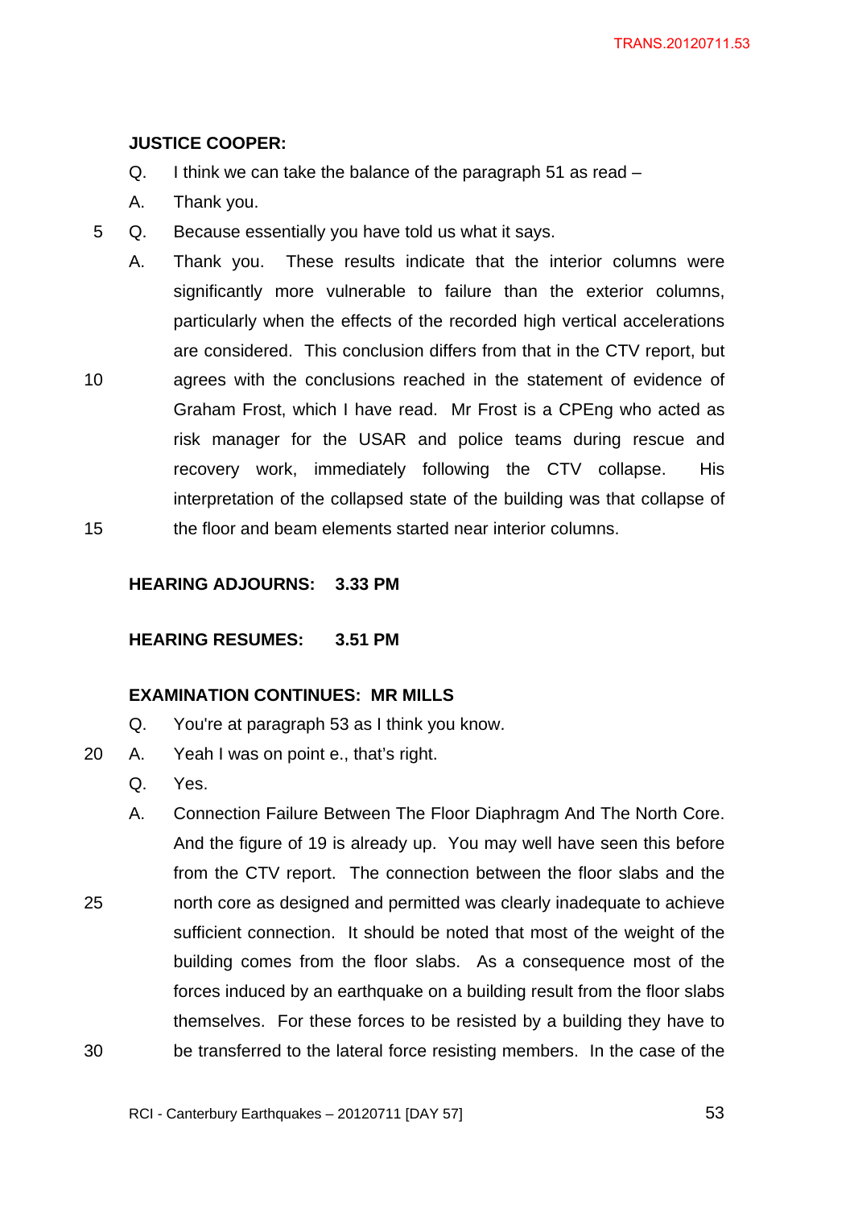**JUSTICE COOPER:**

Q. I think we can take the balance of the paragraph 51 as read –

A. Thank you.

Q. Because essentially you have told us what it says.

A. Thank you. These results indicate that the interior columns were significantly more vulnerable to failure than the exterior columns, particularly when the effects of the recorded high vertical accelerations are considered. This conclusion differs from that in the CTV report, but agrees with the conclusions reached in the statement of evidence of Graham Frost, which I have read. Mr Frost is a CPEng who acted as risk manager for the USAR and police teams during rescue and recovery work, immediately following the CTV collapse. His interpretation of the collapsed state of the building was that collapse of the floor and beam elements started near interior columns.

**HEARING ADJOURNS: 3.33 PM**

**HEARING RESUMES: 3.51 PM**

**EXAMINATION CONTINUES: MR MILLS**

Q. You're at paragraph 53 as I think you know.

A. Yeah I was on point e., that's right.

Q. Yes.

A. Connection Failure Between The Floor Diaphragm And The North Core. And the figure of 19 is already up. You may well have seen this before from the CTV report. The connection between the floor slabs and the north core as designed and permitted was clearly inadequate to achieve sufficient connection. It should be noted that most of the weight of the building comes from the floor slabs. As a consequence most of the forces induced by an earthquake on a building result from the floor slabs themselves. For these forces to be resisted by a building they have to be transferred to the lateral force resisting members. In the case of the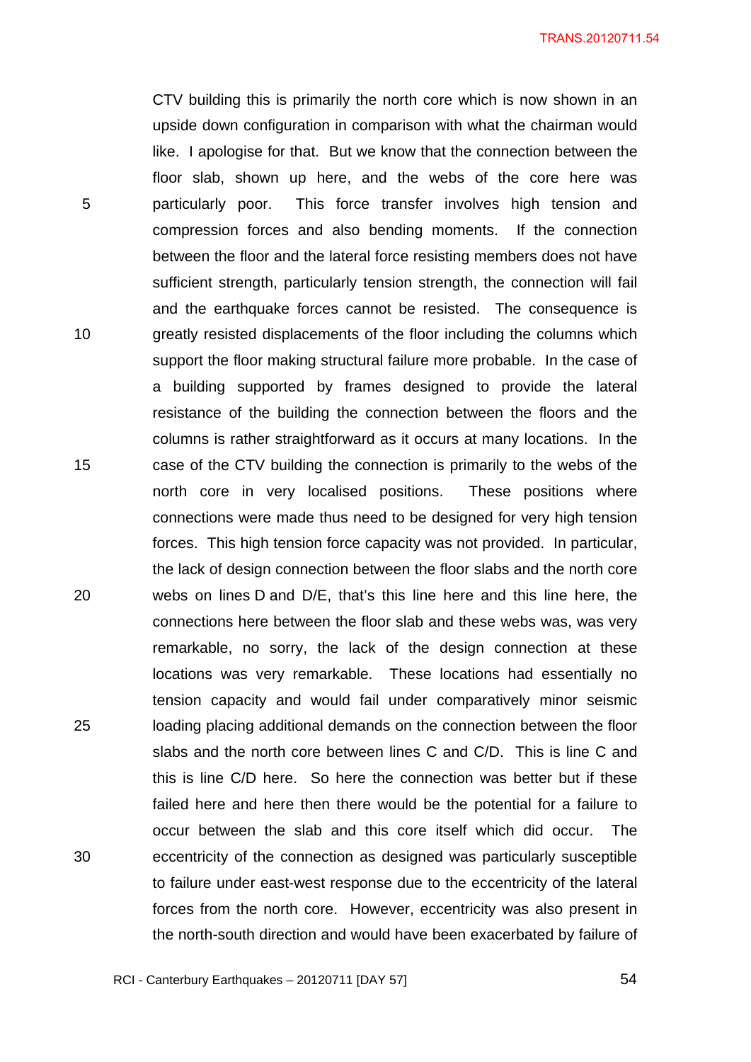CTV building this is primarily the north core which is now shown in an upside down configuration in comparison with what the chairman would like. I apologise for that. But we know that the connection between the floor slab, shown up here, and the webs of the core here was particularly poor. This force transfer involves high tension and compression forces and also bending moments. If the connection between the floor and the lateral force resisting members does not have sufficient strength, particularly tension strength, the connection will fail and the earthquake forces cannot be resisted. The consequence is greatly resisted displacements of the floor including the columns which support the floor making structural failure more probable. In the case of a building supported by frames designed to provide the lateral resistance of the building the connection between the floors and the columns is rather straightforward as it occurs at many locations. In the case of the CTV building the connection is primarily to the webs of the north core in very localised positions. These positions where connections were made thus need to be designed for very high tension forces. This high tension force capacity was not provided. In particular, the lack of design connection between the floor slabs and the north core webs on lines D and D/E, that's this line here and this line here, the connections here between the floor slab and these webs was, was very remarkable, no sorry, the lack of the design connection at these locations was very remarkable. These locations had essentially no tension capacity and would fail under comparatively minor seismic loading placing additional demands on the connection between the floor slabs and the north core between lines C and C/D. This is line C and this is line C/D here. So here the connection was better but if these failed here and here then there would be the potential for a failure to occur between the slab and this core itself which did occur. The eccentricity of the connection as designed was particularly susceptible to failure under east-west response due to the eccentricity of the lateral forces from the north core. However, eccentricity was also present in the north-south direction and would have been exacerbated by failure of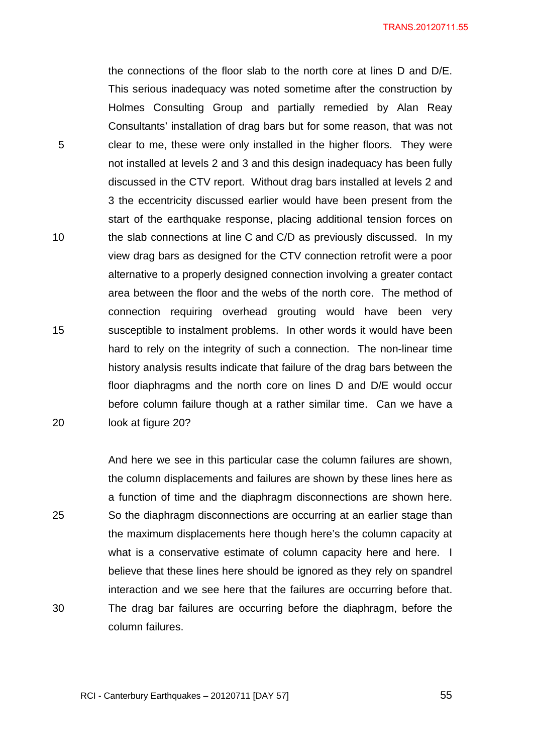the connections of the floor slab to the north core at lines D and D/E. This serious inadequacy was noted sometime after the construction by Holmes Consulting Group and partially remedied by Alan Reay Consultants' installation of drag bars but for some reason, that was not clear to me, these were only installed in the higher floors. They were not installed at levels 2 and 3 and this design inadequacy has been fully discussed in the CTV report. Without drag bars installed at levels 2 and 3 the eccentricity discussed earlier would have been present from the start of the earthquake response, placing additional tension forces on the slab connections at line C and C/D as previously discussed. In my view drag bars as designed for the CTV connection retrofit were a poor alternative to a properly designed connection involving a greater contact area between the floor and the webs of the north core. The method of connection requiring overhead grouting would have been very susceptible to instalment problems. In other words it would have been hard to rely on the integrity of such a connection. The non-linear time history analysis results indicate that failure of the drag bars between the floor diaphragms and the north core on lines D and D/E would occur before column failure though at a rather similar time. Can we have a look at figure 20?

And here we see in this particular case the column failures are shown, the column displacements and failures are shown by these lines here as a function of time and the diaphragm disconnections are shown here. So the diaphragm disconnections are occurring at an earlier stage than the maximum displacements here though here's the column capacity at what is a conservative estimate of column capacity here and here. I believe that these lines here should be ignored as they rely on spandrel interaction and we see here that the failures are occurring before that. The drag bar failures are occurring before the diaphragm, before the column failures.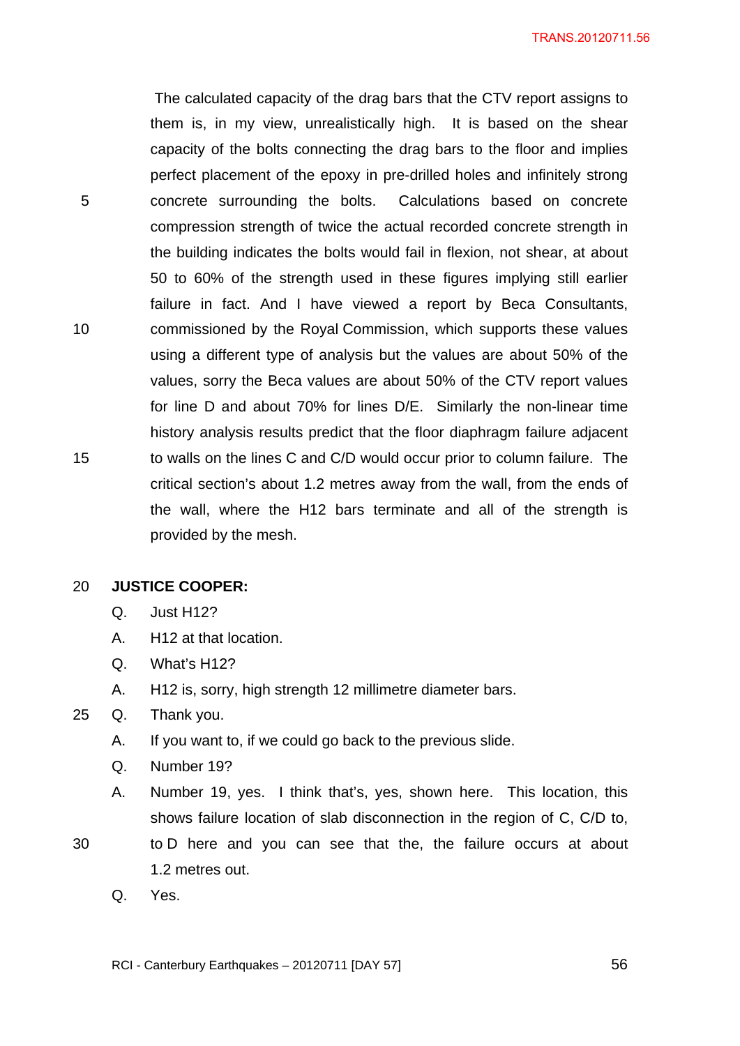The calculated capacity of the drag bars that the CTV report assigns to them is, in my view, unrealistically high. It is based on the shear capacity of the bolts connecting the drag bars to the floor and implies perfect placement of the epoxy in pre-drilled holes and infinitely strong concrete surrounding the bolts. Calculations based on concrete compression strength of twice the actual recorded concrete strength in the building indicates the bolts would fail in flexion, not shear, at about 50 to 60% of the strength used in these figures implying still earlier failure in fact. And I have viewed a report by Beca Consultants, commissioned by the Royal Commission, which supports these values using a different type of analysis but the values are about 50% of the values, sorry the Beca values are about 50% of the CTV report values for line D and about 70% for lines D/E. Similarly the non-linear time history analysis results predict that the floor diaphragm failure adjacent to walls on the lines C and C/D would occur prior to column failure. The critical section's about 1.2 metres away from the wall, from the ends of the wall, where the H12 bars terminate and all of the strength is provided by the mesh.

**JUSTICE COOPER:**

Q. Just H12?

A. H12 at that location.

Q. What's H12?

A. H12 is, sorry, high strength 12 millimetre diameter bars.

Q. Thank you.

A. If you want to, if we could go back to the previous slide.

Q. Number 19?

A. Number 19, yes. I think that's, yes, shown here. This location, this shows failure location of slab disconnection in the region of C, C/D to, to D here and you can see that the, the failure occurs at about 1.2 metres out.

Q. Yes.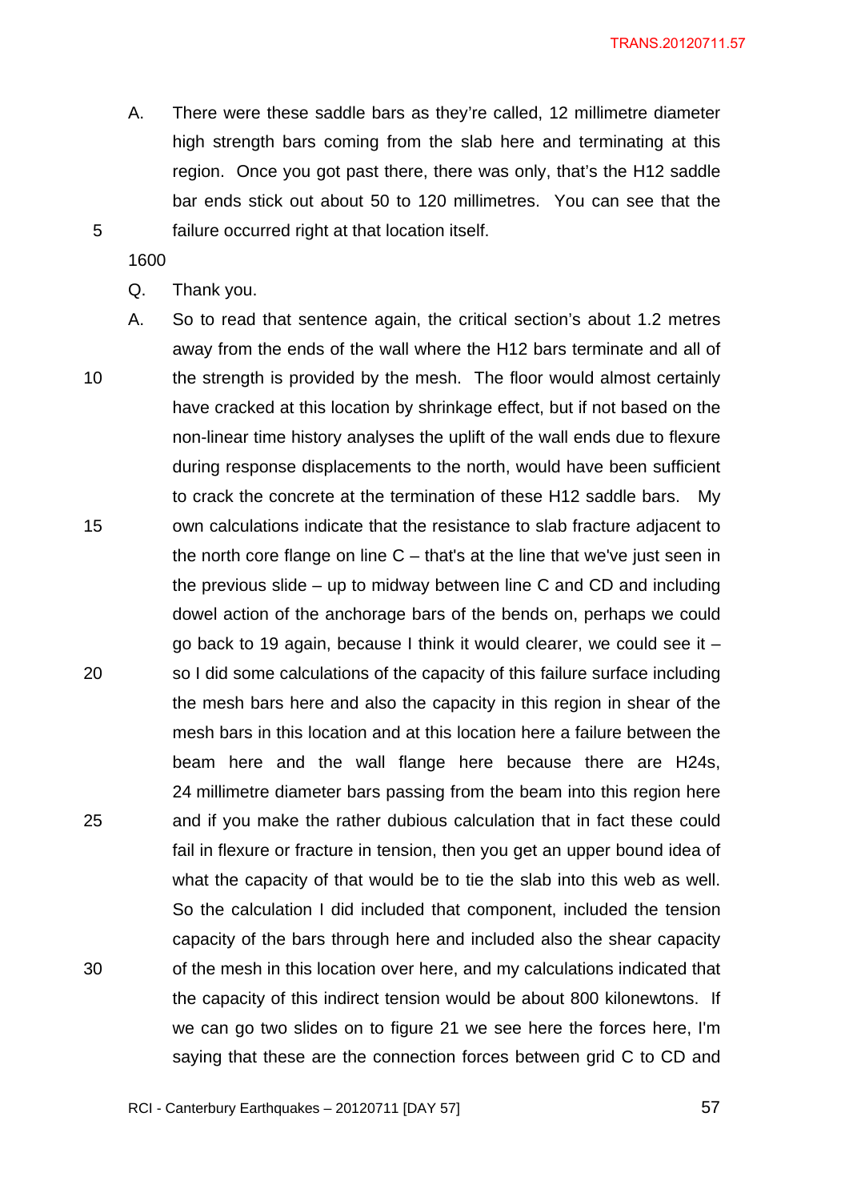A. There were these saddle bars as they're called, 12 millimetre diameter high strength bars coming from the slab here and terminating at this region. Once you got past there, there was only, that's the H12 saddle bar ends stick out about 50 to 120 millimetres. You can see that the failure occurred right at that location itself.

1600

Q. Thank you.

A. So to read that sentence again, the critical section's about 1.2 metres away from the ends of the wall where the H12 bars terminate and all of the strength is provided by the mesh. The floor would almost certainly have cracked at this location by shrinkage effect, but if not based on the non-linear time history analyses the uplift of the wall ends due to flexure during response displacements to the north, would have been sufficient to crack the concrete at the termination of these H12 saddle bars. My own calculations indicate that the resistance to slab fracture adjacent to the north core flange on line C – that's at the line that we've just seen in the previous slide – up to midway between line C and CD and including dowel action of the anchorage bars of the bends on, perhaps we could go back to 19 again, because I think it would clearer, we could see it – so I did some calculations of the capacity of this failure surface including the mesh bars here and also the capacity in this region in shear of the mesh bars in this location and at this location here a failure between the beam here and the wall flange here because there are H24s, 24 millimetre diameter bars passing from the beam into this region here and if you make the rather dubious calculation that in fact these could fail in flexure or fracture in tension, then you get an upper bound idea of what the capacity of that would be to tie the slab into this web as well. So the calculation I did included that component, included the tension capacity of the bars through here and included also the shear capacity of the mesh in this location over here, and my calculations indicated that the capacity of this indirect tension would be about 800 kilonewtons. If we can go two slides on to figure 21 we see here the forces here, I'm saying that these are the connection forces between grid C to CD and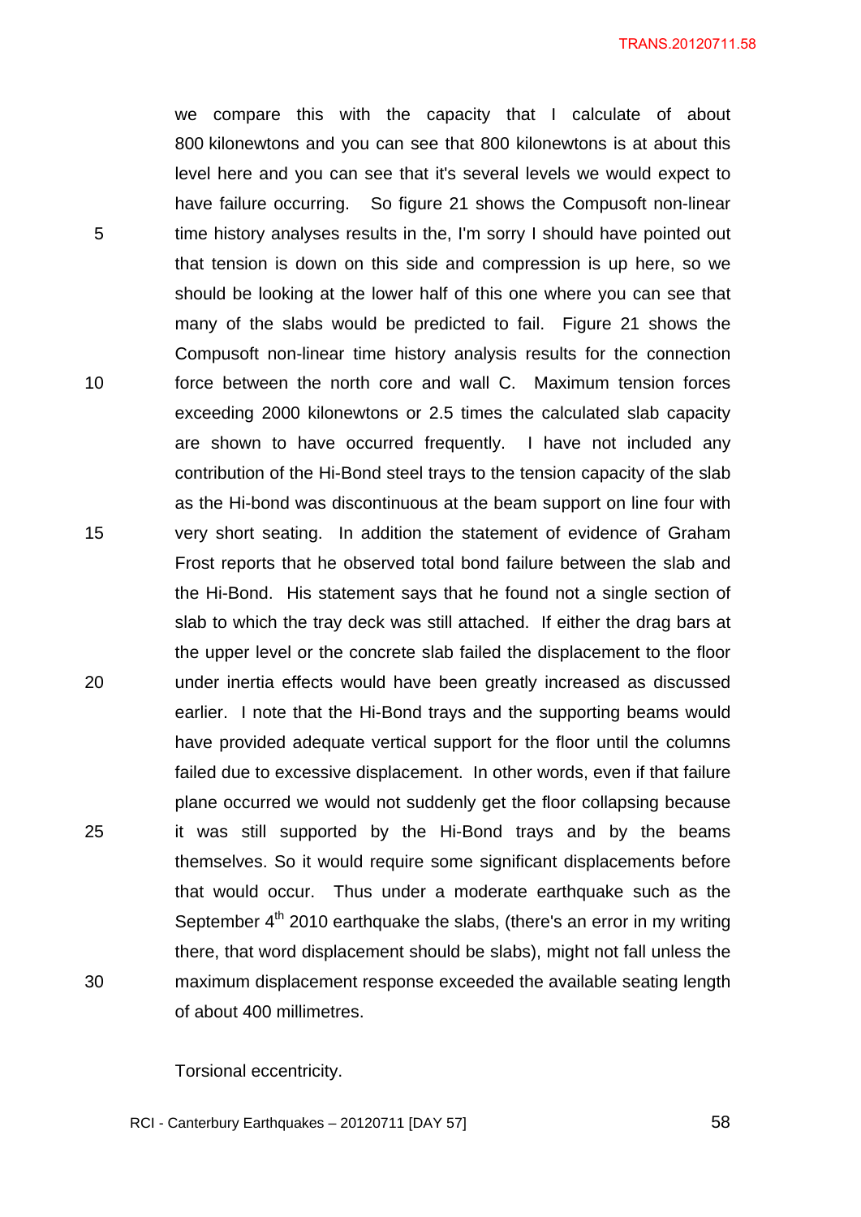we compare this with the capacity that I calculate of about 800 kilonewtons and you can see that 800 kilonewtons is at about this level here and you can see that it's several levels we would expect to have failure occurring. So figure 21 shows the Compusoft non-linear time history analyses results in the, I'm sorry I should have pointed out that tension is down on this side and compression is up here, so we should be looking at the lower half of this one where you can see that many of the slabs would be predicted to fail. Figure 21 shows the Compusoft non-linear time history analysis results for the connection force between the north core and wall C. Maximum tension forces exceeding 2000 kilonewtons or 2.5 times the calculated slab capacity are shown to have occurred frequently. I have not included any contribution of the Hi-Bond steel trays to the tension capacity of the slab as the Hi-bond was discontinuous at the beam support on line four with very short seating. In addition the statement of evidence of Graham Frost reports that he observed total bond failure between the slab and the Hi-Bond. His statement says that he found not a single section of slab to which the tray deck was still attached. If either the drag bars at the upper level or the concrete slab failed the displacement to the floor under inertia effects would have been greatly increased as discussed earlier. I note that the Hi-Bond trays and the supporting beams would have provided adequate vertical support for the floor until the columns failed due to excessive displacement. In other words, even if that failure plane occurred we would not suddenly get the floor collapsing because it was still supported by the Hi-Bond trays and by the beams themselves. So it would require some significant displacements before that would occur. Thus under a moderate earthquake such as the September 4th 2010 earthquake the slabs, (there's an error in my writing there, that word displacement should be slabs), might not fall unless the maximum displacement response exceeded the available seating length of about 400 millimetres.

Torsional eccentricity.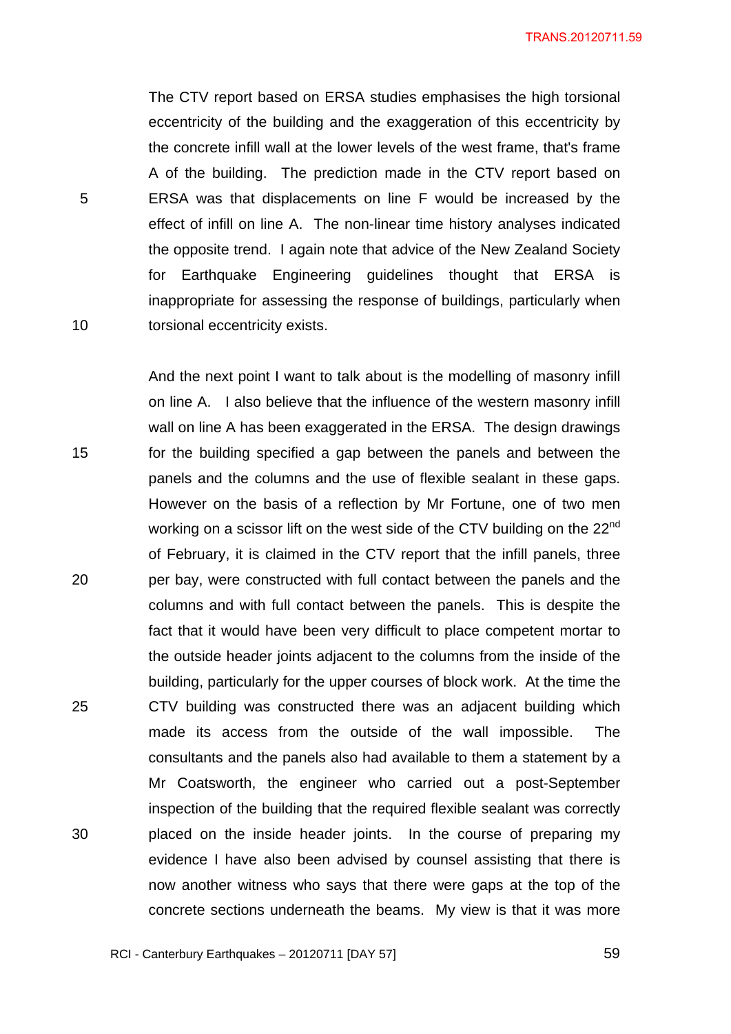The CTV report based on ERSA studies emphasises the high torsional eccentricity of the building and the exaggeration of this eccentricity by the concrete infill wall at the lower levels of the west frame, that's frame A of the building. The prediction made in the CTV report based on ERSA was that displacements on line F would be increased by the effect of infill on line A. The non-linear time history analyses indicated the opposite trend. I again note that advice of the New Zealand Society for Earthquake Engineering guidelines thought that ERSA is inappropriate for assessing the response of buildings, particularly when torsional eccentricity exists.

And the next point I want to talk about is the modelling of masonry infill on line A. I also believe that the influence of the western masonry infill wall on line A has been exaggerated in the ERSA. The design drawings for the building specified a gap between the panels and between the panels and the columns and the use of flexible sealant in these gaps. However on the basis of a reflection by Mr Fortune, one of two men working on a scissor lift on the west side of the CTV building on the 22nd of February, it is claimed in the CTV report that the infill panels, three per bay, were constructed with full contact between the panels and the columns and with full contact between the panels. This is despite the fact that it would have been very difficult to place competent mortar to the outside header joints adjacent to the columns from the inside of the building, particularly for the upper courses of block work. At the time the CTV building was constructed there was an adjacent building which made its access from the outside of the wall impossible. The consultants and the panels also had available to them a statement by a Mr Coatsworth, the engineer who carried out a post-September inspection of the building that the required flexible sealant was correctly placed on the inside header joints. In the course of preparing my evidence I have also been advised by counsel assisting that there is now another witness who says that there were gaps at the top of the concrete sections underneath the beams. My view is that it was more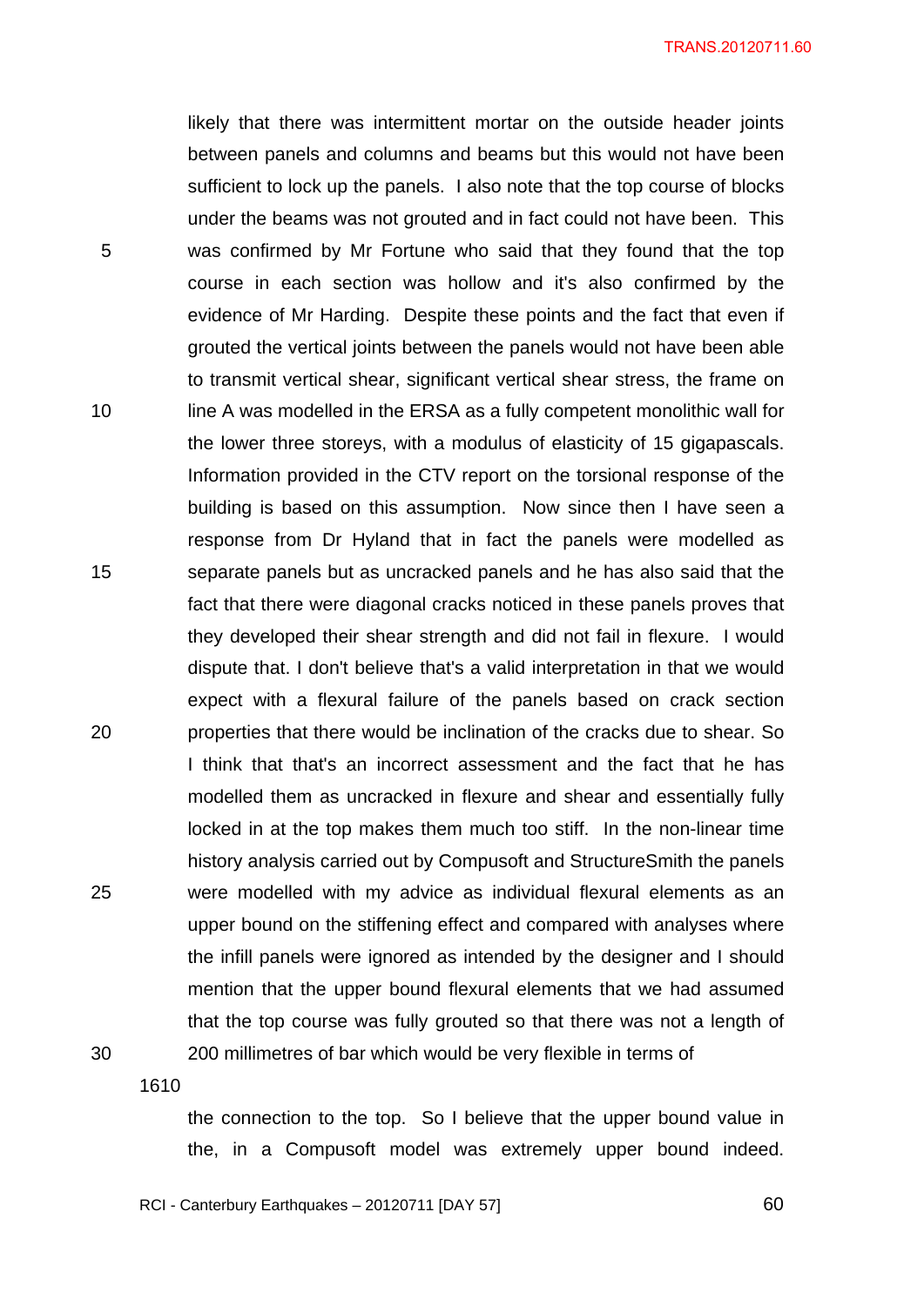likely that there was intermittent mortar on the outside header joints between panels and columns and beams but this would not have been sufficient to lock up the panels. I also note that the top course of blocks under the beams was not grouted and in fact could not have been. This was confirmed by Mr Fortune who said that they found that the top course in each section was hollow and it's also confirmed by the evidence of Mr Harding. Despite these points and the fact that even if grouted the vertical joints between the panels would not have been able to transmit vertical shear, significant vertical shear stress, the frame on line A was modelled in the ERSA as a fully competent monolithic wall for the lower three storeys, with a modulus of elasticity of 15 gigapascals. Information provided in the CTV report on the torsional response of the building is based on this assumption. Now since then I have seen a response from Dr Hyland that in fact the panels were modelled as separate panels but as uncracked panels and he has also said that the fact that there were diagonal cracks noticed in these panels proves that they developed their shear strength and did not fail in flexure. I would dispute that. I don't believe that's a valid interpretation in that we would expect with a flexural failure of the panels based on crack section properties that there would be inclination of the cracks due to shear. So I think that that's an incorrect assessment and the fact that he has modelled them as uncracked in flexure and shear and essentially fully locked in at the top makes them much too stiff. In the non-linear time history analysis carried out by Compusoft and StructureSmith the panels were modelled with my advice as individual flexural elements as an upper bound on the stiffening effect and compared with analyses where the infill panels were ignored as intended by the designer and I should mention that the upper bound flexural elements that we had assumed that the top course was fully grouted so that there was not a length of 200 millimetres of bar which would be very flexible in terms of

1610

the connection to the top. So I believe that the upper bound value in the, in a Compusoft model was extremely upper bound indeed.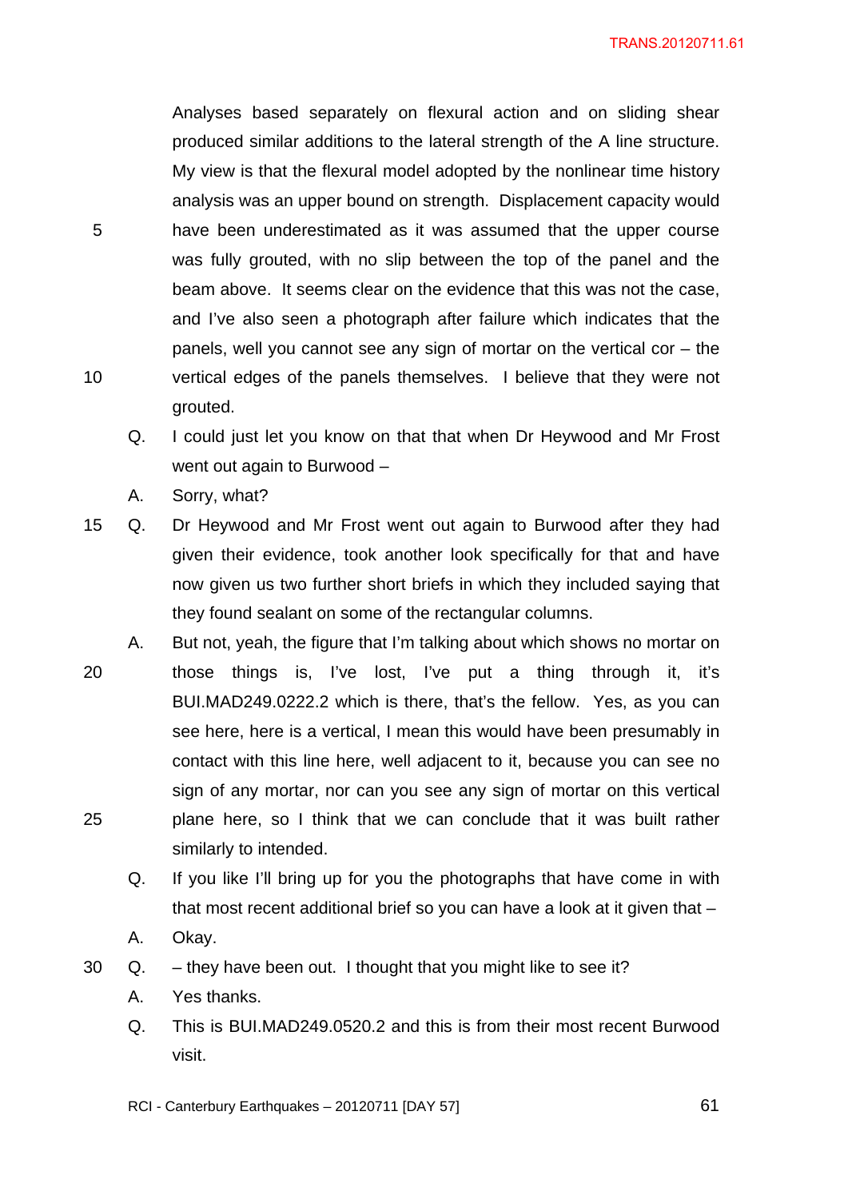Analyses based separately on flexural action and on sliding shear produced similar additions to the lateral strength of the A line structure. My view is that the flexural model adopted by the nonlinear time history analysis was an upper bound on strength. Displacement capacity would have been underestimated as it was assumed that the upper course was fully grouted, with no slip between the top of the panel and the beam above. It seems clear on the evidence that this was not the case, and I've also seen a photograph after failure which indicates that the panels, well you cannot see any sign of mortar on the vertical cor – the vertical edges of the panels themselves. I believe that they were not grouted.

Q. I could just let you know on that that when Dr Heywood and Mr Frost went out again to Burwood –

A. Sorry, what?

Q. Dr Heywood and Mr Frost went out again to Burwood after they had given their evidence, took another look specifically for that and have now given us two further short briefs in which they included saying that they found sealant on some of the rectangular columns.

A. But not, yeah, the figure that I'm talking about which shows no mortar on those things is, I've lost, I've put a thing through it, it's BUI.MAD249.0222.2 which is there, that's the fellow. Yes, as you can see here, here is a vertical, I mean this would have been presumably in contact with this line here, well adjacent to it, because you can see no sign of any mortar, nor can you see any sign of mortar on this vertical plane here, so I think that we can conclude that it was built rather similarly to intended.

Q. If you like I'll bring up for you the photographs that have come in with that most recent additional brief so you can have a look at it given that –

A. Okay.

Q. – they have been out. I thought that you might like to see it?

A. Yes thanks.

Q. This is BUI.MAD249.0520.2 and this is from their most recent Burwood visit.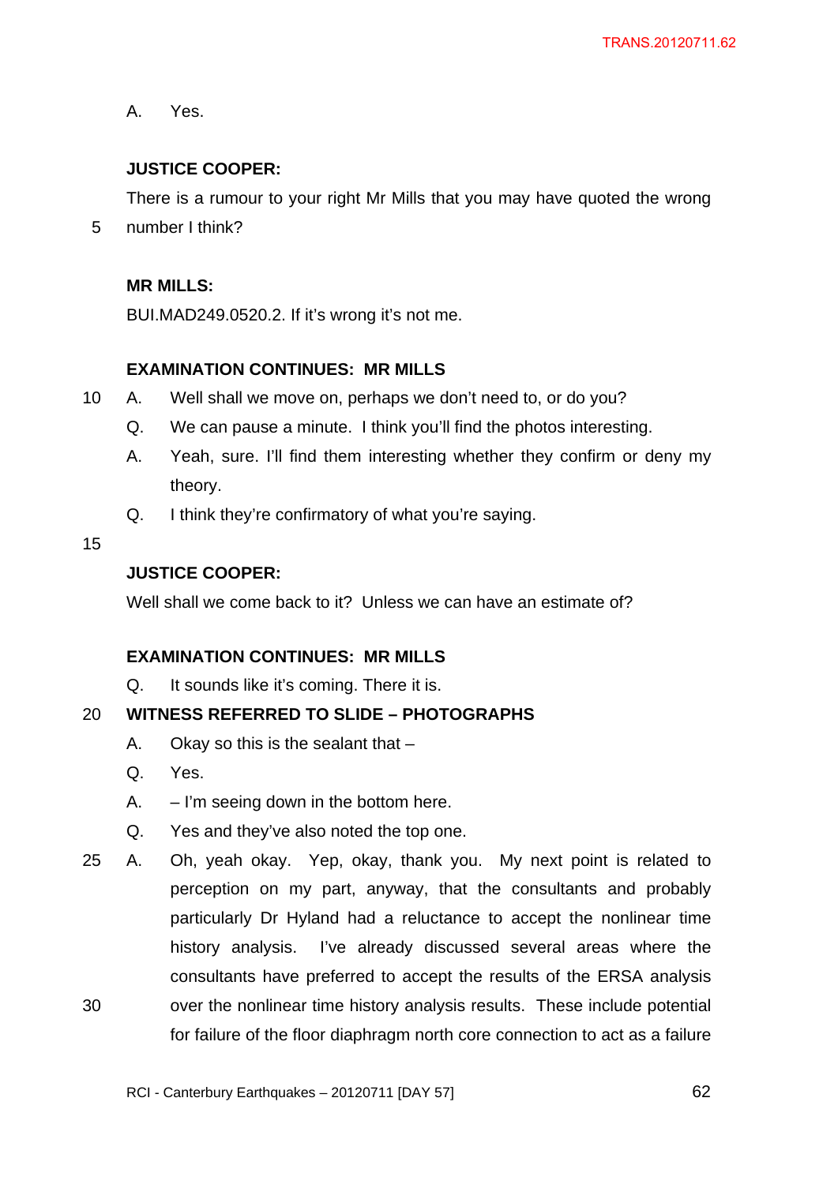A. Yes.

**JUSTICE COOPER:**

There is a rumour to your right Mr Mills that you may have quoted the wrong number I think?

**MR MILLS:**

BUI.MAD249.0520.2. If it's wrong it's not me.

**EXAMINATION CONTINUES: MR MILLS**

A. Well shall we move on, perhaps we don't need to, or do you?

Q. We can pause a minute. I think you'll find the photos interesting.

A. Yeah, sure. I'll find them interesting whether they confirm or deny my theory.

Q. I think they're confirmatory of what you're saying.

**JUSTICE COOPER:**

Well shall we come back to it? Unless we can have an estimate of?

**EXAMINATION CONTINUES: MR MILLS**

Q. It sounds like it's coming. There it is.

**WITNESS REFERRED TO SLIDE – PHOTOGRAPHS**

A. Okay so this is the sealant that –

Q. Yes.

A. – I'm seeing down in the bottom here.

Q. Yes and they've also noted the top one.

A. Oh, yeah okay. Yep, okay, thank you. My next point is related to perception on my part, anyway, that the consultants and probably particularly Dr Hyland had a reluctance to accept the nonlinear time history analysis. I've already discussed several areas where the consultants have preferred to accept the results of the ERSA analysis over the nonlinear time history analysis results. These include potential for failure of the floor diaphragm north core connection to act as a failure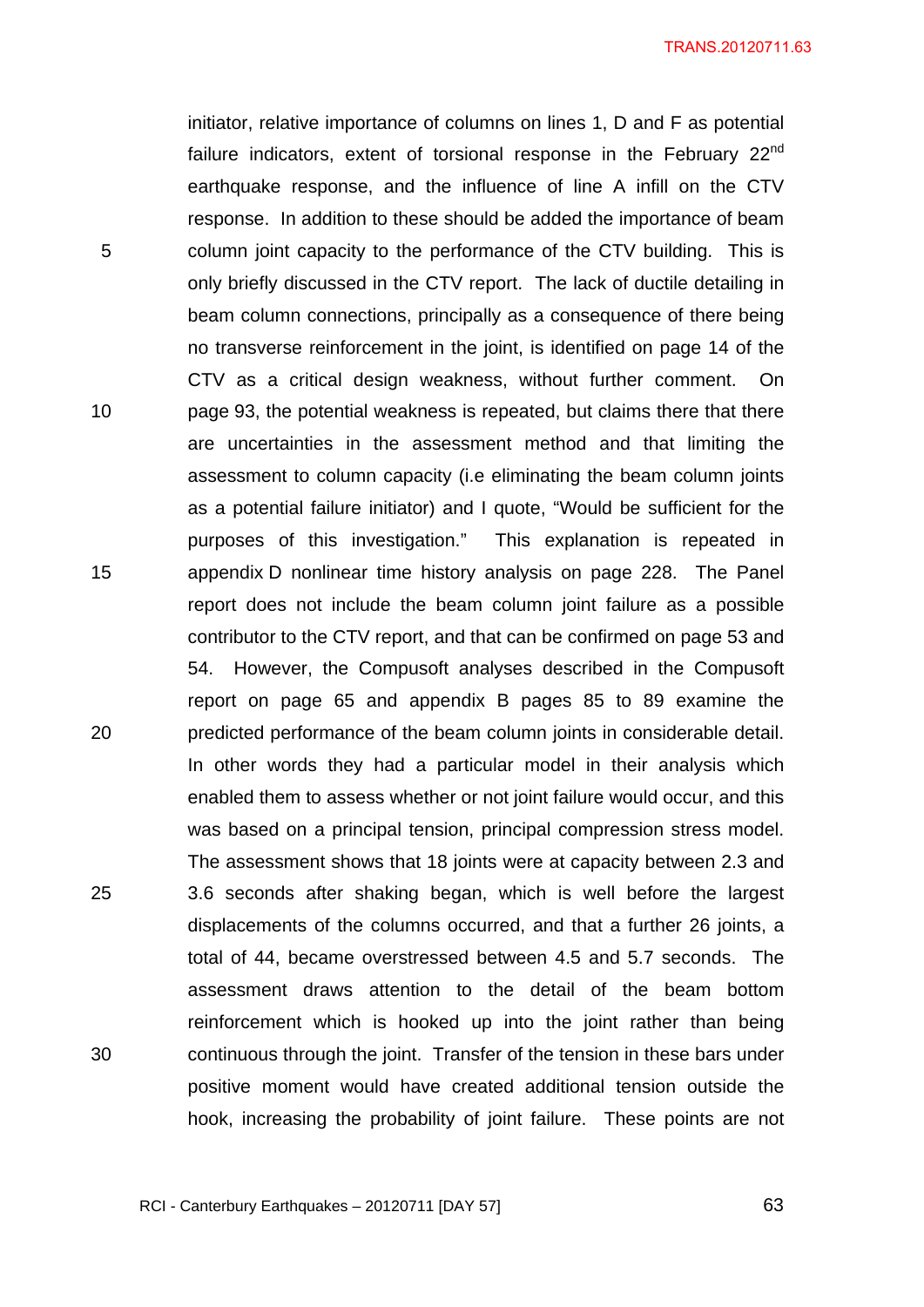initiator, relative importance of columns on lines 1, D and F as potential failure indicators, extent of torsional response in the February 22nd earthquake response, and the influence of line A infill on the CTV response. In addition to these should be added the importance of beam column joint capacity to the performance of the CTV building. This is only briefly discussed in the CTV report. The lack of ductile detailing in beam column connections, principally as a consequence of there being no transverse reinforcement in the joint, is identified on page 14 of the CTV as a critical design weakness, without further comment. On page 93, the potential weakness is repeated, but claims there that there are uncertainties in the assessment method and that limiting the assessment to column capacity (i.e eliminating the beam column joints as a potential failure initiator) and I quote, "Would be sufficient for the purposes of this investigation." This explanation is repeated in appendix D nonlinear time history analysis on page 228. The Panel report does not include the beam column joint failure as a possible contributor to the CTV report, and that can be confirmed on page 53 and 54. However, the Compusoft analyses described in the Compusoft report on page 65 and appendix B pages 85 to 89 examine the predicted performance of the beam column joints in considerable detail. In other words they had a particular model in their analysis which enabled them to assess whether or not joint failure would occur, and this was based on a principal tension, principal compression stress model. The assessment shows that 18 joints were at capacity between 2.3 and 3.6 seconds after shaking began, which is well before the largest displacements of the columns occurred, and that a further 26 joints, a total of 44, became overstressed between 4.5 and 5.7 seconds. The assessment draws attention to the detail of the beam bottom reinforcement which is hooked up into the joint rather than being continuous through the joint. Transfer of the tension in these bars under positive moment would have created additional tension outside the hook, increasing the probability of joint failure. These points are not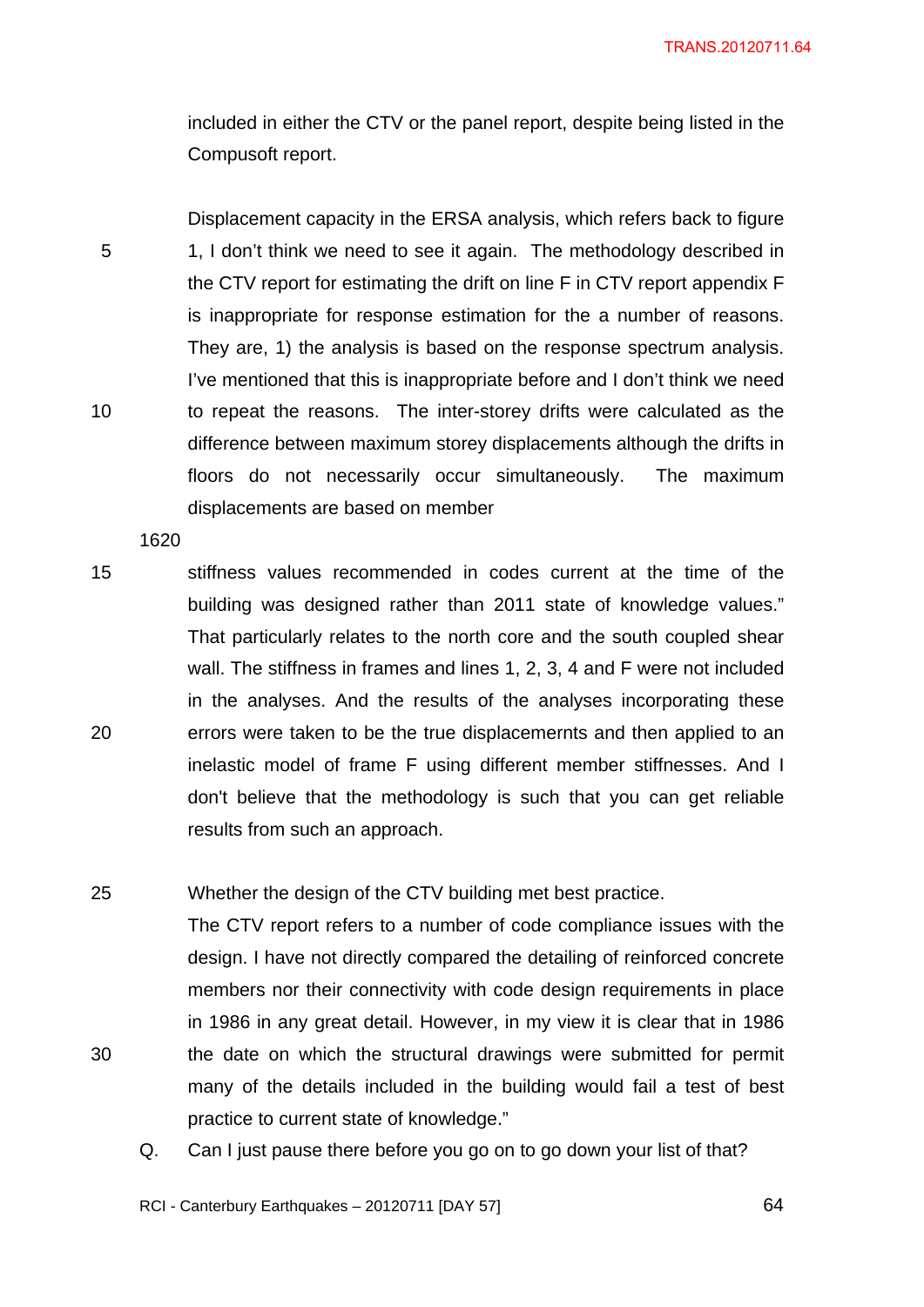included in either the CTV or the panel report, despite being listed in the Compusoft report.

Displacement capacity in the ERSA analysis, which refers back to figure 1, I don't think we need to see it again. The methodology described in the CTV report for estimating the drift on line F in CTV report appendix F is inappropriate for response estimation for the a number of reasons. They are, 1) the analysis is based on the response spectrum analysis. I've mentioned that this is inappropriate before and I don't think we need to repeat the reasons. The inter-storey drifts were calculated as the difference between maximum storey displacements although the drifts in floors do not necessarily occur simultaneously. The maximum displacements are based on member

1620

stiffness values recommended in codes current at the time of the building was designed rather than 2011 state of knowledge values." That particularly relates to the north core and the south coupled shear wall. The stiffness in frames and lines 1, 2, 3, 4 and F were not included in the analyses. And the results of the analyses incorporating these errors were taken to be the true displacemernts and then applied to an inelastic model of frame F using different member stiffnesses. And I don't believe that the methodology is such that you can get reliable results from such an approach.

Whether the design of the CTV building met best practice.
The CTV report refers to a number of code compliance issues with the design. I have not directly compared the detailing of reinforced concrete members nor their connectivity with code design requirements in place in 1986 in any great detail. However, in my view it is clear that in 1986 the date on which the structural drawings were submitted for permit many of the details included in the building would fail a test of best practice to current state of knowledge."

Q. Can I just pause there before you go on to go down your list of that?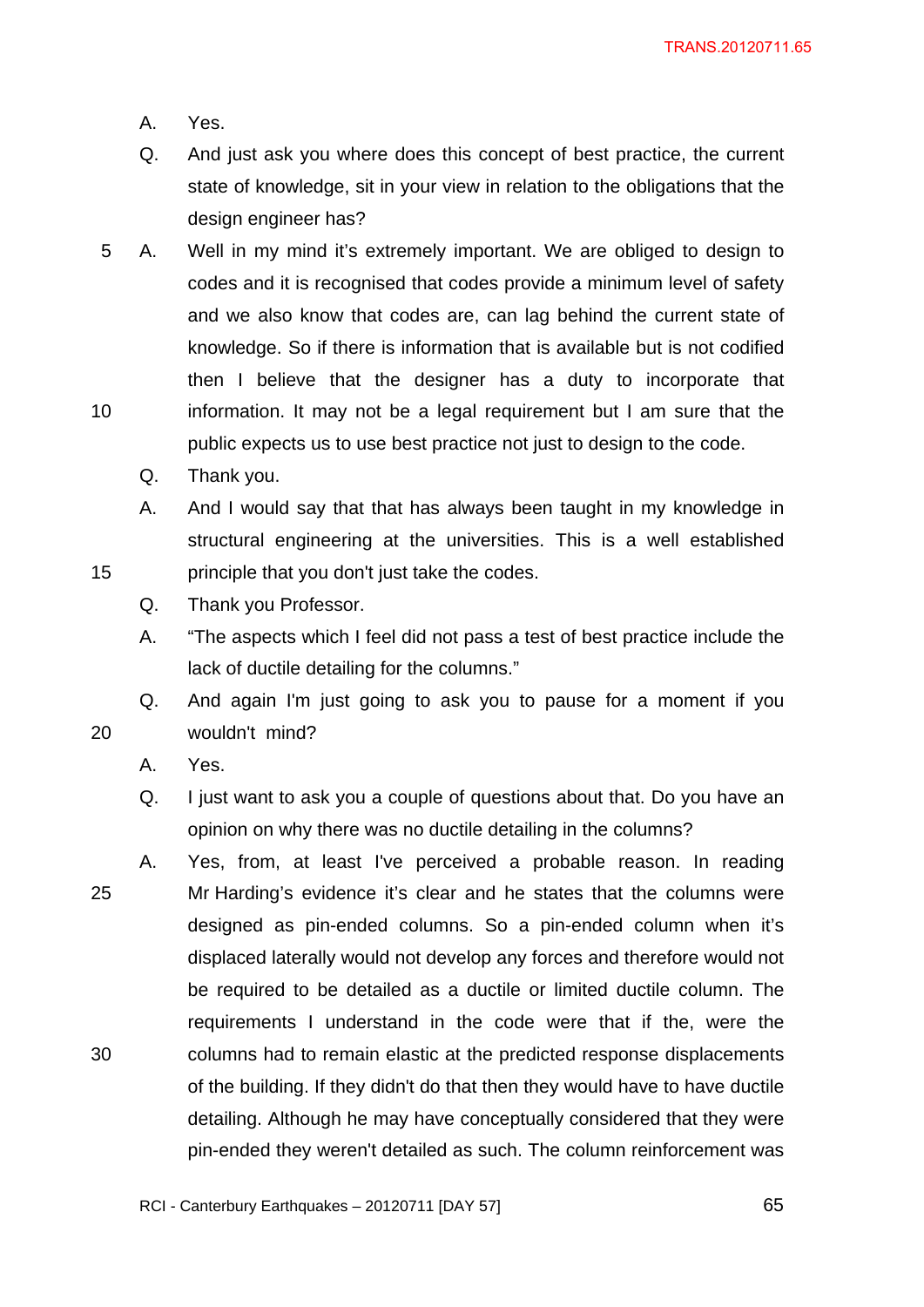A. Yes.

Q. And just ask you where does this concept of best practice, the current state of knowledge, sit in your view in relation to the obligations that the design engineer has?

A. Well in my mind it's extremely important. We are obliged to design to codes and it is recognised that codes provide a minimum level of safety and we also know that codes are, can lag behind the current state of knowledge. So if there is information that is available but is not codified then I believe that the designer has a duty to incorporate that information. It may not be a legal requirement but I am sure that the public expects us to use best practice not just to design to the code.

Q. Thank you.

A. And I would say that that has always been taught in my knowledge in structural engineering at the universities. This is a well established principle that you don't just take the codes.

Q. Thank you Professor.

A. "The aspects which I feel did not pass a test of best practice include the lack of ductile detailing for the columns."

Q. And again I'm just going to ask you to pause for a moment if you wouldn't mind?

A. Yes.

Q. I just want to ask you a couple of questions about that. Do you have an opinion on why there was no ductile detailing in the columns?

A. Yes, from, at least I've perceived a probable reason. In reading Mr Harding's evidence it's clear and he states that the columns were designed as pin-ended columns. So a pin-ended column when it's displaced laterally would not develop any forces and therefore would not be required to be detailed as a ductile or limited ductile column. The requirements I understand in the code were that if the, were the columns had to remain elastic at the predicted response displacements of the building. If they didn't do that then they would have to have ductile detailing. Although he may have conceptually considered that they were pin-ended they weren't detailed as such. The column reinforcement was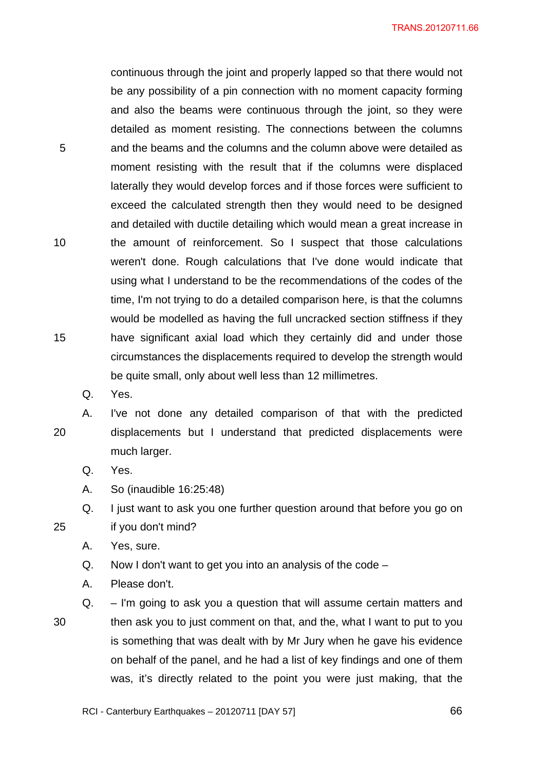continuous through the joint and properly lapped so that there would not be any possibility of a pin connection with no moment capacity forming and also the beams were continuous through the joint, so they were detailed as moment resisting. The connections between the columns and the beams and the columns and the column above were detailed as moment resisting with the result that if the columns were displaced laterally they would develop forces and if those forces were sufficient to exceed the calculated strength then they would need to be designed and detailed with ductile detailing which would mean a great increase in the amount of reinforcement. So I suspect that those calculations weren't done. Rough calculations that I've done would indicate that using what I understand to be the recommendations of the codes of the time, I'm not trying to do a detailed comparison here, is that the columns would be modelled as having the full uncracked section stiffness if they have significant axial load which they certainly did and under those circumstances the displacements required to develop the strength would be quite small, only about well less than 12 millimetres.

Q. Yes.

A. I've not done any detailed comparison of that with the predicted displacements but I understand that predicted displacements were much larger.

Q. Yes.

A. So (inaudible 16:25:48)

Q. I just want to ask you one further question around that before you go on if you don't mind?

A. Yes, sure.

Q. Now I don't want to get you into an analysis of the code –

A. Please don't.

Q. – I'm going to ask you a question that will assume certain matters and then ask you to just comment on that, and the, what I want to put to you is something that was dealt with by Mr Jury when he gave his evidence on behalf of the panel, and he had a list of key findings and one of them was, it's directly related to the point you were just making, that the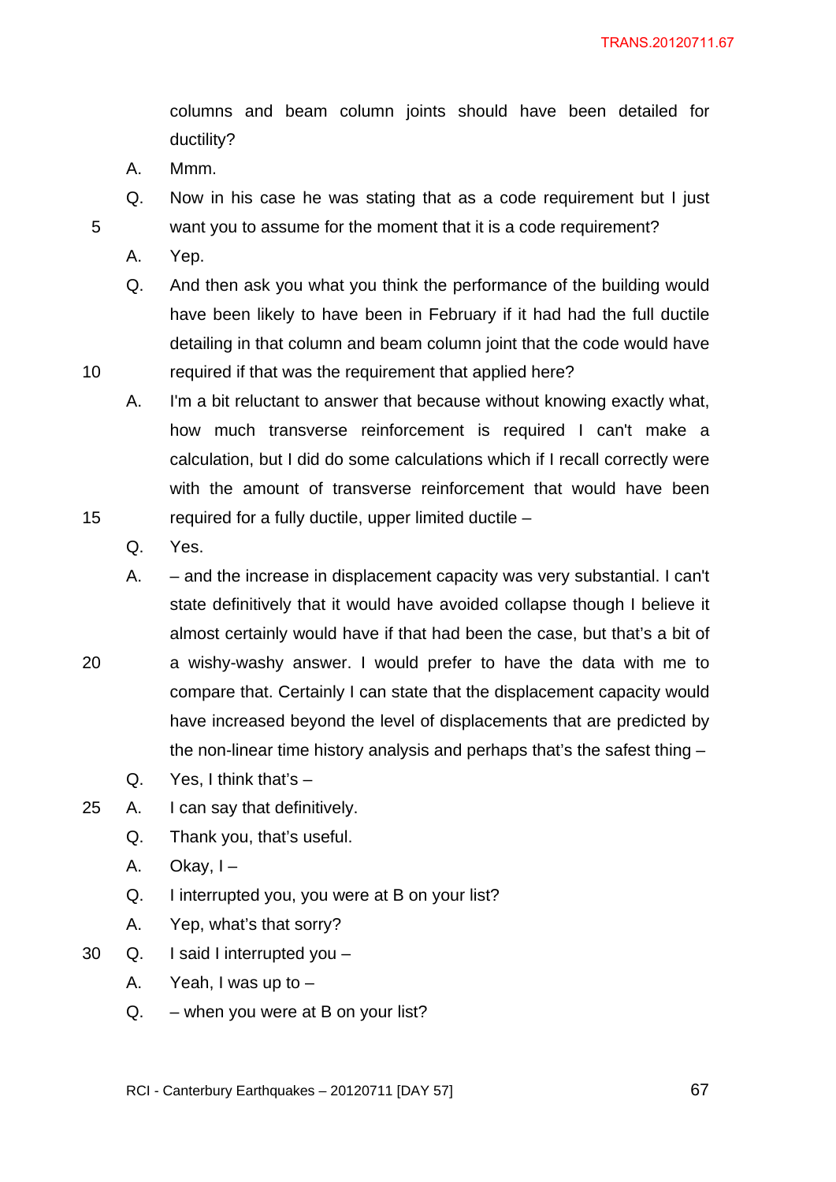columns and beam column joints should have been detailed for ductility?

A. Mmm.

Q. Now in his case he was stating that as a code requirement but I just want you to assume for the moment that it is a code requirement?

A. Yep.

Q. And then ask you what you think the performance of the building would have been likely to have been in February if it had had the full ductile detailing in that column and beam column joint that the code would have required if that was the requirement that applied here?

A. I'm a bit reluctant to answer that because without knowing exactly what, how much transverse reinforcement is required I can't make a calculation, but I did do some calculations which if I recall correctly were with the amount of transverse reinforcement that would have been required for a fully ductile, upper limited ductile –

Q. Yes.

A. – and the increase in displacement capacity was very substantial. I can't state definitively that it would have avoided collapse though I believe it almost certainly would have if that had been the case, but that's a bit of a wishy-washy answer. I would prefer to have the data with me to compare that. Certainly I can state that the displacement capacity would have increased beyond the level of displacements that are predicted by the non-linear time history analysis and perhaps that's the safest thing –

Q. Yes, I think that's –

A. I can say that definitively.

Q. Thank you, that's useful.

A. Okay, I –

Q. I interrupted you, you were at B on your list?

A. Yep, what's that sorry?

Q. I said I interrupted you –

A. Yeah, I was up to –

Q. – when you were at B on your list?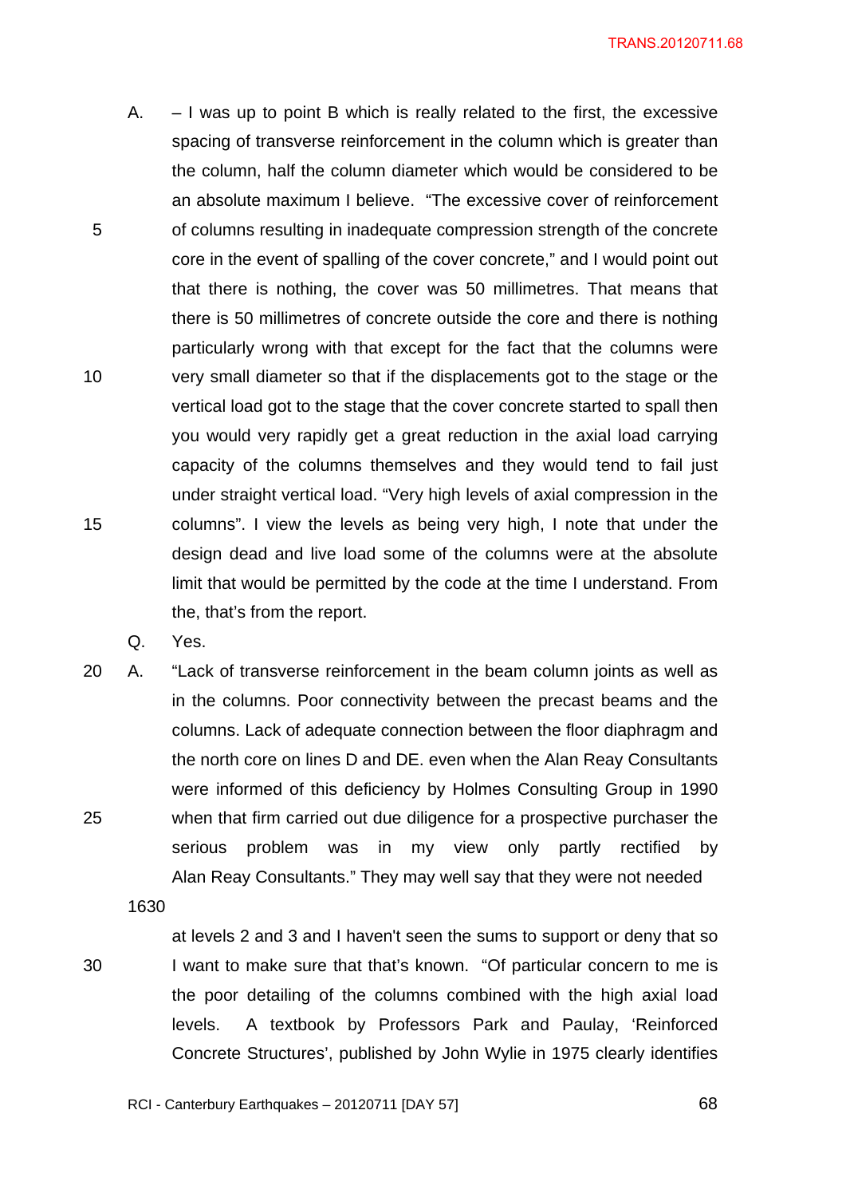A. – I was up to point B which is really related to the first, the excessive spacing of transverse reinforcement in the column which is greater than the column, half the column diameter which would be considered to be an absolute maximum I believe. "The excessive cover of reinforcement of columns resulting in inadequate compression strength of the concrete core in the event of spalling of the cover concrete," and I would point out that there is nothing, the cover was 50 millimetres. That means that there is 50 millimetres of concrete outside the core and there is nothing particularly wrong with that except for the fact that the columns were very small diameter so that if the displacements got to the stage or the vertical load got to the stage that the cover concrete started to spall then you would very rapidly get a great reduction in the axial load carrying capacity of the columns themselves and they would tend to fail just under straight vertical load. "Very high levels of axial compression in the columns". I view the levels as being very high, I note that under the design dead and live load some of the columns were at the absolute limit that would be permitted by the code at the time I understand. From the, that's from the report.

Q. Yes.

A. "Lack of transverse reinforcement in the beam column joints as well as in the columns. Poor connectivity between the precast beams and the columns. Lack of adequate connection between the floor diaphragm and the north core on lines D and DE. even when the Alan Reay Consultants were informed of this deficiency by Holmes Consulting Group in 1990 when that firm carried out due diligence for a prospective purchaser the serious problem was in my view only partly rectified by Alan Reay Consultants." They may well say that they were not needed

1630

at levels 2 and 3 and I haven't seen the sums to support or deny that so I want to make sure that that's known. "Of particular concern to me is the poor detailing of the columns combined with the high axial load levels. A textbook by Professors Park and Paulay, 'Reinforced Concrete Structures', published by John Wylie in 1975 clearly identifies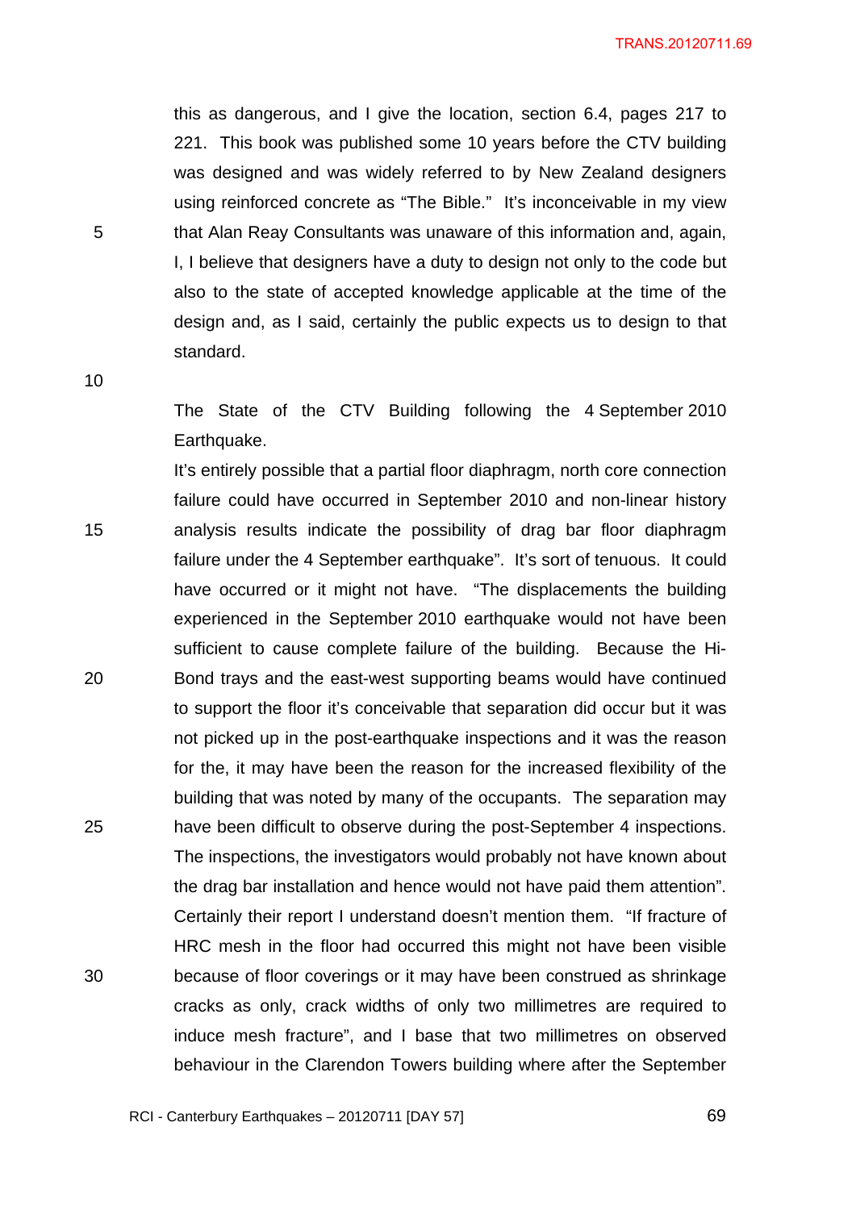this as dangerous, and I give the location, section 6.4, pages 217 to 221. This book was published some 10 years before the CTV building was designed and was widely referred to by New Zealand designers using reinforced concrete as "The Bible." It's inconceivable in my view that Alan Reay Consultants was unaware of this information and, again, I, I believe that designers have a duty to design not only to the code but also to the state of accepted knowledge applicable at the time of the design and, as I said, certainly the public expects us to design to that standard.

The State of the CTV Building following the 4 September 2010 Earthquake.

It's entirely possible that a partial floor diaphragm, north core connection failure could have occurred in September 2010 and non-linear history analysis results indicate the possibility of drag bar floor diaphragm failure under the 4 September earthquake". It's sort of tenuous. It could have occurred or it might not have. "The displacements the building experienced in the September 2010 earthquake would not have been sufficient to cause complete failure of the building. Because the Hi-Bond trays and the east-west supporting beams would have continued to support the floor it's conceivable that separation did occur but it was not picked up in the post-earthquake inspections and it was the reason for the, it may have been the reason for the increased flexibility of the building that was noted by many of the occupants. The separation may have been difficult to observe during the post-September 4 inspections. The inspections, the investigators would probably not have known about the drag bar installation and hence would not have paid them attention". Certainly their report I understand doesn't mention them. "If fracture of HRC mesh in the floor had occurred this might not have been visible because of floor coverings or it may have been construed as shrinkage cracks as only, crack widths of only two millimetres are required to induce mesh fracture", and I base that two millimetres on observed behaviour in the Clarendon Towers building where after the September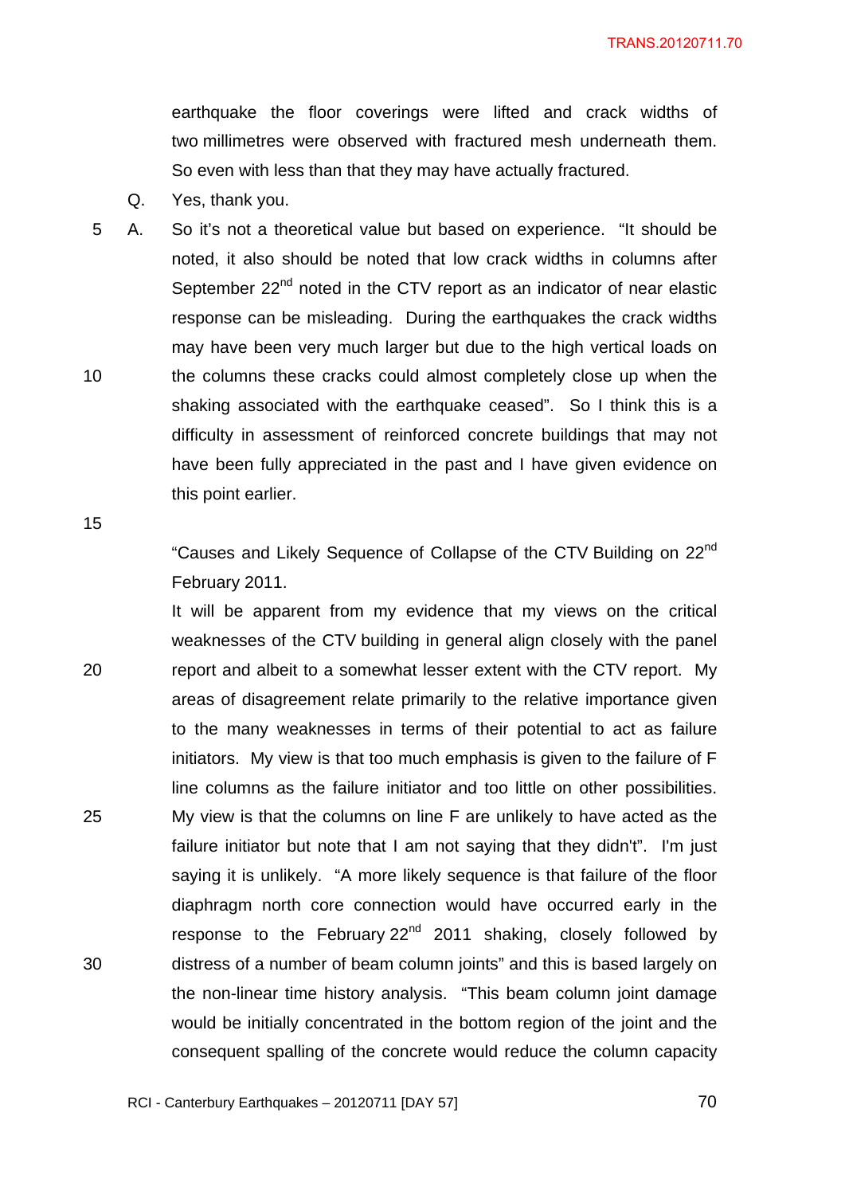earthquake the floor coverings were lifted and crack widths of two millimetres were observed with fractured mesh underneath them. So even with less than that they may have actually fractured.

Q. Yes, thank you.

A. So it's not a theoretical value but based on experience. "It should be noted, it also should be noted that low crack widths in columns after September 22nd noted in the CTV report as an indicator of near elastic response can be misleading. During the earthquakes the crack widths may have been very much larger but due to the high vertical loads on the columns these cracks could almost completely close up when the shaking associated with the earthquake ceased". So I think this is a difficulty in assessment of reinforced concrete buildings that may not have been fully appreciated in the past and I have given evidence on this point earlier.

"Causes and Likely Sequence of Collapse of the CTV Building on 22nd February 2011.

It will be apparent from my evidence that my views on the critical weaknesses of the CTV building in general align closely with the panel report and albeit to a somewhat lesser extent with the CTV report. My areas of disagreement relate primarily to the relative importance given to the many weaknesses in terms of their potential to act as failure initiators. My view is that too much emphasis is given to the failure of F line columns as the failure initiator and too little on other possibilities. My view is that the columns on line F are unlikely to have acted as the failure initiator but note that I am not saying that they didn't". I'm just saying it is unlikely. "A more likely sequence is that failure of the floor diaphragm north core connection would have occurred early in the response to the February 22nd 2011 shaking, closely followed by distress of a number of beam column joints" and this is based largely on the non-linear time history analysis. "This beam column joint damage would be initially concentrated in the bottom region of the joint and the consequent spalling of the concrete would reduce the column capacity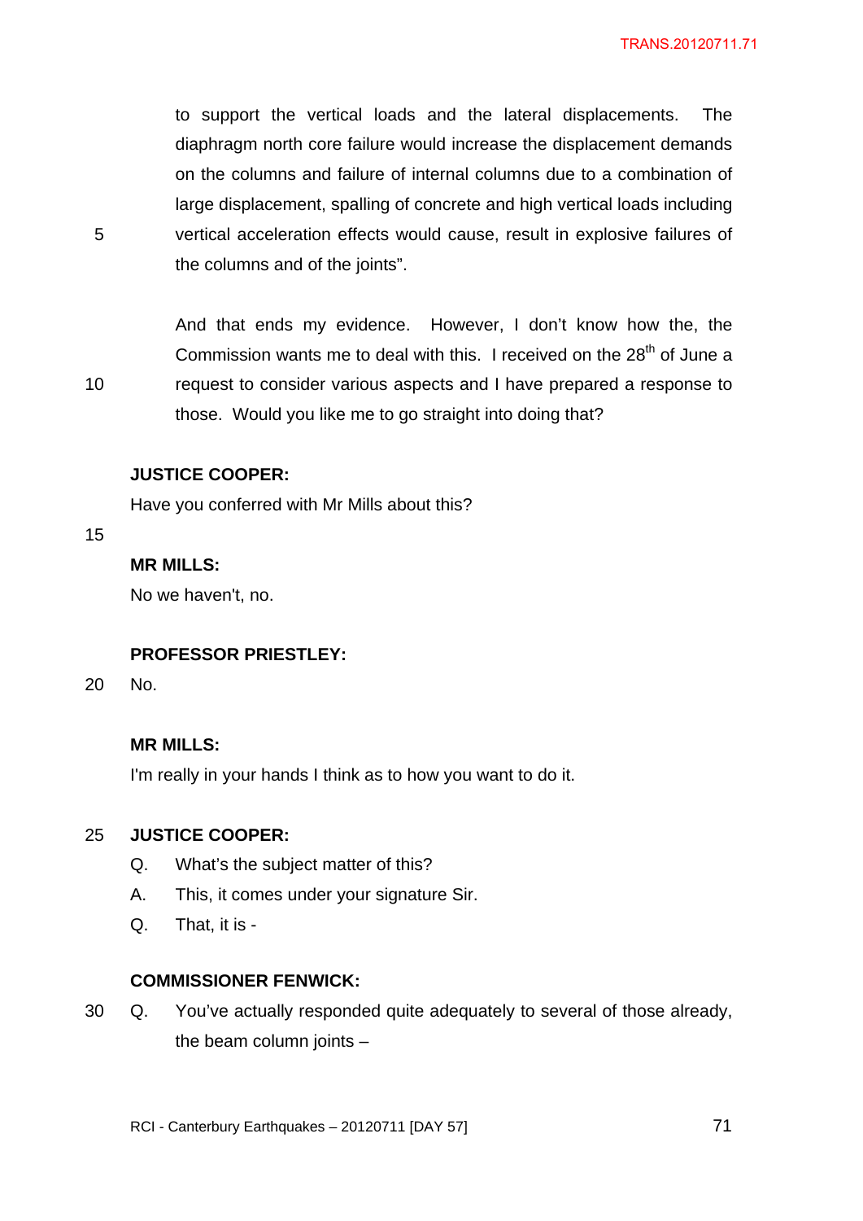to support the vertical loads and the lateral displacements. The diaphragm north core failure would increase the displacement demands on the columns and failure of internal columns due to a combination of large displacement, spalling of concrete and high vertical loads including vertical acceleration effects would cause, result in explosive failures of the columns and of the joints".

And that ends my evidence. However, I don't know how the, the Commission wants me to deal with this. I received on the 28th of June a request to consider various aspects and I have prepared a response to those. Would you like me to go straight into doing that?

**JUSTICE COOPER:**

Have you conferred with Mr Mills about this?

**MR MILLS:**

No we haven't, no.

**PROFESSOR PRIESTLEY:**

No.

**MR MILLS:**

I'm really in your hands I think as to how you want to do it.

**JUSTICE COOPER:**

Q. What's the subject matter of this?

A. This, it comes under your signature Sir.

Q. That, it is -

**COMMISSIONER FENWICK:**

Q. You've actually responded quite adequately to several of those already, the beam column joints –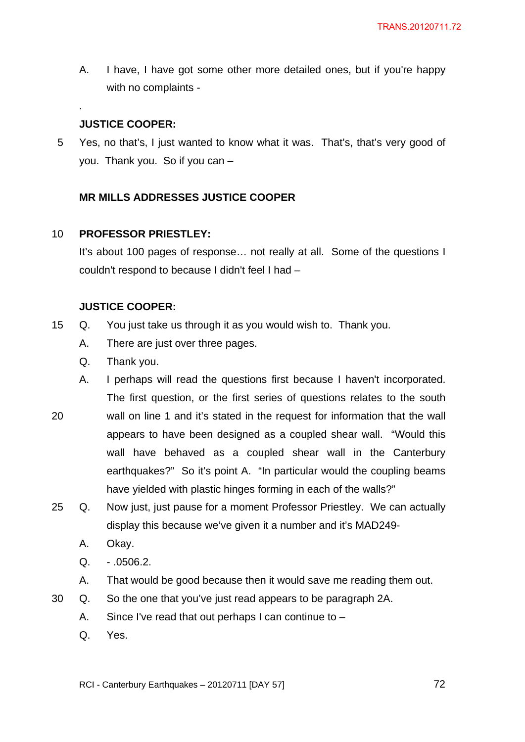A. I have, I have got some other more detailed ones, but if you're happy with no complaints -

.

**JUSTICE COOPER:**

Yes, no that's, I just wanted to know what it was. That's, that's very good of you. Thank you. So if you can –

**MR MILLS ADDRESSES JUSTICE COOPER**

**PROFESSOR PRIESTLEY:**

It's about 100 pages of response… not really at all. Some of the questions I couldn't respond to because I didn't feel I had –

**JUSTICE COOPER:**

Q. You just take us through it as you would wish to. Thank you.

A. There are just over three pages.

Q. Thank you.

A. I perhaps will read the questions first because I haven't incorporated. The first question, or the first series of questions relates to the south wall on line 1 and it's stated in the request for information that the wall appears to have been designed as a coupled shear wall. "Would this wall have behaved as a coupled shear wall in the Canterbury earthquakes?" So it's point A. "In particular would the coupling beams have yielded with plastic hinges forming in each of the walls?"

Q. Now just, just pause for a moment Professor Priestley. We can actually display this because we've given it a number and it's MAD249-

A. Okay.

Q. - .0506.2.

A. That would be good because then it would save me reading them out.

Q. So the one that you've just read appears to be paragraph 2A.

A. Since I've read that out perhaps I can continue to –

Q. Yes.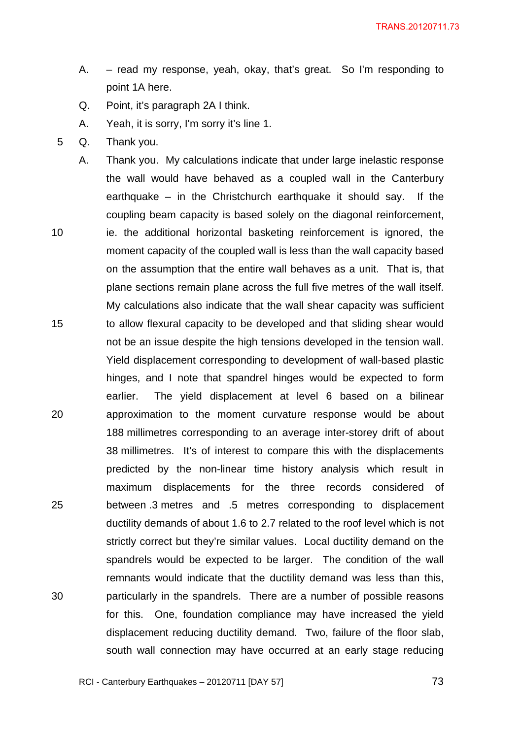A. – read my response, yeah, okay, that's great. So I'm responding to point 1A here.

Q. Point, it's paragraph 2A I think.

A. Yeah, it is sorry, I'm sorry it's line 1.

Q. Thank you.

A. Thank you. My calculations indicate that under large inelastic response the wall would have behaved as a coupled wall in the Canterbury earthquake – in the Christchurch earthquake it should say. If the coupling beam capacity is based solely on the diagonal reinforcement, ie. the additional horizontal basketing reinforcement is ignored, the moment capacity of the coupled wall is less than the wall capacity based on the assumption that the entire wall behaves as a unit. That is, that plane sections remain plane across the full five metres of the wall itself. My calculations also indicate that the wall shear capacity was sufficient to allow flexural capacity to be developed and that sliding shear would not be an issue despite the high tensions developed in the tension wall. Yield displacement corresponding to development of wall-based plastic hinges, and I note that spandrel hinges would be expected to form earlier. The yield displacement at level 6 based on a bilinear approximation to the moment curvature response would be about 188 millimetres corresponding to an average inter-storey drift of about 38 millimetres. It's of interest to compare this with the displacements predicted by the non-linear time history analysis which result in maximum displacements for the three records considered of between .3 metres and .5 metres corresponding to displacement ductility demands of about 1.6 to 2.7 related to the roof level which is not strictly correct but they're similar values. Local ductility demand on the spandrels would be expected to be larger. The condition of the wall remnants would indicate that the ductility demand was less than this, particularly in the spandrels. There are a number of possible reasons for this. One, foundation compliance may have increased the yield displacement reducing ductility demand. Two, failure of the floor slab, south wall connection may have occurred at an early stage reducing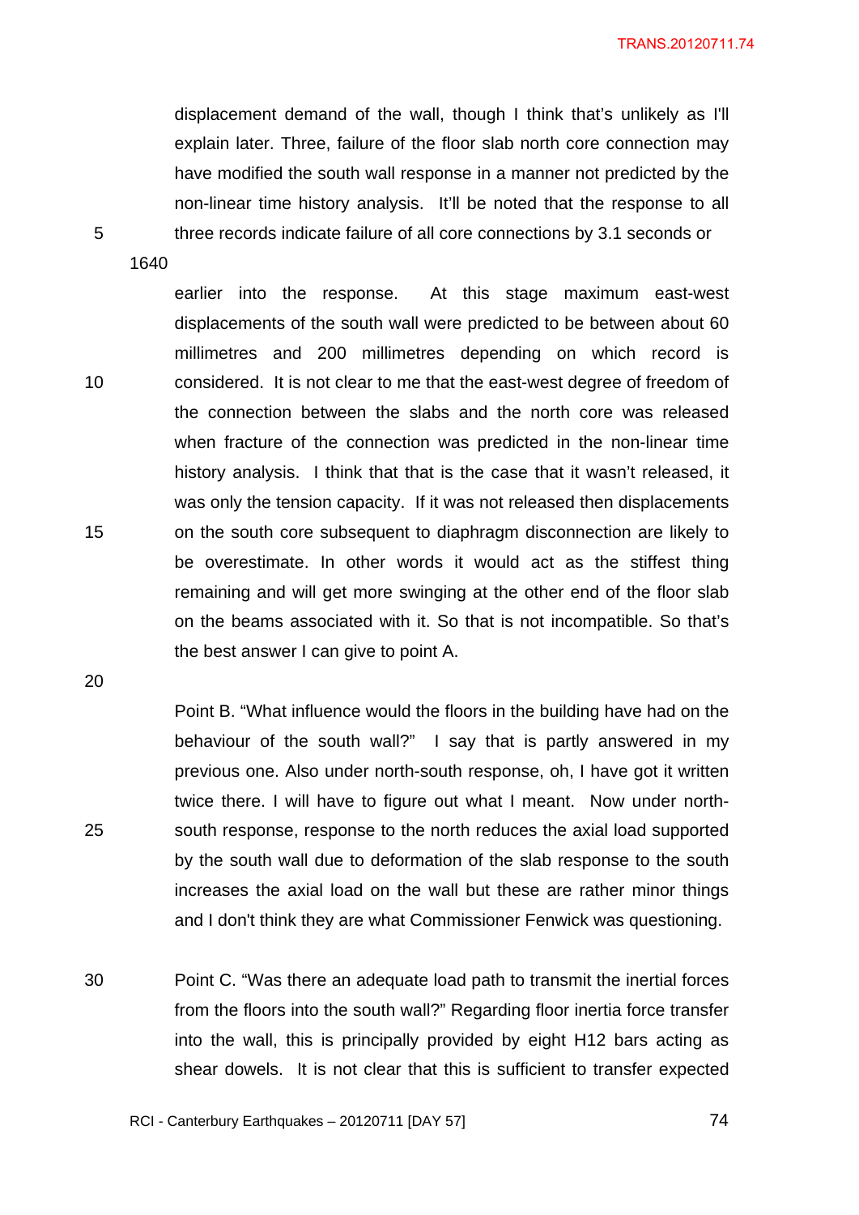displacement demand of the wall, though I think that's unlikely as I'll explain later. Three, failure of the floor slab north core connection may have modified the south wall response in a manner not predicted by the non-linear time history analysis. It'll be noted that the response to all three records indicate failure of all core connections by 3.1 seconds or

1640

earlier into the response. At this stage maximum east-west displacements of the south wall were predicted to be between about 60 millimetres and 200 millimetres depending on which record is considered. It is not clear to me that the east-west degree of freedom of the connection between the slabs and the north core was released when fracture of the connection was predicted in the non-linear time history analysis. I think that that is the case that it wasn't released, it was only the tension capacity. If it was not released then displacements on the south core subsequent to diaphragm disconnection are likely to be overestimate. In other words it would act as the stiffest thing remaining and will get more swinging at the other end of the floor slab on the beams associated with it. So that is not incompatible. So that's the best answer I can give to point A.

Point B. "What influence would the floors in the building have had on the behaviour of the south wall?" I say that is partly answered in my previous one. Also under north-south response, oh, I have got it written twice there. I will have to figure out what I meant. Now under north-south response, response to the north reduces the axial load supported by the south wall due to deformation of the slab response to the south increases the axial load on the wall but these are rather minor things and I don't think they are what Commissioner Fenwick was questioning.

Point C. "Was there an adequate load path to transmit the inertial forces from the floors into the south wall?" Regarding floor inertia force transfer into the wall, this is principally provided by eight H12 bars acting as shear dowels. It is not clear that this is sufficient to transfer expected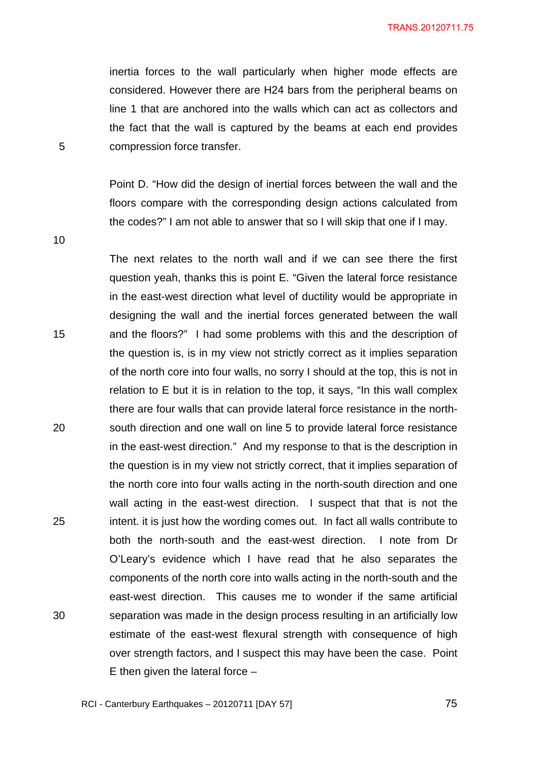inertia forces to the wall particularly when higher mode effects are considered. However there are H24 bars from the peripheral beams on line 1 that are anchored into the walls which can act as collectors and the fact that the wall is captured by the beams at each end provides compression force transfer.

Point D. "How did the design of inertial forces between the wall and the floors compare with the corresponding design actions calculated from the codes?" I am not able to answer that so I will skip that one if I may.

The next relates to the north wall and if we can see there the first question yeah, thanks this is point E. "Given the lateral force resistance in the east-west direction what level of ductility would be appropriate in designing the wall and the inertial forces generated between the wall and the floors?" I had some problems with this and the description of the question is, is in my view not strictly correct as it implies separation of the north core into four walls, no sorry I should at the top, this is not in relation to E but it is in relation to the top, it says, "In this wall complex there are four walls that can provide lateral force resistance in the north-south direction and one wall on line 5 to provide lateral force resistance in the east-west direction." And my response to that is the description in the question is in my view not strictly correct, that it implies separation of the north core into four walls acting in the north-south direction and one wall acting in the east-west direction. I suspect that that is not the intent. it is just how the wording comes out. In fact all walls contribute to both the north-south and the east-west direction. I note from Dr O'Leary's evidence which I have read that he also separates the components of the north core into walls acting in the north-south and the east-west direction. This causes me to wonder if the same artificial separation was made in the design process resulting in an artificially low estimate of the east-west flexural strength with consequence of high over strength factors, and I suspect this may have been the case. Point E then given the lateral force –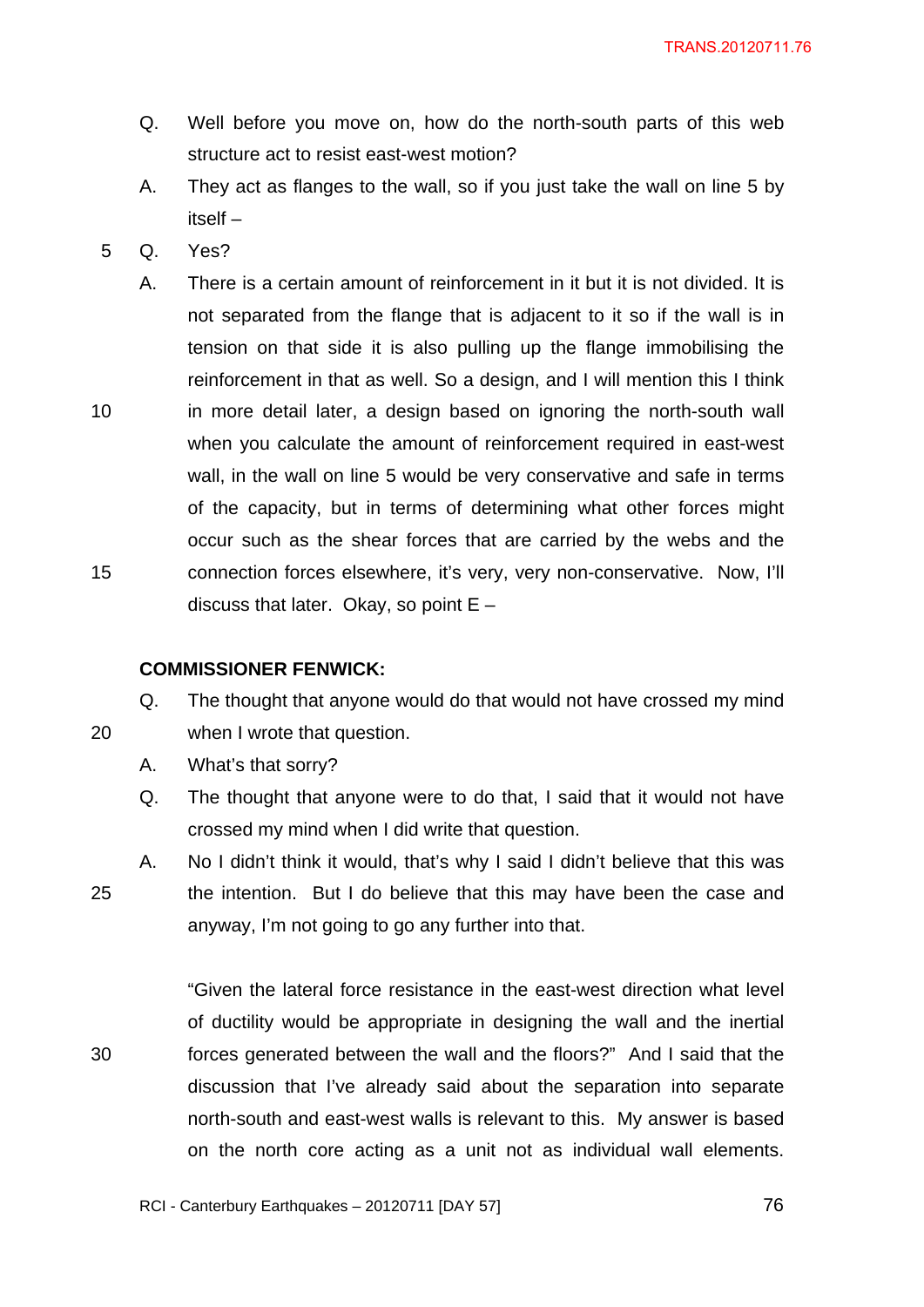Q. Well before you move on, how do the north-south parts of this web structure act to resist east-west motion?

A. They act as flanges to the wall, so if you just take the wall on line 5 by itself –

Q. Yes?

A. There is a certain amount of reinforcement in it but it is not divided. It is not separated from the flange that is adjacent to it so if the wall is in tension on that side it is also pulling up the flange immobilising the reinforcement in that as well. So a design, and I will mention this I think in more detail later, a design based on ignoring the north-south wall when you calculate the amount of reinforcement required in east-west wall, in the wall on line 5 would be very conservative and safe in terms of the capacity, but in terms of determining what other forces might occur such as the shear forces that are carried by the webs and the connection forces elsewhere, it's very, very non-conservative. Now, I'll discuss that later. Okay, so point E –

**COMMISSIONER FENWICK:**

Q. The thought that anyone would do that would not have crossed my mind when I wrote that question.

A. What's that sorry?

Q. The thought that anyone were to do that, I said that it would not have crossed my mind when I did write that question.

A. No I didn't think it would, that's why I said I didn't believe that this was the intention. But I do believe that this may have been the case and anyway, I'm not going to go any further into that.

"Given the lateral force resistance in the east-west direction what level of ductility would be appropriate in designing the wall and the inertial forces generated between the wall and the floors?" And I said that the discussion that I've already said about the separation into separate north-south and east-west walls is relevant to this. My answer is based on the north core acting as a unit not as individual wall elements.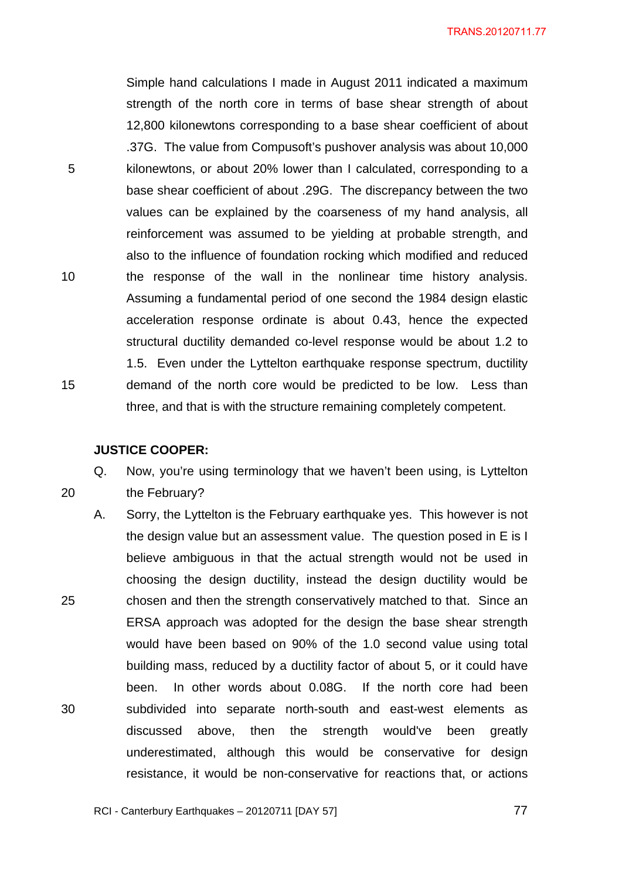Simple hand calculations I made in August 2011 indicated a maximum strength of the north core in terms of base shear strength of about 12,800 kilonewtons corresponding to a base shear coefficient of about .37G. The value from Compusoft's pushover analysis was about 10,000 kilonewtons, or about 20% lower than I calculated, corresponding to a base shear coefficient of about .29G. The discrepancy between the two values can be explained by the coarseness of my hand analysis, all reinforcement was assumed to be yielding at probable strength, and also to the influence of foundation rocking which modified and reduced the response of the wall in the nonlinear time history analysis. Assuming a fundamental period of one second the 1984 design elastic acceleration response ordinate is about 0.43, hence the expected structural ductility demanded co-level response would be about 1.2 to 1.5. Even under the Lyttelton earthquake response spectrum, ductility demand of the north core would be predicted to be low. Less than three, and that is with the structure remaining completely competent.

**JUSTICE COOPER:**

Q. Now, you're using terminology that we haven't been using, is Lyttelton the February?

A. Sorry, the Lyttelton is the February earthquake yes. This however is not the design value but an assessment value. The question posed in E is I believe ambiguous in that the actual strength would not be used in choosing the design ductility, instead the design ductility would be chosen and then the strength conservatively matched to that. Since an ERSA approach was adopted for the design the base shear strength would have been based on 90% of the 1.0 second value using total building mass, reduced by a ductility factor of about 5, or it could have been. In other words about 0.08G. If the north core had been subdivided into separate north-south and east-west elements as discussed above, then the strength would've been greatly underestimated, although this would be conservative for design resistance, it would be non-conservative for reactions that, or actions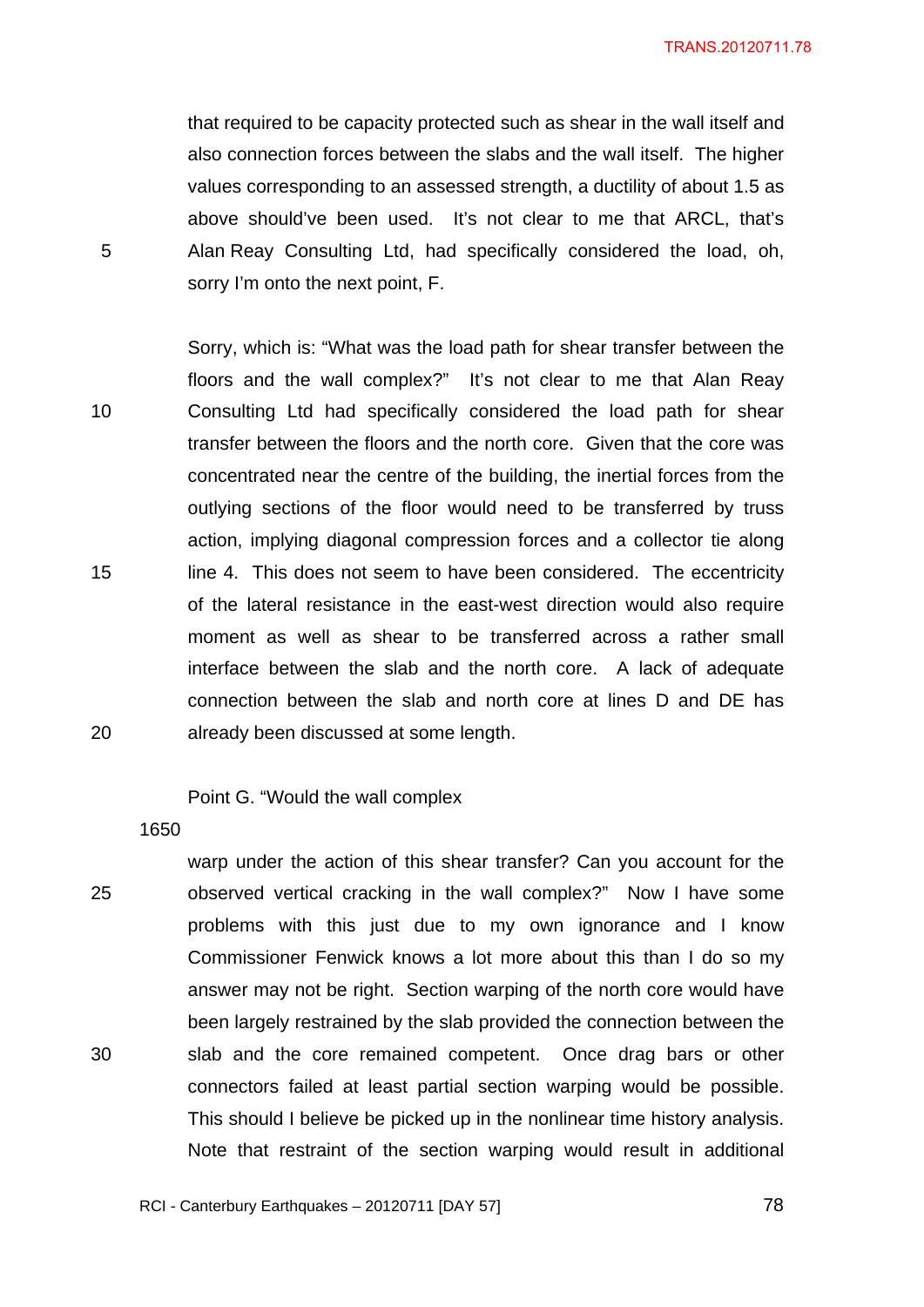that required to be capacity protected such as shear in the wall itself and also connection forces between the slabs and the wall itself. The higher values corresponding to an assessed strength, a ductility of about 1.5 as above should've been used. It's not clear to me that ARCL, that's Alan Reay Consulting Ltd, had specifically considered the load, oh, sorry I'm onto the next point, F.

Sorry, which is: "What was the load path for shear transfer between the floors and the wall complex?" It's not clear to me that Alan Reay Consulting Ltd had specifically considered the load path for shear transfer between the floors and the north core. Given that the core was concentrated near the centre of the building, the inertial forces from the outlying sections of the floor would need to be transferred by truss action, implying diagonal compression forces and a collector tie along line 4. This does not seem to have been considered. The eccentricity of the lateral resistance in the east-west direction would also require moment as well as shear to be transferred across a rather small interface between the slab and the north core. A lack of adequate connection between the slab and north core at lines D and DE has already been discussed at some length.

Point G. "Would the wall complex

1650

warp under the action of this shear transfer? Can you account for the observed vertical cracking in the wall complex?" Now I have some problems with this just due to my own ignorance and I know Commissioner Fenwick knows a lot more about this than I do so my answer may not be right. Section warping of the north core would have been largely restrained by the slab provided the connection between the slab and the core remained competent. Once drag bars or other connectors failed at least partial section warping would be possible. This should I believe be picked up in the nonlinear time history analysis. Note that restraint of the section warping would result in additional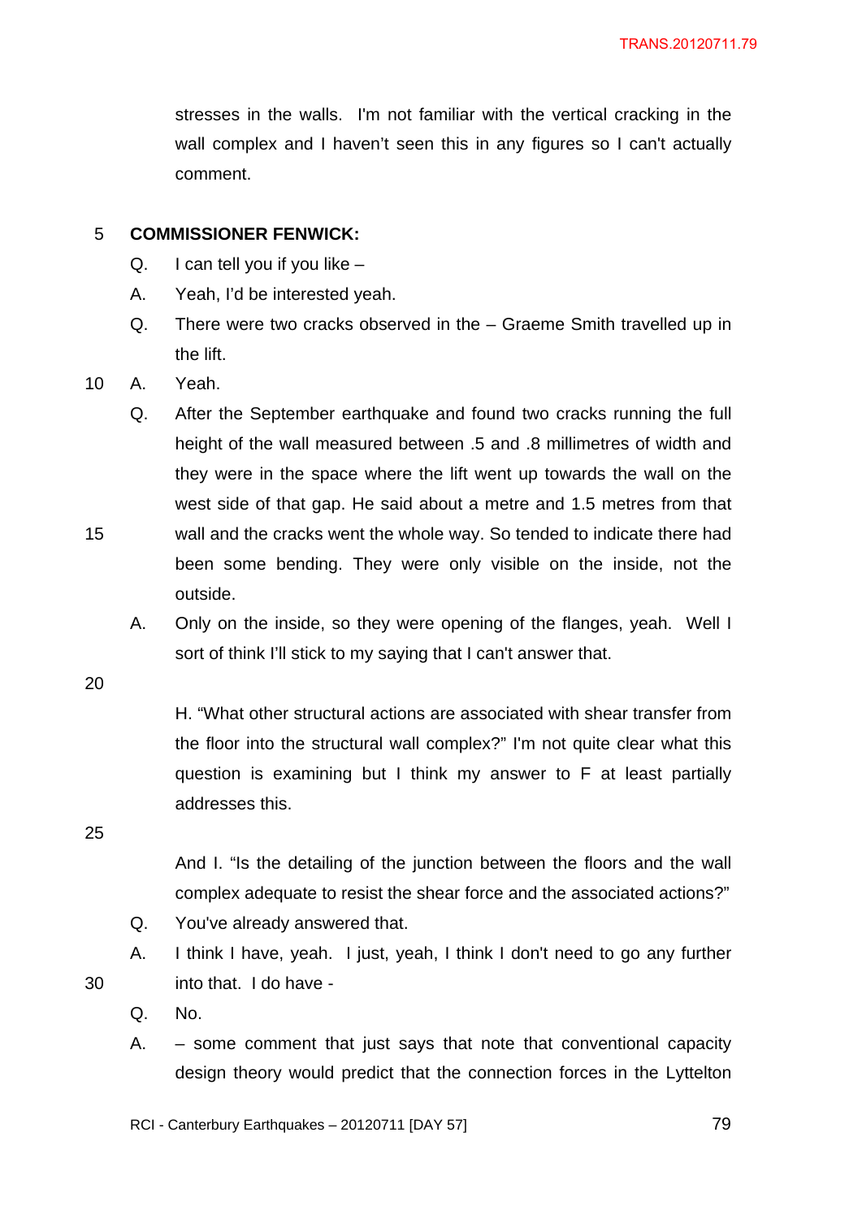stresses in the walls. I'm not familiar with the vertical cracking in the wall complex and I haven't seen this in any figures so I can't actually comment.

**COMMISSIONER FENWICK:**

Q. I can tell you if you like –

A. Yeah, I'd be interested yeah.

Q. There were two cracks observed in the – Graeme Smith travelled up in the lift.

A. Yeah.

Q. After the September earthquake and found two cracks running the full height of the wall measured between .5 and .8 millimetres of width and they were in the space where the lift went up towards the wall on the west side of that gap. He said about a metre and 1.5 metres from that wall and the cracks went the whole way. So tended to indicate there had been some bending. They were only visible on the inside, not the outside.

A. Only on the inside, so they were opening of the flanges, yeah. Well I sort of think I'll stick to my saying that I can't answer that.

H. "What other structural actions are associated with shear transfer from the floor into the structural wall complex?" I'm not quite clear what this question is examining but I think my answer to F at least partially addresses this.

And I. "Is the detailing of the junction between the floors and the wall complex adequate to resist the shear force and the associated actions?"

Q. You've already answered that.

A. I think I have, yeah. I just, yeah, I think I don't need to go any further into that. I do have -

Q. No.

A. – some comment that just says that note that conventional capacity design theory would predict that the connection forces in the Lyttelton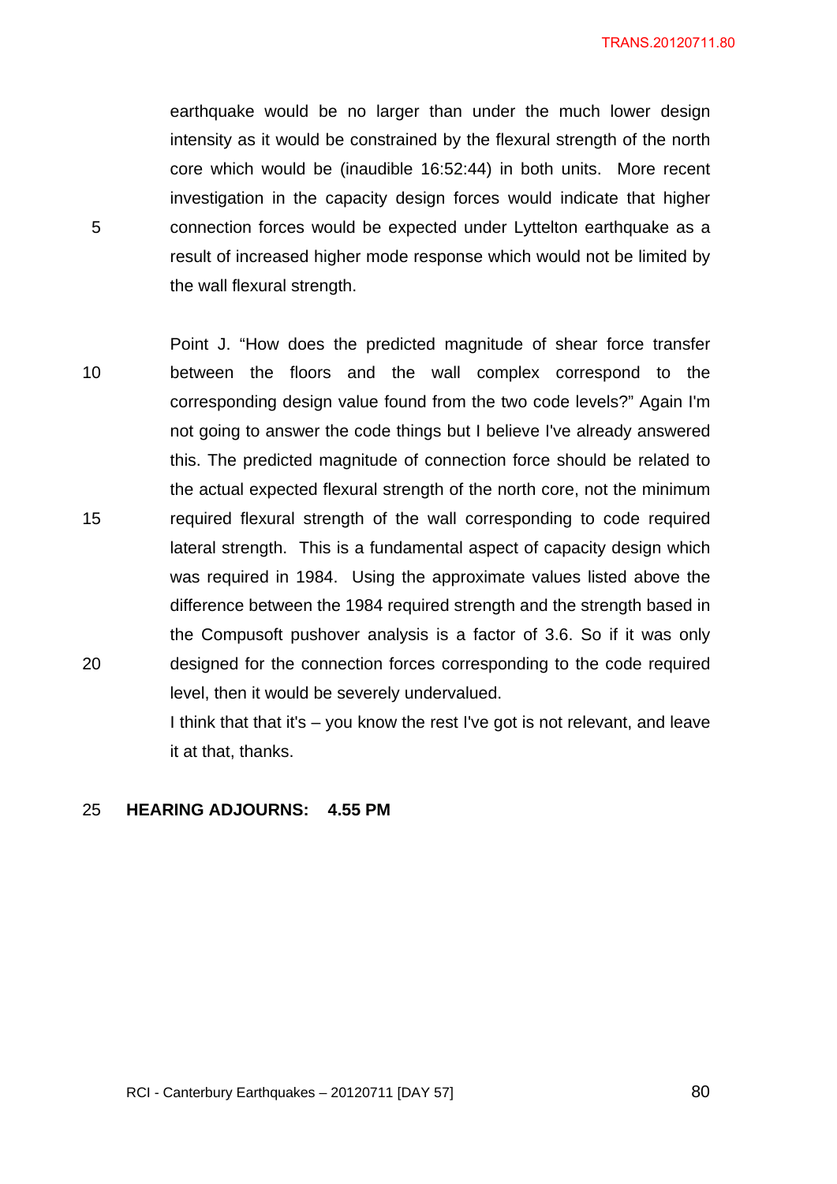earthquake would be no larger than under the much lower design intensity as it would be constrained by the flexural strength of the north core which would be (inaudible 16:52:44) in both units. More recent investigation in the capacity design forces would indicate that higher connection forces would be expected under Lyttelton earthquake as a result of increased higher mode response which would not be limited by the wall flexural strength.

Point J. "How does the predicted magnitude of shear force transfer between the floors and the wall complex correspond to the corresponding design value found from the two code levels?" Again I'm not going to answer the code things but I believe I've already answered this. The predicted magnitude of connection force should be related to the actual expected flexural strength of the north core, not the minimum required flexural strength of the wall corresponding to code required lateral strength. This is a fundamental aspect of capacity design which was required in 1984. Using the approximate values listed above the difference between the 1984 required strength and the strength based in the Compusoft pushover analysis is a factor of 3.6. So if it was only designed for the connection forces corresponding to the code required level, then it would be severely undervalued.

I think that that it's – you know the rest I've got is not relevant, and leave it at that, thanks.

**HEARING ADJOURNS: 4.55 PM**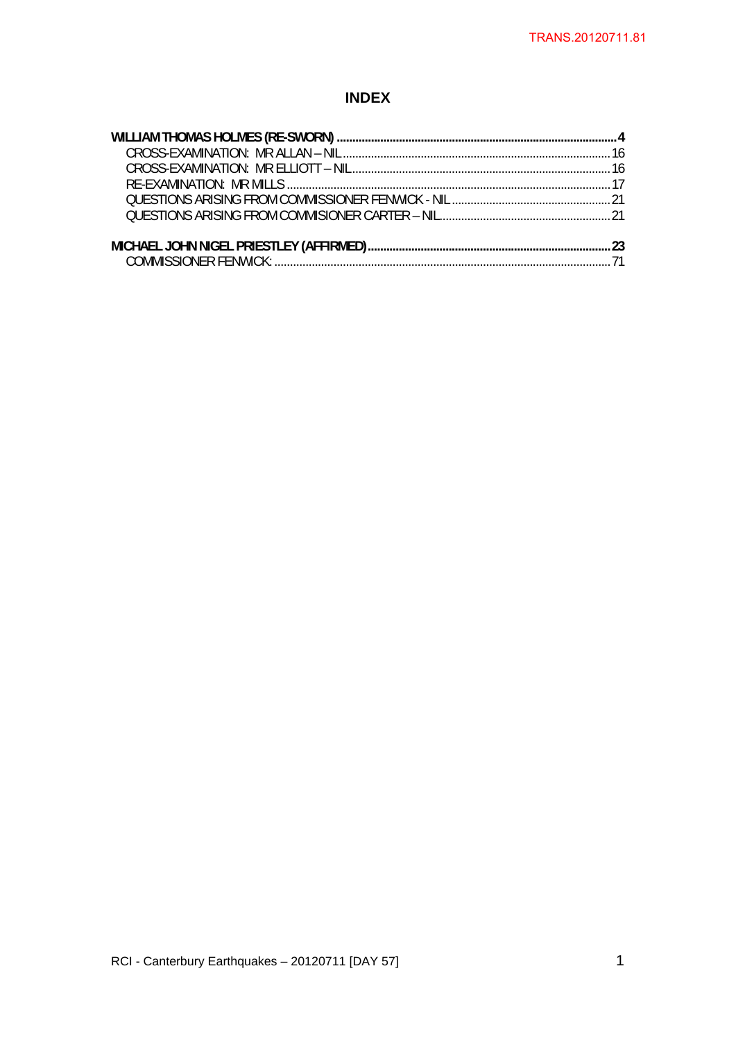# INDEX

**WILLIAM THOMAS HOLMES (RE-SWORN)** ........................................................................................**4**
CROSS-EXAMINATION: MR ALLAN – NIL ........................................................................................16
CROSS-EXAMINATION: MR ELLIOTT – NIL ......................................................................................16
RE-EXAMINATION: MR MILLS ..........................................................................................................17
QUESTIONS ARISING FROM COMMISSIONER FENWICK - NIL ....................................................21
QUESTIONS ARISING FROM COMMISIONER CARTER – NIL .......................................................21

**MICHAEL JOHN NIGEL PRIESTLEY (AFFIRMED)** ...........................................................................**23**
COMMISSIONER FENWICK: ...............................................................................................................71